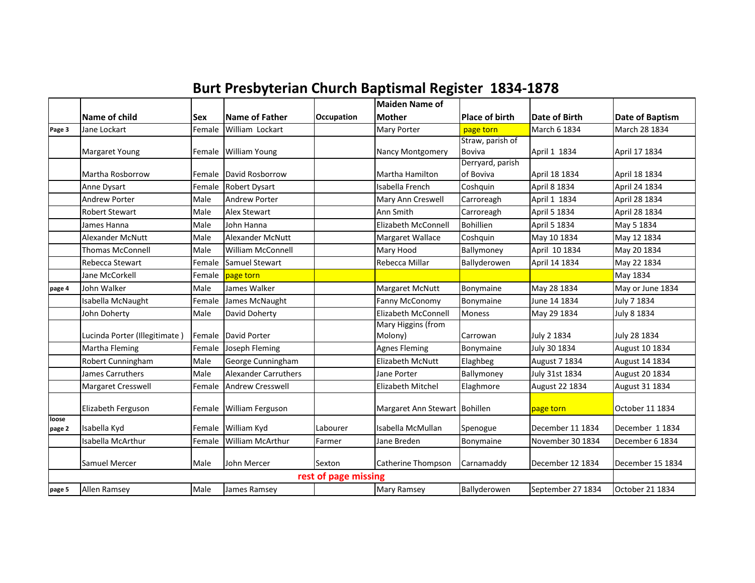# Burt Presbyterian Church Baptismal Register 1834-1878

| | Name of child | Sex | Name of Father | Occupation | Maiden Name of Mother | Place of birth | Date of Birth | Date of Baptism |
|---|---|---|---|---|---|---|---|---|
| Page 3 | Jane Lockart | Female | William Lockart | | Mary Porter | page torn | March 6 1834 | March 28 1834 |
| | Margaret Young | Female | William Young | | Nancy Montgomery | Straw, parish of Boviva | April 1 1834 | April 17 1834 |
| | Martha Rosborrow | Female | David Rosborrow | | Martha Hamilton | Derryard, parish of Boviva | April 18 1834 | April 18 1834 |
| | Anne Dysart | Female | Robert Dysart | | Isabella French | Coshquin | April 8 1834 | April 24 1834 |
| | Andrew Porter | Male | Andrew Porter | | Mary Ann Creswell | Carroreagh | April 1 1834 | April 28 1834 |
| | Robert Stewart | Male | Alex Stewart | | Ann Smith | Carroreagh | April 5 1834 | April 28 1834 |
| | James Hanna | Male | John Hanna | | Elizabeth McConnell | Bohillien | April 5 1834 | May 5 1834 |
| | Alexander McNutt | Male | Alexander McNutt | | Margaret Wallace | Coshquin | May 10 1834 | May 12 1834 |
| | Thomas McConnell | Male | William McConnell | | Mary Hood | Ballymoney | April 10 1834 | May 20 1834 |
| | Rebecca Stewart | Female | Samuel Stewart | | Rebecca Millar | Ballyderowen | April 14 1834 | May 22 1834 |
| | Jane McCorkell | Female | page torn | | | | | May 1834 |
| page 4 | John Walker | Male | James Walker | | Margaret McNutt | Bonymaine | May 28 1834 | May or June 1834 |
| | Isabella McNaught | Female | James McNaught | | Fanny McConomy | Bonymaine | June 14 1834 | July 7 1834 |
| | John Doherty | Male | David Doherty | | Elizabeth McConnell | Moness | May 29 1834 | July 8 1834 |
| | Lucinda Porter (Illegitimate ) | Female | David Porter | | Mary Higgins (from Molony) | Carrowan | July 2 1834 | July 28 1834 |
| | Martha Fleming | Female | Joseph Fleming | | Agnes Fleming | Bonymaine | July 30 1834 | August 10 1834 |
| | Robert Cunningham | Male | George Cunningham | | Elizabeth McNutt | Elaghbeg | August 7 1834 | August 14 1834 |
| | James Carruthers | Male | Alexander Carruthers | | Jane Porter | Ballymoney | July 31st 1834 | August 20 1834 |
| | Margaret Cresswell | Female | Andrew Cresswell | | Elizabeth Mitchel | Elaghmore | August 22 1834 | August 31 1834 |
| | Elizabeth Ferguson | Female | William Ferguson | | Margaret Ann Stewart | Bohillen | page torn | October 11 1834 |
| loose page 2 | Isabella Kyd | Female | William Kyd | Labourer | Isabella McMullan | Spenogue | December 11 1834 | December 1 1834 |
| | Isabella McArthur | Female | William McArthur | Farmer | Jane Breden | Bonymaine | November 30 1834 | December 6 1834 |
| | Samuel Mercer | Male | John Mercer | Sexton | Catherine Thompson | Carnamaddy | December 12 1834 | December 15 1834 |
| | | | | rest of page missing | | | | |
| page 5 | Allen Ramsey | Male | James Ramsey | | Mary Ramsey | Ballyderowen | September 27 1834 | October 21 1834 |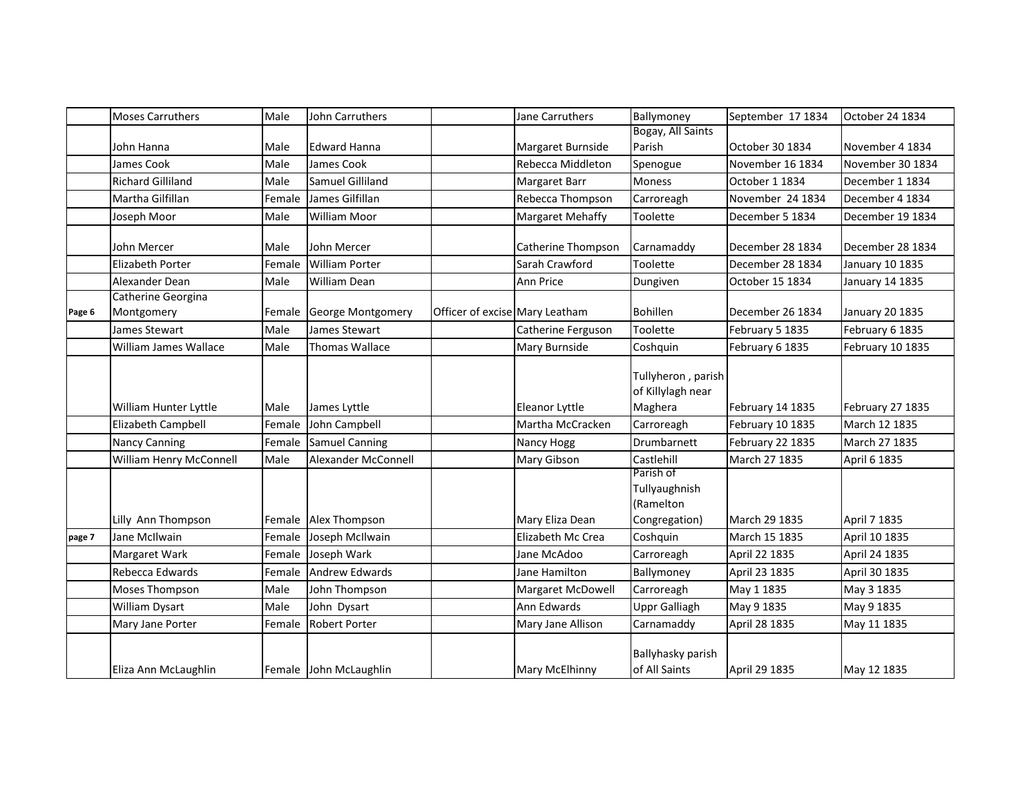| | | | | | | | | |
|---|---|---|---|---|---|---|---|---|
| | Moses Carruthers | Male | John Carruthers | | Jane Carruthers | Ballymoney | September 17 1834 | October 24 1834 |
| | John Hanna | Male | Edward Hanna | | Margaret Burnside | Bogay, All Saints Parish | October 30 1834 | November 4 1834 |
| | James Cook | Male | James Cook | | Rebecca Middleton | Spenogue | November 16 1834 | November 30 1834 |
| | Richard Gilliland | Male | Samuel Gilliland | | Margaret Barr | Moness | October 1 1834 | December 1 1834 |
| | Martha Gilfillan | Female | James Gilfillan | | Rebecca Thompson | Carroreagh | November 24 1834 | December 4 1834 |
| | Joseph Moor | Male | William Moor | | Margaret Mehaffy | Toolette | December 5 1834 | December 19 1834 |
| | John Mercer | Male | John Mercer | | Catherine Thompson | Carnamaddy | December 28 1834 | December 28 1834 |
| | Elizabeth Porter | Female | William Porter | | Sarah Crawford | Toolette | December 28 1834 | January 10 1835 |
| | Alexander Dean | Male | William Dean | | Ann Price | Dungiven | October 15 1834 | January 14 1835 |
| Page 6 | Catherine Georgina Montgomery | Female | George Montgomery | Officer of excise | Mary Leatham | Bohillen | December 26 1834 | January 20 1835 |
| | James Stewart | Male | James Stewart | | Catherine Ferguson | Toolette | February 5 1835 | February 6 1835 |
| | William James Wallace | Male | Thomas Wallace | | Mary Burnside | Coshquin | February 6 1835 | February 10 1835 |
| | William Hunter Lyttle | Male | James Lyttle | | Eleanor Lyttle | Tullyheron , parish of Killylagh near Maghera | February 14 1835 | February 27 1835 |
| | Elizabeth Campbell | Female | John Campbell | | Martha McCracken | Carroreagh | February 10 1835 | March 12 1835 |
| | Nancy Canning | Female | Samuel Canning | | Nancy Hogg | Drumbarnett | February 22 1835 | March 27 1835 |
| | William Henry McConnell | Male | Alexander McConnell | | Mary Gibson | Castlehill | March 27 1835 | April 6 1835 |
| | Lilly Ann Thompson | Female | Alex Thompson | | Mary Eliza Dean | Parish of Tullyaughnish (Ramelton Congregation) | March 29 1835 | April 7 1835 |
| page 7 | Jane McIlwain | Female | Joseph McIlwain | | Elizabeth Mc Crea | Coshquin | March 15 1835 | April 10 1835 |
| | Margaret Wark | Female | Joseph Wark | | Jane McAdoo | Carroreagh | April 22 1835 | April 24 1835 |
| | Rebecca Edwards | Female | Andrew Edwards | | Jane Hamilton | Ballymoney | April 23 1835 | April 30 1835 |
| | Moses Thompson | Male | John Thompson | | Margaret McDowell | Carroreagh | May 1 1835 | May 3 1835 |
| | William Dysart | Male | John Dysart | | Ann Edwards | Uppr Galliagh | May 9 1835 | May 9 1835 |
| | Mary Jane Porter | Female | Robert Porter | | Mary Jane Allison | Carnamaddy | April 28 1835 | May 11 1835 |
| | Eliza Ann McLaughlin | Female | John McLaughlin | | Mary McElhinny | Ballyhasky parish of All Saints | April 29 1835 | May 12 1835 |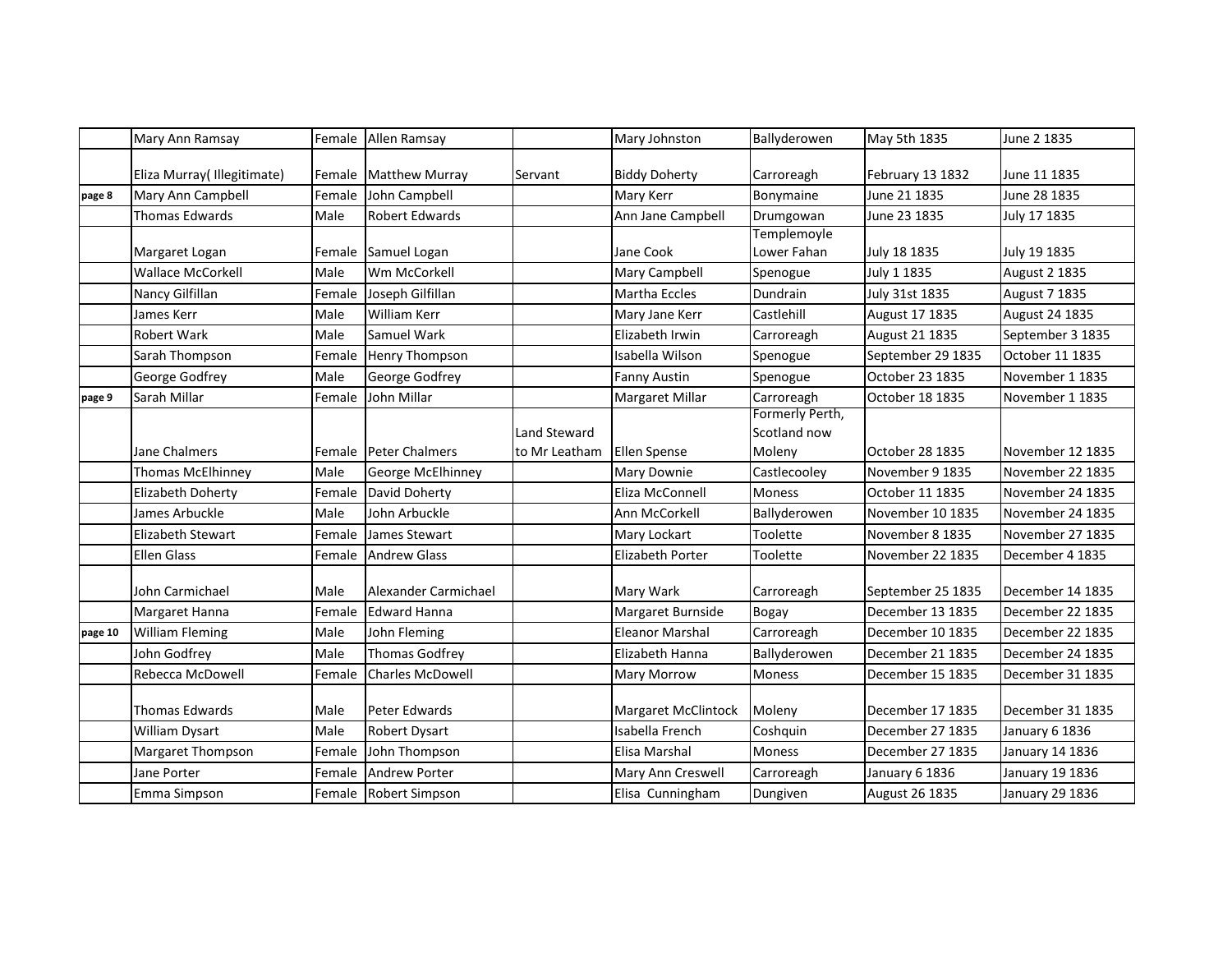| | | | | | | | | |
|---|---|---|---|---|---|---|---|---|
| | Mary Ann Ramsay | Female | Allen Ramsay | | Mary Johnston | Ballyderowen | May 5th 1835 | June 2 1835 |
| | Eliza Murray( Illegitimate) | Female | Matthew Murray | Servant | Biddy Doherty | Carroreagh | February 13 1832 | June 11 1835 |
| page 8 | Mary Ann Campbell | Female | John Campbell | | Mary Kerr | Bonymaine | June 21 1835 | June 28 1835 |
| | Thomas Edwards | Male | Robert Edwards | | Ann Jane Campbell | Drumgowan | June 23 1835 | July 17 1835 |
| | Margaret Logan | Female | Samuel Logan | | Jane Cook | Templemoyle Lower Fahan | July 18 1835 | July 19 1835 |
| | Wallace McCorkell | Male | Wm McCorkell | | Mary Campbell | Spenogue | July 1 1835 | August 2 1835 |
| | Nancy Gilfillan | Female | Joseph Gilfillan | | Martha Eccles | Dundrain | July 31st 1835 | August 7 1835 |
| | James Kerr | Male | William Kerr | | Mary Jane Kerr | Castlehill | August 17 1835 | August 24 1835 |
| | Robert Wark | Male | Samuel Wark | | Elizabeth Irwin | Carroreagh | August 21 1835 | September 3 1835 |
| | Sarah Thompson | Female | Henry Thompson | | Isabella Wilson | Spenogue | September 29 1835 | October 11 1835 |
| | George Godfrey | Male | George Godfrey | | Fanny Austin | Spenogue | October 23 1835 | November 1 1835 |
| page 9 | Sarah Millar | Female | John Millar | | Margaret Millar | Carroreagh | October 18 1835 | November 1 1835 |
| | Jane Chalmers | Female | Peter Chalmers | Land Steward to Mr Leatham | Ellen Spense | Formerly Perth, Scotland now Moleny | October 28 1835 | November 12 1835 |
| | Thomas McElhinney | Male | George McElhinney | | Mary Downie | Castlecooley | November 9 1835 | November 22 1835 |
| | Elizabeth Doherty | Female | David Doherty | | Eliza McConnell | Moness | October 11 1835 | November 24 1835 |
| | James Arbuckle | Male | John Arbuckle | | Ann McCorkell | Ballyderowen | November 10 1835 | November 24 1835 |
| | Elizabeth Stewart | Female | James Stewart | | Mary Lockart | Toolette | November 8 1835 | November 27 1835 |
| | Ellen Glass | Female | Andrew Glass | | Elizabeth Porter | Toolette | November 22 1835 | December 4 1835 |
| | John Carmichael | Male | Alexander Carmichael | | Mary Wark | Carroreagh | September 25 1835 | December 14 1835 |
| | Margaret Hanna | Female | Edward Hanna | | Margaret Burnside | Bogay | December 13 1835 | December 22 1835 |
| page 10 | William Fleming | Male | John Fleming | | Eleanor Marshal | Carroreagh | December 10 1835 | December 22 1835 |
| | John Godfrey | Male | Thomas Godfrey | | Elizabeth Hanna | Ballyderowen | December 21 1835 | December 24 1835 |
| | Rebecca McDowell | Female | Charles McDowell | | Mary Morrow | Moness | December 15 1835 | December 31 1835 |
| | Thomas Edwards | Male | Peter Edwards | | Margaret McClintock | Moleny | December 17 1835 | December 31 1835 |
| | William Dysart | Male | Robert Dysart | | Isabella French | Coshquin | December 27 1835 | January 6 1836 |
| | Margaret Thompson | Female | John Thompson | | Elisa Marshal | Moness | December 27 1835 | January 14 1836 |
| | Jane Porter | Female | Andrew Porter | | Mary Ann Creswell | Carroreagh | January 6 1836 | January 19 1836 |
| | Emma Simpson | Female | Robert Simpson | | Elisa Cunningham | Dungiven | August 26 1835 | January 29 1836 |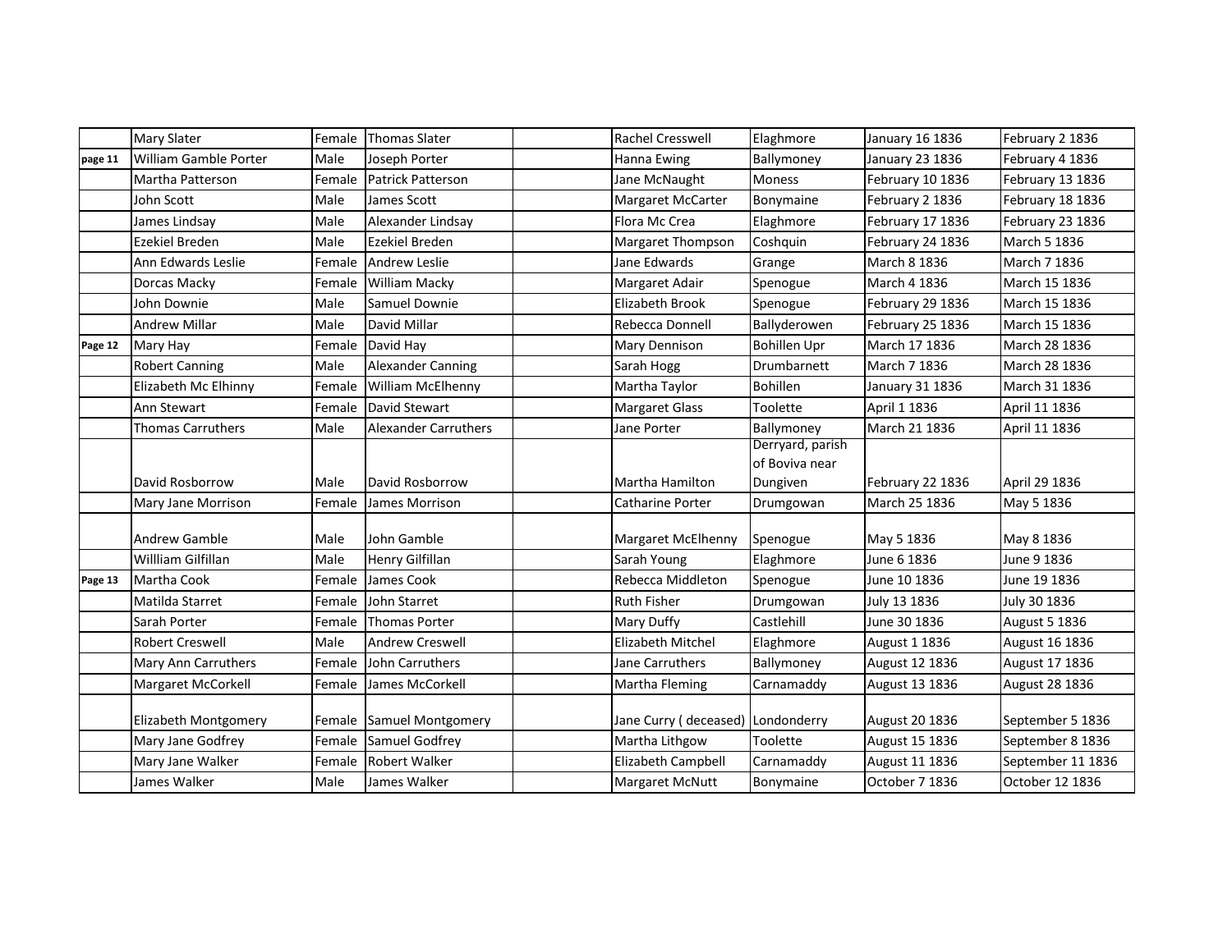| | | | | | | | | |
|---|---|---|---|---|---|---|---|---|
| | Mary Slater | Female | Thomas Slater | | Rachel Cresswell | Elaghmore | January 16 1836 | February 2 1836 |
| page 11 | William Gamble Porter | Male | Joseph Porter | | Hanna Ewing | Ballymoney | January 23 1836 | February 4 1836 |
| | Martha Patterson | Female | Patrick Patterson | | Jane McNaught | Moness | February 10 1836 | February 13 1836 |
| | John Scott | Male | James Scott | | Margaret McCarter | Bonymaine | February 2 1836 | February 18 1836 |
| | James Lindsay | Male | Alexander Lindsay | | Flora Mc Crea | Elaghmore | February 17 1836 | February 23 1836 |
| | Ezekiel Breden | Male | Ezekiel Breden | | Margaret Thompson | Coshquin | February 24 1836 | March 5 1836 |
| | Ann Edwards Leslie | Female | Andrew Leslie | | Jane Edwards | Grange | March 8 1836 | March 7 1836 |
| | Dorcas Macky | Female | William Macky | | Margaret Adair | Spenogue | March 4 1836 | March 15 1836 |
| | John Downie | Male | Samuel Downie | | Elizabeth Brook | Spenogue | February 29 1836 | March 15 1836 |
| | Andrew Millar | Male | David Millar | | Rebecca Donnell | Ballyderowen | February 25 1836 | March 15 1836 |
| Page 12 | Mary Hay | Female | David Hay | | Mary Dennison | Bohillen Upr | March 17 1836 | March 28 1836 |
| | Robert Canning | Male | Alexander Canning | | Sarah Hogg | Drumbarnett | March 7 1836 | March 28 1836 |
| | Elizabeth Mc Elhinny | Female | William McElhenny | | Martha Taylor | Bohillen | January 31 1836 | March 31 1836 |
| | Ann Stewart | Female | David Stewart | | Margaret Glass | Toolette | April 1 1836 | April 11 1836 |
| | Thomas Carruthers | Male | Alexander Carruthers | | Jane Porter | Ballymoney | March 21 1836 | April 11 1836 |
| | David Rosborrow | Male | David Rosborrow | | Martha Hamilton | Derryard, parish of Boviva near Dungiven | February 22 1836 | April 29 1836 |
| | Mary Jane Morrison | Female | James Morrison | | Catharine Porter | Drumgowan | March 25 1836 | May 5 1836 |
| | Andrew Gamble | Male | John Gamble | | Margaret McElhenny | Spenogue | May 5 1836 | May 8 1836 |
| | Willliam Gilfillan | Male | Henry Gilfillan | | Sarah Young | Elaghmore | June 6 1836 | June 9 1836 |
| Page 13 | Martha Cook | Female | James Cook | | Rebecca Middleton | Spenogue | June 10 1836 | June 19 1836 |
| | Matilda Starret | Female | John Starret | | Ruth Fisher | Drumgowan | July 13 1836 | July 30 1836 |
| | Sarah Porter | Female | Thomas Porter | | Mary Duffy | Castlehill | June 30 1836 | August 5 1836 |
| | Robert Creswell | Male | Andrew Creswell | | Elizabeth Mitchel | Elaghmore | August 1 1836 | August 16 1836 |
| | Mary Ann Carruthers | Female | John Carruthers | | Jane Carruthers | Ballymoney | August 12 1836 | August 17 1836 |
| | Margaret McCorkell | Female | James McCorkell | | Martha Fleming | Carnamaddy | August 13 1836 | August 28 1836 |
| | Elizabeth Montgomery | Female | Samuel Montgomery | | Jane Curry ( deceased) | Londonderry | August 20 1836 | September 5 1836 |
| | Mary Jane Godfrey | Female | Samuel Godfrey | | Martha Lithgow | Toolette | August 15 1836 | September 8 1836 |
| | Mary Jane Walker | Female | Robert Walker | | Elizabeth Campbell | Carnamaddy | August 11 1836 | September 11 1836 |
| | James Walker | Male | James Walker | | Margaret McNutt | Bonymaine | October 7 1836 | October 12 1836 |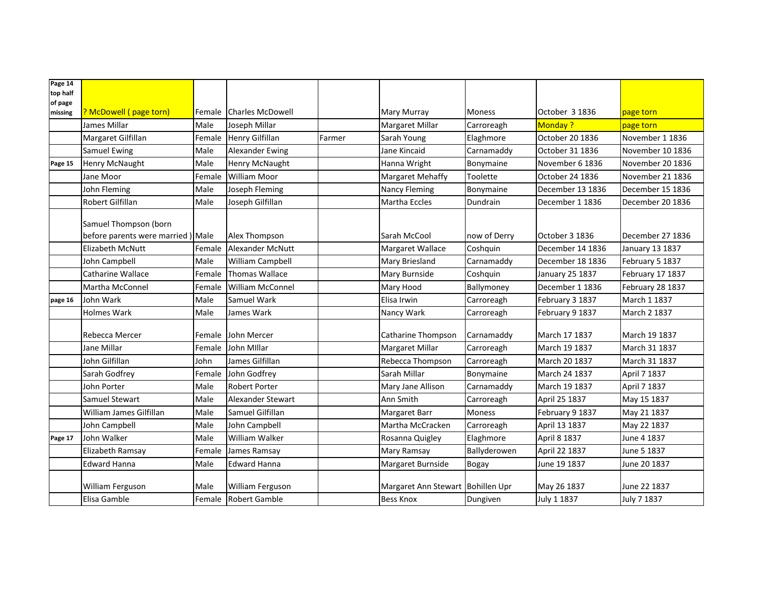| | | | | | | | | |
|---|---|---|---|---|---|---|---|---|
| Page 14 top half of page missing | ? McDowell ( page torn) | Female | Charles McDowell | | Mary Murray | Moness | October 3 1836 | page torn |
| | James Millar | Male | Joseph Millar | | Margaret Millar | Carroreagh | Monday ? | page torn |
| | Margaret Gilfillan | Female | Henry Gilfillan | Farmer | Sarah Young | Elaghmore | October 20 1836 | November 1 1836 |
| | Samuel Ewing | Male | Alexander Ewing | | Jane Kincaid | Carnamaddy | October 31 1836 | November 10 1836 |
| Page 15 | Henry McNaught | Male | Henry McNaught | | Hanna Wright | Bonymaine | November 6 1836 | November 20 1836 |
| | Jane Moor | Female | William Moor | | Margaret Mehaffy | Toolette | October 24 1836 | November 21 1836 |
| | John Fleming | Male | Joseph Fleming | | Nancy Fleming | Bonymaine | December 13 1836 | December 15 1836 |
| | Robert Gilfillan | Male | Joseph Gilfillan | | Martha Eccles | Dundrain | December 1 1836 | December 20 1836 |
| | Samuel Thompson (born before parents were married ) | Male | Alex Thompson | | Sarah McCool | now of Derry | October 3 1836 | December 27 1836 |
| | Elizabeth McNutt | Female | Alexander McNutt | | Margaret Wallace | Coshquin | December 14 1836 | January 13 1837 |
| | John Campbell | Male | William Campbell | | Mary Briesland | Carnamaddy | December 18 1836 | February 5 1837 |
| | Catharine Wallace | Female | Thomas Wallace | | Mary Burnside | Coshquin | January 25 1837 | February 17 1837 |
| | Martha McConnel | Female | William McConnel | | Mary Hood | Ballymoney | December 1 1836 | February 28 1837 |
| page 16 | John Wark | Male | Samuel Wark | | Elisa Irwin | Carroreagh | February 3 1837 | March 1 1837 |
| | Holmes Wark | Male | James Wark | | Nancy Wark | Carroreagh | February 9 1837 | March 2 1837 |
| | Rebecca Mercer | Female | John Mercer | | Catharine Thompson | Carnamaddy | March 17 1837 | March 19 1837 |
| | Jane Millar | Female | John MIllar | | Margaret Millar | Carroreagh | March 19 1837 | March 31 1837 |
| | John Gilfillan | John | James Gilfillan | | Rebecca Thompson | Carroreagh | March 20 1837 | March 31 1837 |
| | Sarah Godfrey | Female | John Godfrey | | Sarah Millar | Bonymaine | March 24 1837 | April 7 1837 |
| | John Porter | Male | Robert Porter | | Mary Jane Allison | Carnamaddy | March 19 1837 | April 7 1837 |
| | Samuel Stewart | Male | Alexander Stewart | | Ann Smith | Carroreagh | April 25 1837 | May 15 1837 |
| | William James Gilfillan | Male | Samuel Gilfillan | | Margaret Barr | Moness | February 9 1837 | May 21 1837 |
| | John Campbell | Male | John Campbell | | Martha McCracken | Carroreagh | April 13 1837 | May 22 1837 |
| Page 17 | John Walker | Male | William Walker | | Rosanna Quigley | Elaghmore | April 8 1837 | June 4 1837 |
| | Elizabeth Ramsay | Female | James Ramsay | | Mary Ramsay | Ballyderowen | April 22 1837 | June 5 1837 |
| | Edward Hanna | Male | Edward Hanna | | Margaret Burnside | Bogay | June 19 1837 | June 20 1837 |
| | William Ferguson | Male | William Ferguson | | Margaret Ann Stewart | Bohillen Upr | May 26 1837 | June 22 1837 |
| | Elisa Gamble | Female | Robert Gamble | | Bess Knox | Dungiven | July 1 1837 | July 7 1837 |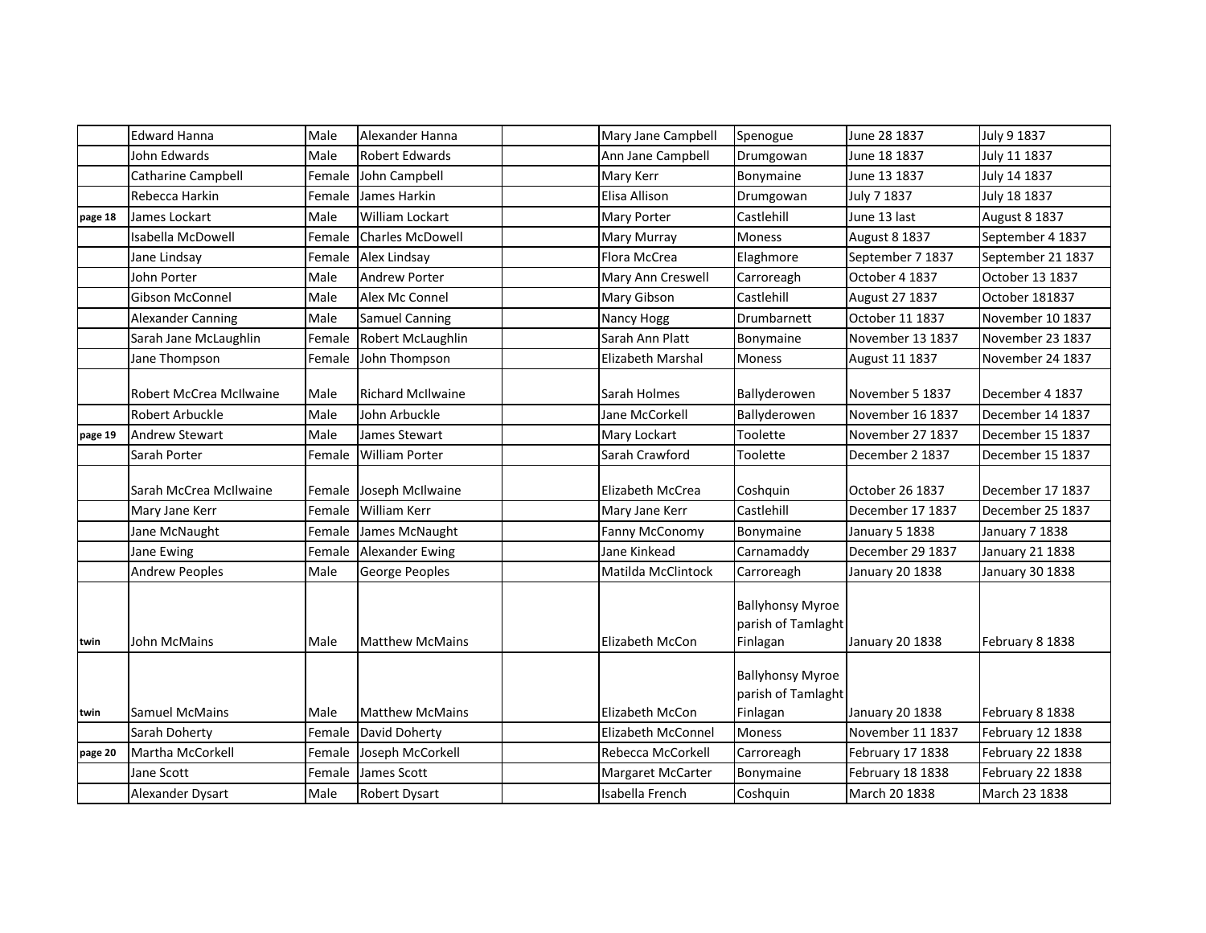|  |  |  |  |  |  |  |  |  |
|---|---|---|---|---|---|---|---|---|
|  | Edward Hanna | Male | Alexander Hanna |  | Mary Jane Campbell | Spenogue | June 28 1837 | July 9 1837 |
|  | John Edwards | Male | Robert Edwards |  | Ann Jane Campbell | Drumgowan | June 18 1837 | July 11 1837 |
|  | Catharine Campbell | Female | John Campbell |  | Mary Kerr | Bonymaine | June 13 1837 | July 14 1837 |
|  | Rebecca Harkin | Female | James Harkin |  | Elisa Allison | Drumgowan | July 7 1837 | July 18 1837 |
| page 18 | James Lockart | Male | William Lockart |  | Mary Porter | Castlehill | June 13 last | August 8 1837 |
|  | Isabella McDowell | Female | Charles McDowell |  | Mary Murray | Moness | August 8 1837 | September 4 1837 |
|  | Jane Lindsay | Female | Alex Lindsay |  | Flora McCrea | Elaghmore | September 7 1837 | September 21 1837 |
|  | John Porter | Male | Andrew Porter |  | Mary Ann Creswell | Carroreagh | October 4 1837 | October 13 1837 |
|  | Gibson McConnel | Male | Alex Mc Connel |  | Mary Gibson | Castlehill | August 27 1837 | October 181837 |
|  | Alexander Canning | Male | Samuel Canning |  | Nancy Hogg | Drumbarnett | October 11 1837 | November 10 1837 |
|  | Sarah Jane McLaughlin | Female | Robert McLaughlin |  | Sarah Ann Platt | Bonymaine | November 13 1837 | November 23 1837 |
|  | Jane Thompson | Female | John Thompson |  | Elizabeth Marshal | Moness | August 11 1837 | November 24 1837 |
|  | Robert McCrea McIlwaine | Male | Richard McIlwaine |  | Sarah Holmes | Ballyderowen | November 5 1837 | December 4 1837 |
|  | Robert Arbuckle | Male | John Arbuckle |  | Jane McCorkell | Ballyderowen | November 16 1837 | December 14 1837 |
| page 19 | Andrew Stewart | Male | James Stewart |  | Mary Lockart | Toolette | November 27 1837 | December 15 1837 |
|  | Sarah Porter | Female | William Porter |  | Sarah Crawford | Toolette | December 2 1837 | December 15 1837 |
|  | Sarah McCrea McIlwaine | Female | Joseph McIlwaine |  | Elizabeth McCrea | Coshquin | October 26 1837 | December 17 1837 |
|  | Mary Jane Kerr | Female | William Kerr |  | Mary Jane Kerr | Castlehill | December 17 1837 | December 25 1837 |
|  | Jane McNaught | Female | James McNaught |  | Fanny McConomy | Bonymaine | January 5 1838 | January 7 1838 |
|  | Jane Ewing | Female | Alexander Ewing |  | Jane Kinkead | Carnamaddy | December 29 1837 | January 21 1838 |
|  | Andrew Peoples | Male | George Peoples |  | Matilda McClintock | Carroreagh | January 20 1838 | January 30 1838 |
| twin | John McMains | Male | Matthew McMains |  | Elizabeth McCon | Ballyhonsy Myroe parish of Tamlaght Finlagan | January 20 1838 | February 8 1838 |
| twin | Samuel McMains | Male | Matthew McMains |  | Elizabeth McCon | Ballyhonsy Myroe parish of Tamlaght Finlagan | January 20 1838 | February 8 1838 |
|  | Sarah Doherty | Female | David Doherty |  | Elizabeth McConnel | Moness | November 11 1837 | February 12 1838 |
| page 20 | Martha McCorkell | Female | Joseph McCorkell |  | Rebecca McCorkell | Carroreagh | February 17 1838 | February 22 1838 |
|  | Jane Scott | Female | James Scott |  | Margaret McCarter | Bonymaine | February 18 1838 | February 22 1838 |
|  | Alexander Dysart | Male | Robert Dysart |  | Isabella French | Coshquin | March 20 1838 | March 23 1838 |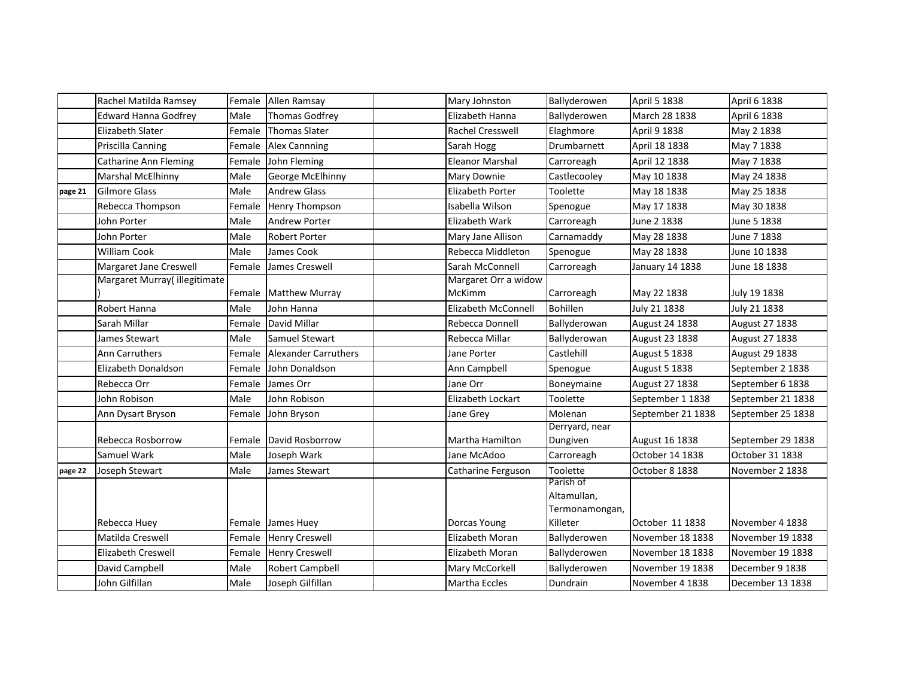| | | | | | | | | |
|---|---|---|---|---|---|---|---|---|
| | Rachel Matilda Ramsey | Female | Allen Ramsay | | Mary Johnston | Ballyderowen | April 5 1838 | April 6 1838 |
| | Edward Hanna Godfrey | Male | Thomas Godfrey | | Elizabeth Hanna | Ballyderowen | March 28 1838 | April 6 1838 |
| | Elizabeth Slater | Female | Thomas Slater | | Rachel Cresswell | Elaghmore | April 9 1838 | May 2 1838 |
| | Priscilla Canning | Female | Alex Cannning | | Sarah Hogg | Drumbarnett | April 18 1838 | May 7 1838 |
| | Catharine Ann Fleming | Female | John Fleming | | Eleanor Marshal | Carroreagh | April 12 1838 | May 7 1838 |
| | Marshal McElhinny | Male | George McElhinny | | Mary Downie | Castlecooley | May 10 1838 | May 24 1838 |
| page 21 | Gilmore Glass | Male | Andrew Glass | | Elizabeth Porter | Toolette | May 18 1838 | May 25 1838 |
| | Rebecca Thompson | Female | Henry Thompson | | Isabella Wilson | Spenogue | May 17 1838 | May 30 1838 |
| | John Porter | Male | Andrew Porter | | Elizabeth Wark | Carroreagh | June 2 1838 | June 5 1838 |
| | John Porter | Male | Robert Porter | | Mary Jane Allison | Carnamaddy | May 28 1838 | June 7 1838 |
| | William Cook | Male | James Cook | | Rebecca Middleton | Spenogue | May 28 1838 | June 10 1838 |
| | Margaret Jane Creswell | Female | James Creswell | | Sarah McConnell | Carroreagh | January 14 1838 | June 18 1838 |
| | Margaret Murray( illegitimate ) | Female | Matthew Murray | | Margaret Orr a widow McKimm | Carroreagh | May 22 1838 | July 19 1838 |
| | Robert Hanna | Male | John Hanna | | Elizabeth McConnell | Bohillen | July 21 1838 | July 21 1838 |
| | Sarah Millar | Female | David Millar | | Rebecca Donnell | Ballyderowan | August 24 1838 | August 27 1838 |
| | James Stewart | Male | Samuel Stewart | | Rebecca Millar | Ballyderowan | August 23 1838 | August 27 1838 |
| | Ann Carruthers | Female | Alexander Carruthers | | Jane Porter | Castlehill | August 5 1838 | August 29 1838 |
| | Elizabeth Donaldson | Female | John Donaldson | | Ann Campbell | Spenogue | August 5 1838 | September 2 1838 |
| | Rebecca Orr | Female | James Orr | | Jane Orr | Boneymaine | August 27 1838 | September 6 1838 |
| | John Robison | Male | John Robison | | Elizabeth Lockart | Toolette | September 1 1838 | September 21 1838 |
| | Ann Dysart Bryson | Female | John Bryson | | Jane Grey | Molenan | September 21 1838 | September 25 1838 |
| | Rebecca Rosborrow | Female | David Rosborrow | | Martha Hamilton | Derryard, near Dungiven | August 16 1838 | September 29 1838 |
| | Samuel Wark | Male | Joseph Wark | | Jane McAdoo | Carroreagh | October 14 1838 | October 31 1838 |
| page 22 | Joseph Stewart | Male | James Stewart | | Catharine Ferguson | Toolette | October 8 1838 | November 2 1838 |
| | Rebecca Huey | Female | James Huey | | Dorcas Young | Parish of Altamullan, Termonamongan, Killeter | October 11 1838 | November 4 1838 |
| | Matilda Creswell | Female | Henry Creswell | | Elizabeth Moran | Ballyderowen | November 18 1838 | November 19 1838 |
| | Elizabeth Creswell | Female | Henry Creswell | | Elizabeth Moran | Ballyderowen | November 18 1838 | November 19 1838 |
| | David Campbell | Male | Robert Campbell | | Mary McCorkell | Ballyderowen | November 19 1838 | December 9 1838 |
| | John Gilfillan | Male | Joseph Gilfillan | | Martha Eccles | Dundrain | November 4 1838 | December 13 1838 |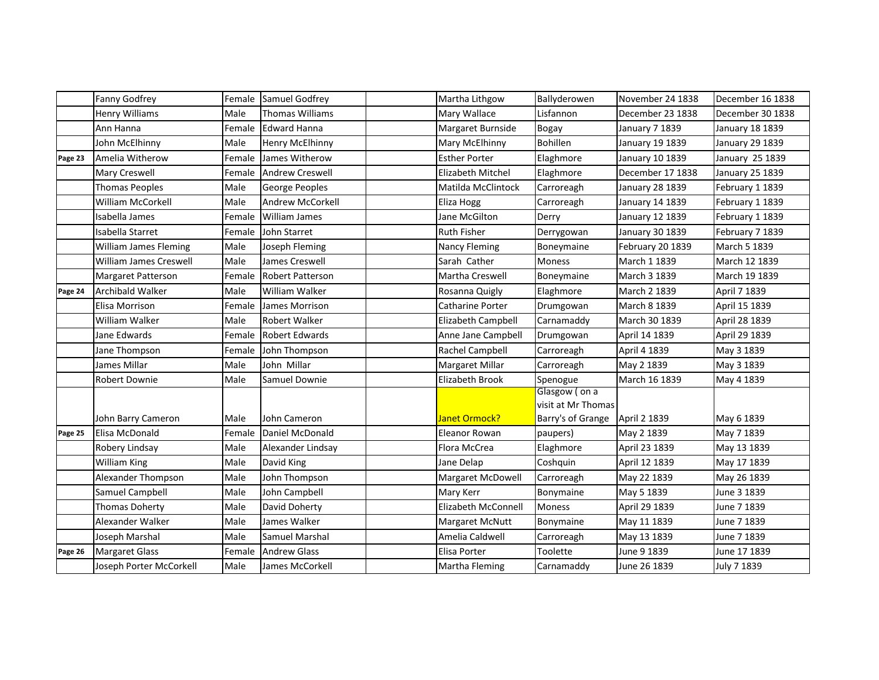| | | | | | | | | |
|---|---|---|---|---|---|---|---|---|
| | Fanny Godfrey | Female | Samuel Godfrey | | Martha Lithgow | Ballyderowen | November 24 1838 | December 16 1838 |
| | Henry Williams | Male | Thomas Williams | | Mary Wallace | Lisfannon | December 23 1838 | December 30 1838 |
| | Ann Hanna | Female | Edward Hanna | | Margaret Burnside | Bogay | January 7 1839 | January 18 1839 |
| | John McElhinny | Male | Henry McElhinny | | Mary McElhinny | Bohillen | January 19 1839 | January 29 1839 |
| Page 23 | Amelia Witherow | Female | James Witherow | | Esther Porter | Elaghmore | January 10 1839 | January 25 1839 |
| | Mary Creswell | Female | Andrew Creswell | | Elizabeth Mitchel | Elaghmore | December 17 1838 | January 25 1839 |
| | Thomas Peoples | Male | George Peoples | | Matilda McClintock | Carroreagh | January 28 1839 | February 1 1839 |
| | William McCorkell | Male | Andrew McCorkell | | Eliza Hogg | Carroreagh | January 14 1839 | February 1 1839 |
| | Isabella James | Female | William James | | Jane McGilton | Derry | January 12 1839 | February 1 1839 |
| | Isabella Starret | Female | John Starret | | Ruth Fisher | Derrygowan | January 30 1839 | February 7 1839 |
| | William James Fleming | Male | Joseph Fleming | | Nancy Fleming | Boneymaine | February 20 1839 | March 5 1839 |
| | William James Creswell | Male | James Creswell | | Sarah Cather | Moness | March 1 1839 | March 12 1839 |
| | Margaret Patterson | Female | Robert Patterson | | Martha Creswell | Boneymaine | March 3 1839 | March 19 1839 |
| Page 24 | Archibald Walker | Male | William Walker | | Rosanna Quigly | Elaghmore | March 2 1839 | April 7 1839 |
| | Elisa Morrison | Female | James Morrison | | Catharine Porter | Drumgowan | March 8 1839 | April 15 1839 |
| | William Walker | Male | Robert Walker | | Elizabeth Campbell | Carnamaddy | March 30 1839 | April 28 1839 |
| | Jane Edwards | Female | Robert Edwards | | Anne Jane Campbell | Drumgowan | April 14 1839 | April 29 1839 |
| | Jane Thompson | Female | John Thompson | | Rachel Campbell | Carroreagh | April 4 1839 | May 3 1839 |
| | James Millar | Male | John Millar | | Margaret Millar | Carroreagh | May 2 1839 | May 3 1839 |
| | Robert Downie | Male | Samuel Downie | | Elizabeth Brook | Spenogue | March 16 1839 | May 4 1839 |
| | John Barry Cameron | Male | John Cameron | | Janet Ormock? | Glasgow ( on a visit at Mr Thomas Barry's of Grange | April 2 1839 | May 6 1839 |
| Page 25 | Elisa McDonald | Female | Daniel McDonald | | Eleanor Rowan | paupers) | May 2 1839 | May 7 1839 |
| | Robery Lindsay | Male | Alexander Lindsay | | Flora McCrea | Elaghmore | April 23 1839 | May 13 1839 |
| | William King | Male | David King | | Jane Delap | Coshquin | April 12 1839 | May 17 1839 |
| | Alexander Thompson | Male | John Thompson | | Margaret McDowell | Carroreagh | May 22 1839 | May 26 1839 |
| | Samuel Campbell | Male | John Campbell | | Mary Kerr | Bonymaine | May 5 1839 | June 3 1839 |
| | Thomas Doherty | Male | David Doherty | | Elizabeth McConnell | Moness | April 29 1839 | June 7 1839 |
| | Alexander Walker | Male | James Walker | | Margaret McNutt | Bonymaine | May 11 1839 | June 7 1839 |
| | Joseph Marshal | Male | Samuel Marshal | | Amelia Caldwell | Carroreagh | May 13 1839 | June 7 1839 |
| Page 26 | Margaret Glass | Female | Andrew Glass | | Elisa Porter | Toolette | June 9 1839 | June 17 1839 |
| | Joseph Porter McCorkell | Male | James McCorkell | | Martha Fleming | Carnamaddy | June 26 1839 | July 7 1839 |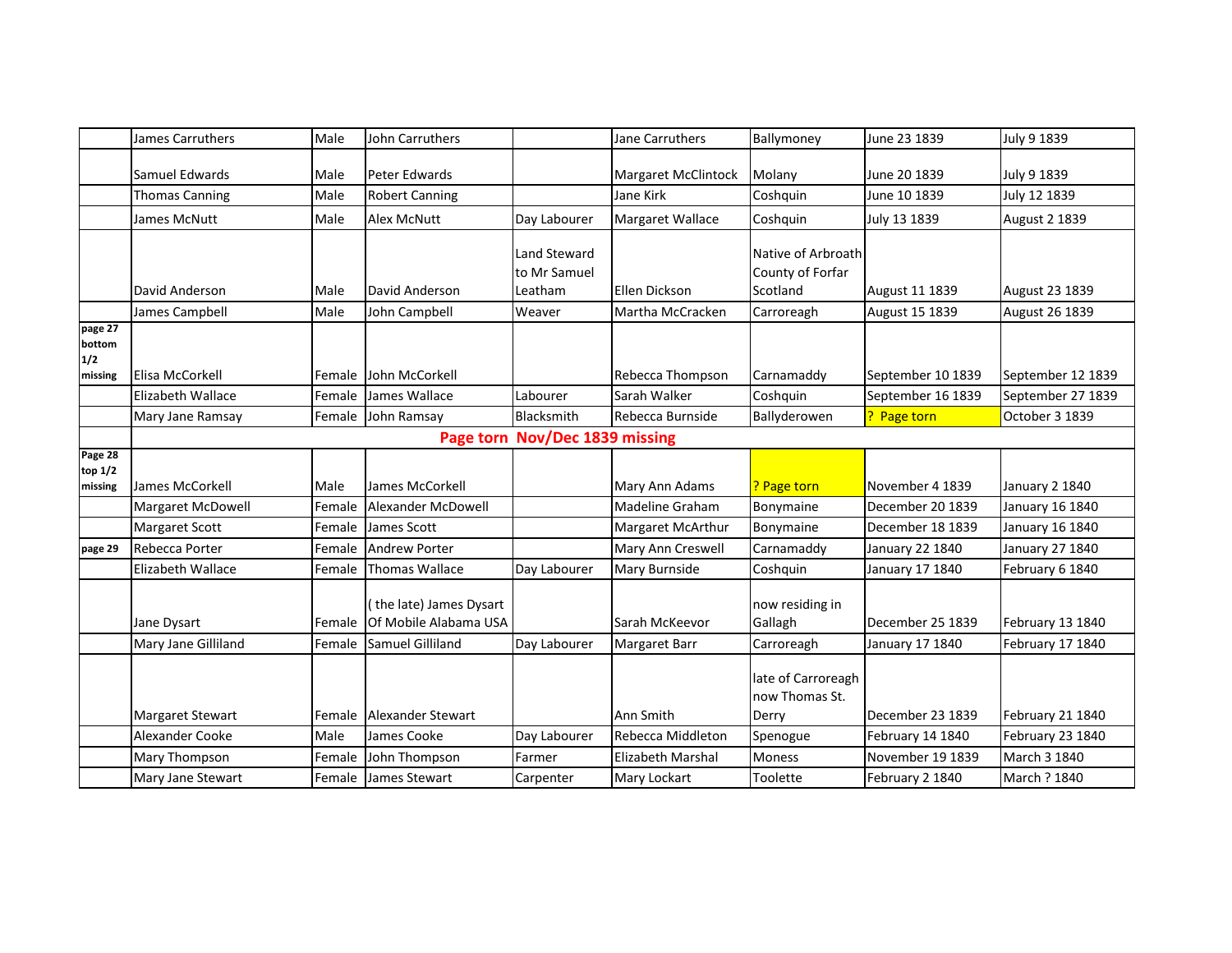|  | James Carruthers | Male | John Carruthers |  | Jane Carruthers | Ballymoney | June 23 1839 | July 9 1839 |
|---|---|---|---|---|---|---|---|---|
|  | Samuel Edwards | Male | Peter Edwards |  | Margaret McClintock | Molany | June 20 1839 | July 9 1839 |
|  | Thomas Canning | Male | Robert Canning |  | Jane Kirk | Coshquin | June 10 1839 | July 12 1839 |
|  | James McNutt | Male | Alex McNutt | Day Labourer | Margaret Wallace | Coshquin | July 13 1839 | August 2 1839 |
|  | David Anderson | Male | David Anderson | Land Steward to Mr Samuel Leatham | Ellen Dickson | Native of Arbroath County of Forfar Scotland | August 11 1839 | August 23 1839 |
|  | James Campbell | Male | John Campbell | Weaver | Martha McCracken | Carroreagh | August 15 1839 | August 26 1839 |
| **page 27 bottom 1/2 missing** | Elisa McCorkell | Female | John McCorkell |  | Rebecca Thompson | Carnamaddy | September 10 1839 | September 12 1839 |
|  | Elizabeth Wallace | Female | James Wallace | Labourer | Sarah Walker | Coshquin | September 16 1839 | September 27 1839 |
|  | Mary Jane Ramsay | Female | John Ramsay | Blacksmith | Rebecca Burnside | Ballyderowen | ? Page torn | October 3 1839 |
|  | **Page torn Nov/Dec 1839 missing** |  |  |  |  |  |  |  |
| **Page 28 top 1/2 missing** | James McCorkell | Male | James McCorkell |  | Mary Ann Adams | ? Page torn | November 4 1839 | January 2 1840 |
|  | Margaret McDowell | Female | Alexander McDowell |  | Madeline Graham | Bonymaine | December 20 1839 | January 16 1840 |
|  | Margaret Scott | Female | James Scott |  | Margaret McArthur | Bonymaine | December 18 1839 | January 16 1840 |
| **page 29** | Rebecca Porter | Female | Andrew Porter |  | Mary Ann Creswell | Carnamaddy | January 22 1840 | January 27 1840 |
|  | Elizabeth Wallace | Female | Thomas Wallace | Day Labourer | Mary Burnside | Coshquin | January 17 1840 | February 6 1840 |
|  | Jane Dysart | Female | ( the late) James Dysart Of Mobile Alabama USA |  | Sarah McKeevor | now residing in Gallagh | December 25 1839 | February 13 1840 |
|  | Mary Jane Gilliland | Female | Samuel Gilliland | Day Labourer | Margaret Barr | Carroreagh | January 17 1840 | February 17 1840 |
|  | Margaret Stewart | Female | Alexander Stewart |  | Ann Smith | late of Carroreagh now Thomas St. Derry | December 23 1839 | February 21 1840 |
|  | Alexander Cooke | Male | James Cooke | Day Labourer | Rebecca Middleton | Spenogue | February 14 1840 | February 23 1840 |
|  | Mary Thompson | Female | John Thompson | Farmer | Elizabeth Marshal | Moness | November 19 1839 | March 3 1840 |
|  | Mary Jane Stewart | Female | James Stewart | Carpenter | Mary Lockart | Toolette | February 2 1840 | March ? 1840 |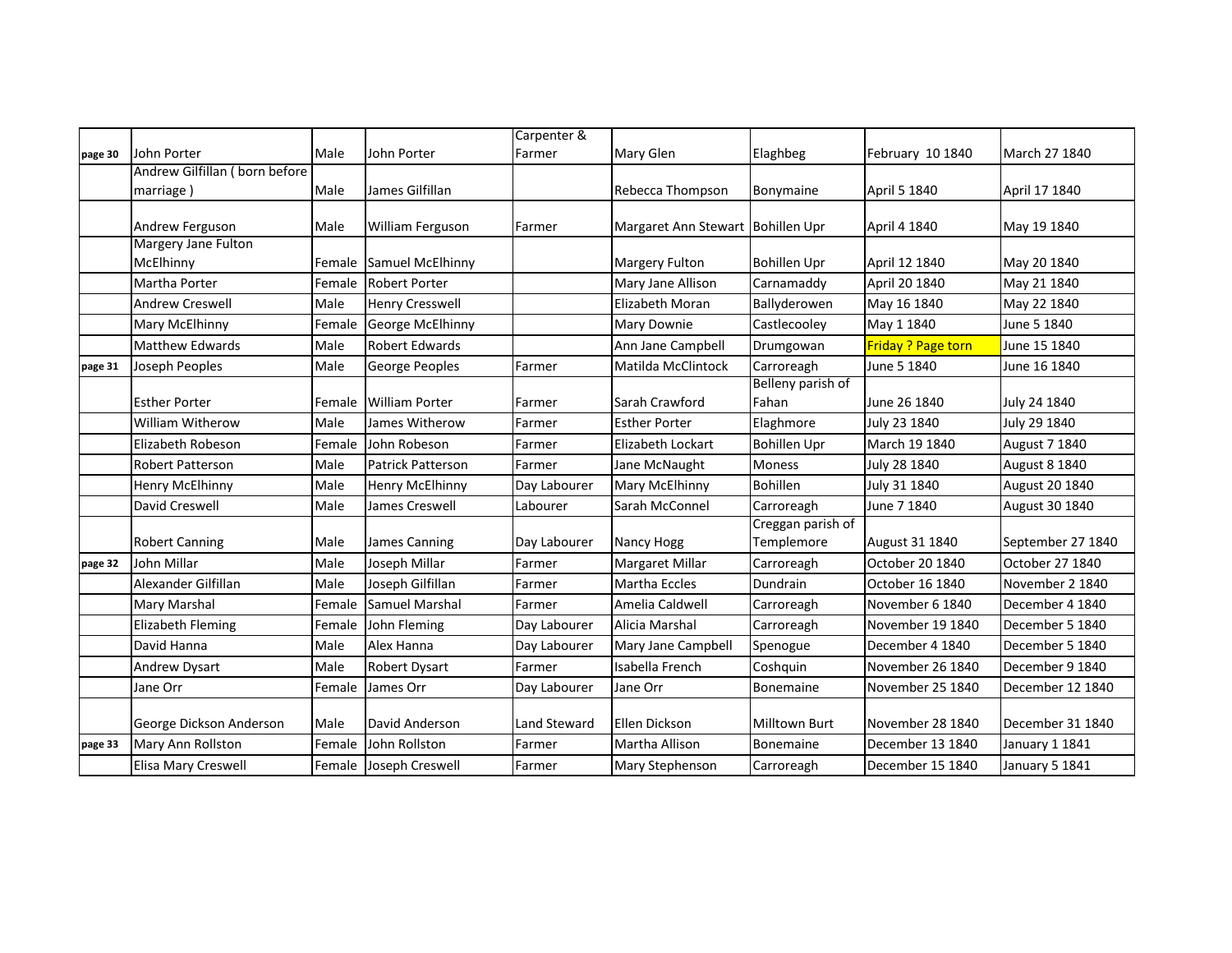| | | | | | | | | |
|---|---|---|---|---|---|---|---|---|
| page 30 | John Porter | Male | John Porter | Carpenter & Farmer | Mary Glen | Elaghbeg | February 10 1840 | March 27 1840 |
| | Andrew Gilfillan ( born before marriage ) | Male | James Gilfillan | | Rebecca Thompson | Bonymaine | April 5 1840 | April 17 1840 |
| | Andrew Ferguson | Male | William Ferguson | Farmer | Margaret Ann Stewart | Bohillen Upr | April 4 1840 | May 19 1840 |
| | Margery Jane Fulton McElhinny | Female | Samuel McElhinny | | Margery Fulton | Bohillen Upr | April 12 1840 | May 20 1840 |
| | Martha Porter | Female | Robert Porter | | Mary Jane Allison | Carnamaddy | April 20 1840 | May 21 1840 |
| | Andrew Creswell | Male | Henry Cresswell | | Elizabeth Moran | Ballyderowen | May 16 1840 | May 22 1840 |
| | Mary McElhinny | Female | George McElhinny | | Mary Downie | Castlecooley | May 1 1840 | June 5 1840 |
| | Matthew Edwards | Male | Robert Edwards | | Ann Jane Campbell | Drumgowan | Friday ? Page torn | June 15 1840 |
| page 31 | Joseph Peoples | Male | George Peoples | Farmer | Matilda McClintock | Carroreagh | June 5 1840 | June 16 1840 |
| | Esther Porter | Female | William Porter | Farmer | Sarah Crawford | Belleny parish of Fahan | June 26 1840 | July 24 1840 |
| | William Witherow | Male | James Witherow | Farmer | Esther Porter | Elaghmore | July 23 1840 | July 29 1840 |
| | Elizabeth Robeson | Female | John Robeson | Farmer | Elizabeth Lockart | Bohillen Upr | March 19 1840 | August 7 1840 |
| | Robert Patterson | Male | Patrick Patterson | Farmer | Jane McNaught | Moness | July 28 1840 | August 8 1840 |
| | Henry McElhinny | Male | Henry McElhinny | Day Labourer | Mary McElhinny | Bohillen | July 31 1840 | August 20 1840 |
| | David Creswell | Male | James Creswell | Labourer | Sarah McConnel | Carroreagh | June 7 1840 | August 30 1840 |
| | Robert Canning | Male | James Canning | Day Labourer | Nancy Hogg | Creggan parish of Templemore | August 31 1840 | September 27 1840 |
| page 32 | John Millar | Male | Joseph Millar | Farmer | Margaret Millar | Carroreagh | October 20 1840 | October 27 1840 |
| | Alexander Gilfillan | Male | Joseph Gilfillan | Farmer | Martha Eccles | Dundrain | October 16 1840 | November 2 1840 |
| | Mary Marshal | Female | Samuel Marshal | Farmer | Amelia Caldwell | Carroreagh | November 6 1840 | December 4 1840 |
| | Elizabeth Fleming | Female | John Fleming | Day Labourer | Alicia Marshal | Carroreagh | November 19 1840 | December 5 1840 |
| | David Hanna | Male | Alex Hanna | Day Labourer | Mary Jane Campbell | Spenogue | December 4 1840 | December 5 1840 |
| | Andrew Dysart | Male | Robert Dysart | Farmer | Isabella French | Coshquin | November 26 1840 | December 9 1840 |
| | Jane Orr | Female | James Orr | Day Labourer | Jane Orr | Bonemaine | November 25 1840 | December 12 1840 |
| | George Dickson Anderson | Male | David Anderson | Land Steward | Ellen Dickson | Milltown Burt | November 28 1840 | December 31 1840 |
| page 33 | Mary Ann Rollston | Female | John Rollston | Farmer | Martha Allison | Bonemaine | December 13 1840 | January 1 1841 |
| | Elisa Mary Creswell | Female | Joseph Creswell | Farmer | Mary Stephenson | Carroreagh | December 15 1840 | January 5 1841 |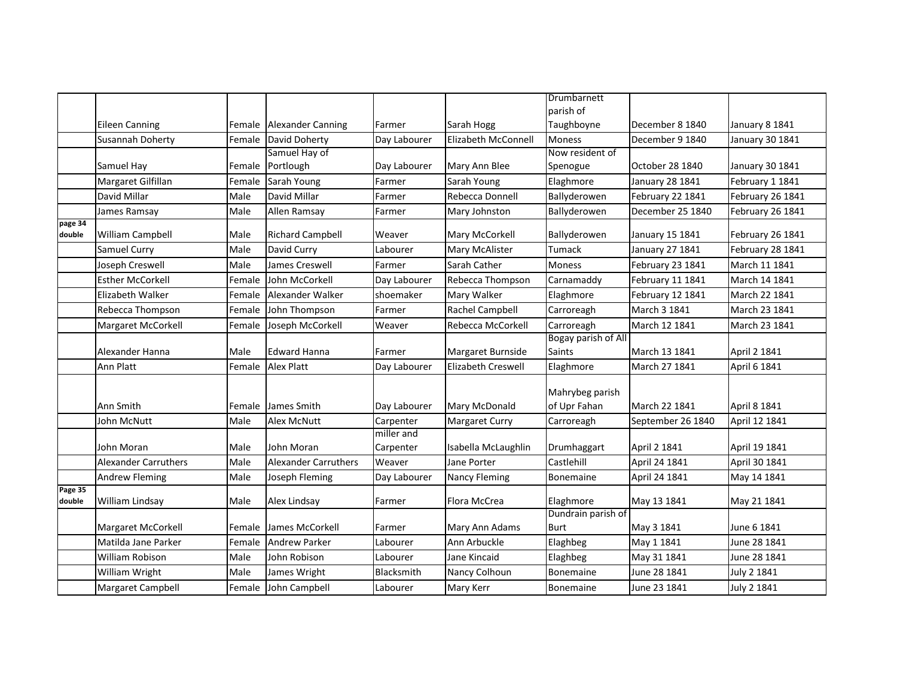| | | | | | | | | |
|---|---|---|---|---|---|---|---|---|
| | Eileen Canning | Female | Alexander Canning | Farmer | Sarah Hogg | Drumbarnett parish of Taughboyne | December 8 1840 | January 8 1841 |
| | Susannah Doherty | Female | David Doherty | Day Labourer | Elizabeth McConnell | Moness | December 9 1840 | January 30 1841 |
| | Samuel Hay | Female | Samuel Hay of Portlough | Day Labourer | Mary Ann Blee | Now resident of Spenogue | October 28 1840 | January 30 1841 |
| | Margaret Gilfillan | Female | Sarah Young | Farmer | Sarah Young | Elaghmore | January 28 1841 | February 1 1841 |
| | David Millar | Male | David Millar | Farmer | Rebecca Donnell | Ballyderowen | February 22 1841 | February 26 1841 |
| | James Ramsay | Male | Allen Ramsay | Farmer | Mary Johnston | Ballyderowen | December 25 1840 | February 26 1841 |
| page 34 double | William Campbell | Male | Richard Campbell | Weaver | Mary McCorkell | Ballyderowen | January 15 1841 | February 26 1841 |
| | Samuel Curry | Male | David Curry | Labourer | Mary McAlister | Tumack | January 27 1841 | February 28 1841 |
| | Joseph Creswell | Male | James Creswell | Farmer | Sarah Cather | Moness | February 23 1841 | March 11 1841 |
| | Esther McCorkell | Female | John McCorkell | Day Labourer | Rebecca Thompson | Carnamaddy | February 11 1841 | March 14 1841 |
| | Elizabeth Walker | Female | Alexander Walker | shoemaker | Mary Walker | Elaghmore | February 12 1841 | March 22 1841 |
| | Rebecca Thompson | Female | John Thompson | Farmer | Rachel Campbell | Carroreagh | March 3 1841 | March 23 1841 |
| | Margaret McCorkell | Female | Joseph McCorkell | Weaver | Rebecca McCorkell | Carroreagh | March 12 1841 | March 23 1841 |
| | Alexander Hanna | Male | Edward Hanna | Farmer | Margaret Burnside | Bogay parish of All Saints | March 13 1841 | April 2 1841 |
| | Ann Platt | Female | Alex Platt | Day Labourer | Elizabeth Creswell | Elaghmore | March 27 1841 | April 6 1841 |
| | Ann Smith | Female | James Smith | Day Labourer | Mary McDonald | Mahrybeg parish of Upr Fahan | March 22 1841 | April 8 1841 |
| | John McNutt | Male | Alex McNutt | Carpenter | Margaret Curry | Carroreagh | September 26 1840 | April 12 1841 |
| | John Moran | Male | John Moran | miller and Carpenter | Isabella McLaughlin | Drumhaggart | April 2 1841 | April 19 1841 |
| | Alexander Carruthers | Male | Alexander Carruthers | Weaver | Jane Porter | Castlehill | April 24 1841 | April 30 1841 |
| | Andrew Fleming | Male | Joseph Fleming | Day Labourer | Nancy Fleming | Bonemaine | April 24 1841 | May 14 1841 |
| Page 35 double | William Lindsay | Male | Alex Lindsay | Farmer | Flora McCrea | Elaghmore | May 13 1841 | May 21 1841 |
| | Margaret McCorkell | Female | James McCorkell | Farmer | Mary Ann Adams | Dundrain parish of Burt | May 3 1841 | June 6 1841 |
| | Matilda Jane Parker | Female | Andrew Parker | Labourer | Ann Arbuckle | Elaghbeg | May 1 1841 | June 28 1841 |
| | William Robison | Male | John Robison | Labourer | Jane Kincaid | Elaghbeg | May 31 1841 | June 28 1841 |
| | William Wright | Male | James Wright | Blacksmith | Nancy Colhoun | Bonemaine | June 28 1841 | July 2 1841 |
| | Margaret Campbell | Female | John Campbell | Labourer | Mary Kerr | Bonemaine | June 23 1841 | July 2 1841 |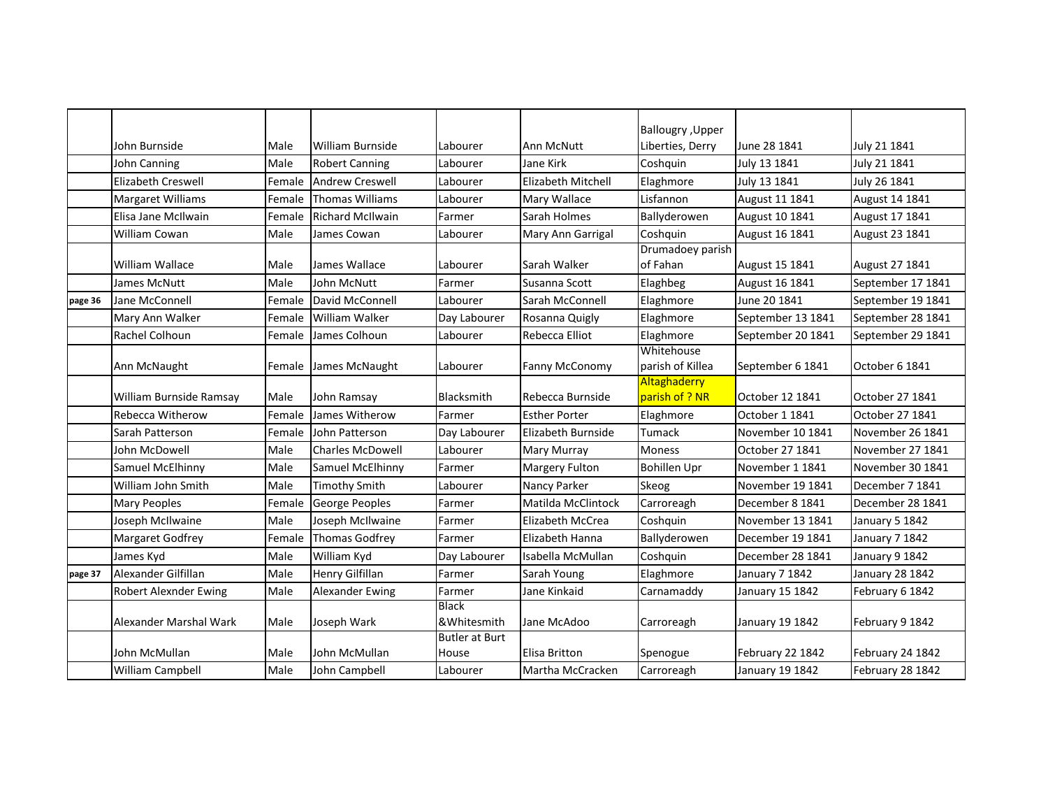| | | | | | | | | |
|---|---|---|---|---|---|---|---|---|
| | John Burnside | Male | William Burnside | Labourer | Ann McNutt | Ballougry ,Upper Liberties, Derry | June 28 1841 | July 21 1841 |
| | John Canning | Male | Robert Canning | Labourer | Jane Kirk | Coshquin | July 13 1841 | July 21 1841 |
| | Elizabeth Creswell | Female | Andrew Creswell | Labourer | Elizabeth Mitchell | Elaghmore | July 13 1841 | July 26 1841 |
| | Margaret Williams | Female | Thomas Williams | Labourer | Mary Wallace | Lisfannon | August 11 1841 | August 14 1841 |
| | Elisa Jane McIlwain | Female | Richard McIlwain | Farmer | Sarah Holmes | Ballyderowen | August 10 1841 | August 17 1841 |
| | William Cowan | Male | James Cowan | Labourer | Mary Ann Garrigal | Coshquin | August 16 1841 | August 23 1841 |
| | William Wallace | Male | James Wallace | Labourer | Sarah Walker | Drumadoey parish of Fahan | August 15 1841 | August 27 1841 |
| | James McNutt | Male | John McNutt | Farmer | Susanna Scott | Elaghbeg | August 16 1841 | September 17 1841 |
| **page 36** | Jane McConnell | Female | David McConnell | Labourer | Sarah McConnell | Elaghmore | June 20 1841 | September 19 1841 |
| | Mary Ann Walker | Female | William Walker | Day Labourer | Rosanna Quigly | Elaghmore | September 13 1841 | September 28 1841 |
| | Rachel Colhoun | Female | James Colhoun | Labourer | Rebecca Elliot | Elaghmore | September 20 1841 | September 29 1841 |
| | Ann McNaught | Female | James McNaught | Labourer | Fanny McConomy | Whitehouse parish of Killea | September 6 1841 | October 6 1841 |
| | William Burnside Ramsay | Male | John Ramsay | Blacksmith | Rebecca Burnside | Altaghaderry parish of ? NR | October 12 1841 | October 27 1841 |
| | Rebecca Witherow | Female | James Witherow | Farmer | Esther Porter | Elaghmore | October 1 1841 | October 27 1841 |
| | Sarah Patterson | Female | John Patterson | Day Labourer | Elizabeth Burnside | Tumack | November 10 1841 | November 26 1841 |
| | John McDowell | Male | Charles McDowell | Labourer | Mary Murray | Moness | October 27 1841 | November 27 1841 |
| | Samuel McElhinny | Male | Samuel McElhinny | Farmer | Margery Fulton | Bohillen Upr | November 1 1841 | November 30 1841 |
| | William John Smith | Male | Timothy Smith | Labourer | Nancy Parker | Skeog | November 19 1841 | December 7 1841 |
| | Mary Peoples | Female | George Peoples | Farmer | Matilda McClintock | Carroreagh | December 8 1841 | December 28 1841 |
| | Joseph McIlwaine | Male | Joseph McIlwaine | Farmer | Elizabeth McCrea | Coshquin | November 13 1841 | January 5 1842 |
| | Margaret Godfrey | Female | Thomas Godfrey | Farmer | Elizabeth Hanna | Ballyderowen | December 19 1841 | January 7 1842 |
| | James Kyd | Male | William Kyd | Day Labourer | Isabella McMullan | Coshquin | December 28 1841 | January 9 1842 |
| **page 37** | Alexander Gilfillan | Male | Henry Gilfillan | Farmer | Sarah Young | Elaghmore | January 7 1842 | January 28 1842 |
| | Robert Alexnder Ewing | Male | Alexander Ewing | Farmer | Jane Kinkaid | Carnamaddy | January 15 1842 | February 6 1842 |
| | Alexander Marshal Wark | Male | Joseph Wark | Black &Whitesmith | Jane McAdoo | Carroreagh | January 19 1842 | February 9 1842 |
| | John McMullan | Male | John McMullan | Butler at Burt House | Elisa Britton | Spenogue | February 22 1842 | February 24 1842 |
| | William Campbell | Male | John Campbell | Labourer | Martha McCracken | Carroreagh | January 19 1842 | February 28 1842 |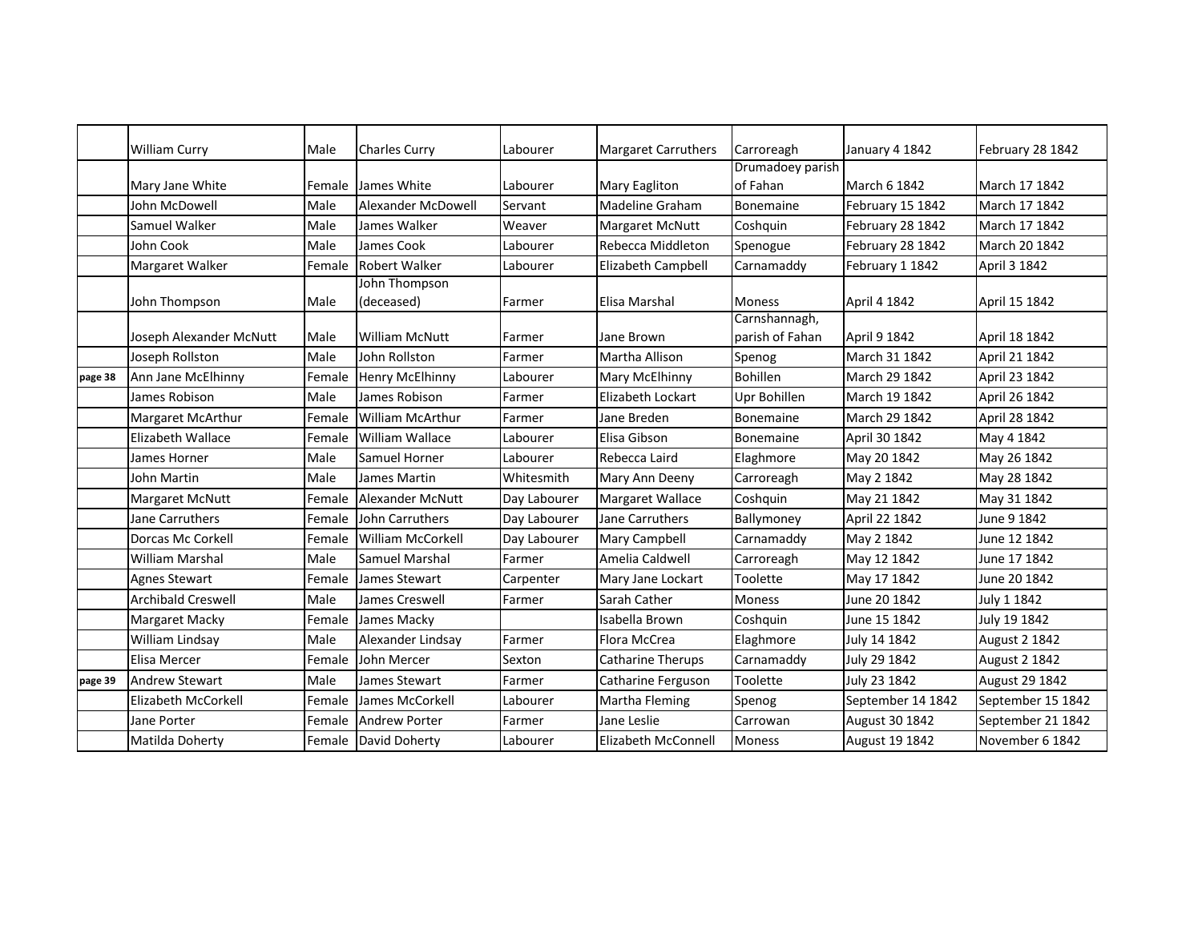| | | | | | | | | |
|---|---|---|---|---|---|---|---|---|
| | William Curry | Male | Charles Curry | Labourer | Margaret Carruthers | Carroreagh | January 4 1842 | February 28 1842 |
| | Mary Jane White | Female | James White | Labourer | Mary Eagliton | Drumadoey parish of Fahan | March 6 1842 | March 17 1842 |
| | John McDowell | Male | Alexander McDowell | Servant | Madeline Graham | Bonemaine | February 15 1842 | March 17 1842 |
| | Samuel Walker | Male | James Walker | Weaver | Margaret McNutt | Coshquin | February 28 1842 | March 17 1842 |
| | John Cook | Male | James Cook | Labourer | Rebecca Middleton | Spenogue | February 28 1842 | March 20 1842 |
| | Margaret Walker | Female | Robert Walker | Labourer | Elizabeth Campbell | Carnamaddy | February 1 1842 | April 3 1842 |
| | John Thompson | Male | John Thompson (deceased) | Farmer | Elisa Marshal | Moness | April 4 1842 | April 15 1842 |
| | Joseph Alexander McNutt | Male | William McNutt | Farmer | Jane Brown | Carnshannagh, parish of Fahan | April 9 1842 | April 18 1842 |
| | Joseph Rollston | Male | John Rollston | Farmer | Martha Allison | Spenog | March 31 1842 | April 21 1842 |
| page 38 | Ann Jane McElhinny | Female | Henry McElhinny | Labourer | Mary McElhinny | Bohillen | March 29 1842 | April 23 1842 |
| | James Robison | Male | James Robison | Farmer | Elizabeth Lockart | Upr Bohillen | March 19 1842 | April 26 1842 |
| | Margaret McArthur | Female | William McArthur | Farmer | Jane Breden | Bonemaine | March 29 1842 | April 28 1842 |
| | Elizabeth Wallace | Female | William Wallace | Labourer | Elisa Gibson | Bonemaine | April 30 1842 | May 4 1842 |
| | James Horner | Male | Samuel Horner | Labourer | Rebecca Laird | Elaghmore | May 20 1842 | May 26 1842 |
| | John Martin | Male | James Martin | Whitesmith | Mary Ann Deeny | Carroreagh | May 2 1842 | May 28 1842 |
| | Margaret McNutt | Female | Alexander McNutt | Day Labourer | Margaret Wallace | Coshquin | May 21 1842 | May 31 1842 |
| | Jane Carruthers | Female | John Carruthers | Day Labourer | Jane Carruthers | Ballymoney | April 22 1842 | June 9 1842 |
| | Dorcas Mc Corkell | Female | William McCorkell | Day Labourer | Mary Campbell | Carnamaddy | May 2 1842 | June 12 1842 |
| | William Marshal | Male | Samuel Marshal | Farmer | Amelia Caldwell | Carroreagh | May 12 1842 | June 17 1842 |
| | Agnes Stewart | Female | James Stewart | Carpenter | Mary Jane Lockart | Toolette | May 17 1842 | June 20 1842 |
| | Archibald Creswell | Male | James Creswell | Farmer | Sarah Cather | Moness | June 20 1842 | July 1 1842 |
| | Margaret Macky | Female | James Macky | | Isabella Brown | Coshquin | June 15 1842 | July 19 1842 |
| | William Lindsay | Male | Alexander Lindsay | Farmer | Flora McCrea | Elaghmore | July 14 1842 | August 2 1842 |
| | Elisa Mercer | Female | John Mercer | Sexton | Catharine Therups | Carnamaddy | July 29 1842 | August 2 1842 |
| page 39 | Andrew Stewart | Male | James Stewart | Farmer | Catharine Ferguson | Toolette | July 23 1842 | August 29 1842 |
| | Elizabeth McCorkell | Female | James McCorkell | Labourer | Martha Fleming | Spenog | September 14 1842 | September 15 1842 |
| | Jane Porter | Female | Andrew Porter | Farmer | Jane Leslie | Carrowan | August 30 1842 | September 21 1842 |
| | Matilda Doherty | Female | David Doherty | Labourer | Elizabeth McConnell | Moness | August 19 1842 | November 6 1842 |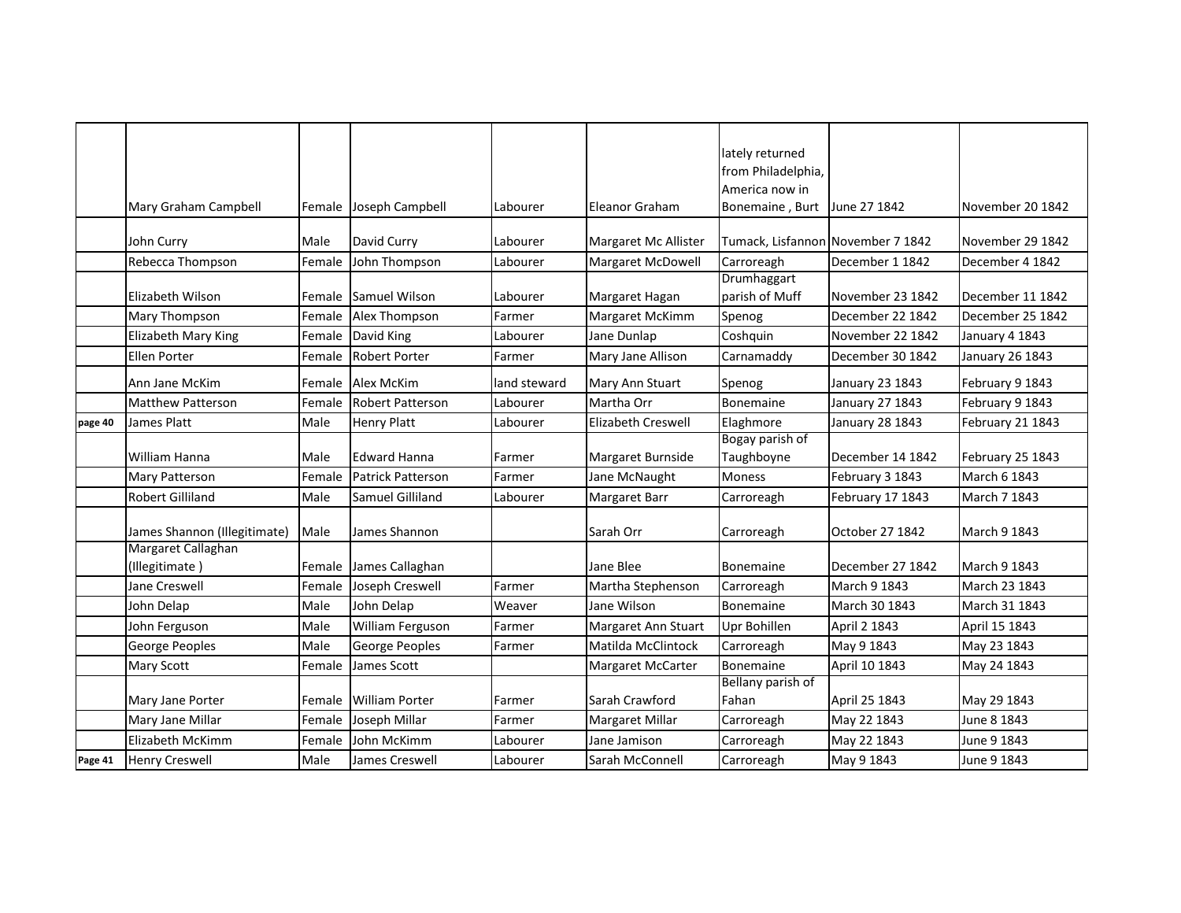| | | | | | | | | |
|---|---|---|---|---|---|---|---|---|
| | Mary Graham Campbell | Female | Joseph Campbell | Labourer | Eleanor Graham | lately returned from Philadelphia, America now in Bonemaine , Burt | June 27 1842 | November 20 1842 |
| | John Curry | Male | David Curry | Labourer | Margaret Mc Allister | Tumack, Lisfannon | November 7 1842 | November 29 1842 |
| | Rebecca Thompson | Female | John Thompson | Labourer | Margaret McDowell | Carroreagh | December 1 1842 | December 4 1842 |
| | Elizabeth Wilson | Female | Samuel Wilson | Labourer | Margaret Hagan | Drumhaggart parish of Muff | November 23 1842 | December 11 1842 |
| | Mary Thompson | Female | Alex Thompson | Farmer | Margaret McKimm | Spenog | December 22 1842 | December 25 1842 |
| | Elizabeth Mary King | Female | David King | Labourer | Jane Dunlap | Coshquin | November 22 1842 | January 4 1843 |
| | Ellen Porter | Female | Robert Porter | Farmer | Mary Jane Allison | Carnamaddy | December 30 1842 | January 26 1843 |
| | Ann Jane McKim | Female | Alex McKim | land steward | Mary Ann Stuart | Spenog | January 23 1843 | February 9 1843 |
| | Matthew Patterson | Female | Robert Patterson | Labourer | Martha Orr | Bonemaine | January 27 1843 | February 9 1843 |
| page 40 | James Platt | Male | Henry Platt | Labourer | Elizabeth Creswell | Elaghmore | January 28 1843 | February 21 1843 |
| | William Hanna | Male | Edward Hanna | Farmer | Margaret Burnside | Bogay parish of Taughboyne | December 14 1842 | February 25 1843 |
| | Mary Patterson | Female | Patrick Patterson | Farmer | Jane McNaught | Moness | February 3 1843 | March 6 1843 |
| | Robert Gilliland | Male | Samuel Gilliland | Labourer | Margaret Barr | Carroreagh | February 17 1843 | March 7 1843 |
| | James Shannon (Illegitimate) | Male | James Shannon | | Sarah Orr | Carroreagh | October 27 1842 | March 9 1843 |
| | Margaret Callaghan (Illegitimate ) | Female | James Callaghan | | Jane Blee | Bonemaine | December 27 1842 | March 9 1843 |
| | Jane Creswell | Female | Joseph Creswell | Farmer | Martha Stephenson | Carroreagh | March 9 1843 | March 23 1843 |
| | John Delap | Male | John Delap | Weaver | Jane Wilson | Bonemaine | March 30 1843 | March 31 1843 |
| | John Ferguson | Male | William Ferguson | Farmer | Margaret Ann Stuart | Upr Bohillen | April 2 1843 | April 15 1843 |
| | George Peoples | Male | George Peoples | Farmer | Matilda McClintock | Carroreagh | May 9 1843 | May 23 1843 |
| | Mary Scott | Female | James Scott | | Margaret McCarter | Bonemaine | April 10 1843 | May 24 1843 |
| | Mary Jane Porter | Female | William Porter | Farmer | Sarah Crawford | Bellany parish of Fahan | April 25 1843 | May 29 1843 |
| | Mary Jane Millar | Female | Joseph Millar | Farmer | Margaret Millar | Carroreagh | May 22 1843 | June 8 1843 |
| | Elizabeth McKimm | Female | John McKimm | Labourer | Jane Jamison | Carroreagh | May 22 1843 | June 9 1843 |
| Page 41 | Henry Creswell | Male | James Creswell | Labourer | Sarah McConnell | Carroreagh | May 9 1843 | June 9 1843 |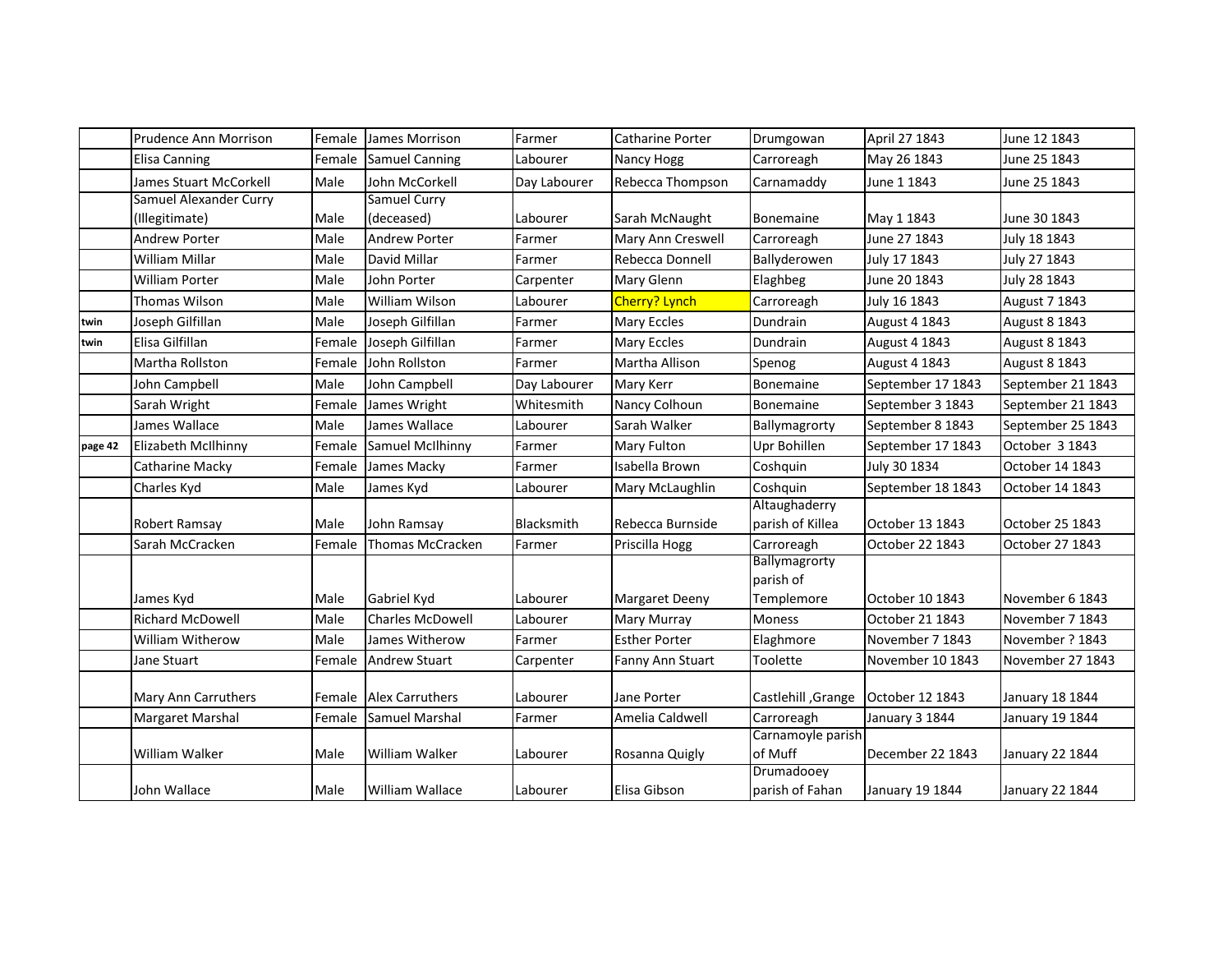| | Prudence Ann Morrison | Female | James Morrison | Farmer | Catharine Porter | Drumgowan | April 27 1843 | June 12 1843 |
|---|---|---|---|---|---|---|---|---|
| | Elisa Canning | Female | Samuel Canning | Labourer | Nancy Hogg | Carroreagh | May 26 1843 | June 25 1843 |
| | James Stuart McCorkell | Male | John McCorkell | Day Labourer | Rebecca Thompson | Carnamaddy | June 1 1843 | June 25 1843 |
| | Samuel Alexander Curry (Illegitimate) | Male | Samuel Curry (deceased) | Labourer | Sarah McNaught | Bonemaine | May 1 1843 | June 30 1843 |
| | Andrew Porter | Male | Andrew Porter | Farmer | Mary Ann Creswell | Carroreagh | June 27 1843 | July 18 1843 |
| | William Millar | Male | David Millar | Farmer | Rebecca Donnell | Ballyderowen | July 17 1843 | July 27 1843 |
| | William Porter | Male | John Porter | Carpenter | Mary Glenn | Elaghbeg | June 20 1843 | July 28 1843 |
| | Thomas Wilson | Male | William Wilson | Labourer | Cherry? Lynch | Carroreagh | July 16 1843 | August 7 1843 |
| **twin** | Joseph Gilfillan | Male | Joseph Gilfillan | Farmer | Mary Eccles | Dundrain | August 4 1843 | August 8 1843 |
| **twin** | Elisa Gilfillan | Female | Joseph Gilfillan | Farmer | Mary Eccles | Dundrain | August 4 1843 | August 8 1843 |
| | Martha Rollston | Female | John Rollston | Farmer | Martha Allison | Spenog | August 4 1843 | August 8 1843 |
| | John Campbell | Male | John Campbell | Day Labourer | Mary Kerr | Bonemaine | September 17 1843 | September 21 1843 |
| | Sarah Wright | Female | James Wright | Whitesmith | Nancy Colhoun | Bonemaine | September 3 1843 | September 21 1843 |
| | James Wallace | Male | James Wallace | Labourer | Sarah Walker | Ballymagrorty | September 8 1843 | September 25 1843 |
| **page 42** | Elizabeth McIlhinny | Female | Samuel McIlhinny | Farmer | Mary Fulton | Upr Bohillen | September 17 1843 | October 3 1843 |
| | Catharine Macky | Female | James Macky | Farmer | Isabella Brown | Coshquin | July 30 1834 | October 14 1843 |
| | Charles Kyd | Male | James Kyd | Labourer | Mary McLaughlin | Coshquin | September 18 1843 | October 14 1843 |
| | Robert Ramsay | Male | John Ramsay | Blacksmith | Rebecca Burnside | Altaughaderry parish of Killea | October 13 1843 | October 25 1843 |
| | Sarah McCracken | Female | Thomas McCracken | Farmer | Priscilla Hogg | Carroreagh | October 22 1843 | October 27 1843 |
| | James Kyd | Male | Gabriel Kyd | Labourer | Margaret Deeny | Ballymagrorty parish of Templemore | October 10 1843 | November 6 1843 |
| | Richard McDowell | Male | Charles McDowell | Labourer | Mary Murray | Moness | October 21 1843 | November 7 1843 |
| | William Witherow | Male | James Witherow | Farmer | Esther Porter | Elaghmore | November 7 1843 | November ? 1843 |
| | Jane Stuart | Female | Andrew Stuart | Carpenter | Fanny Ann Stuart | Toolette | November 10 1843 | November 27 1843 |
| | Mary Ann Carruthers | Female | Alex Carruthers | Labourer | Jane Porter | Castlehill ,Grange | October 12 1843 | January 18 1844 |
| | Margaret Marshal | Female | Samuel Marshal | Farmer | Amelia Caldwell | Carroreagh | January 3 1844 | January 19 1844 |
| | William Walker | Male | William Walker | Labourer | Rosanna Quigly | Carnamoyle parish of Muff | December 22 1843 | January 22 1844 |
| | John Wallace | Male | William Wallace | Labourer | Elisa Gibson | Drumadooey parish of Fahan | January 19 1844 | January 22 1844 |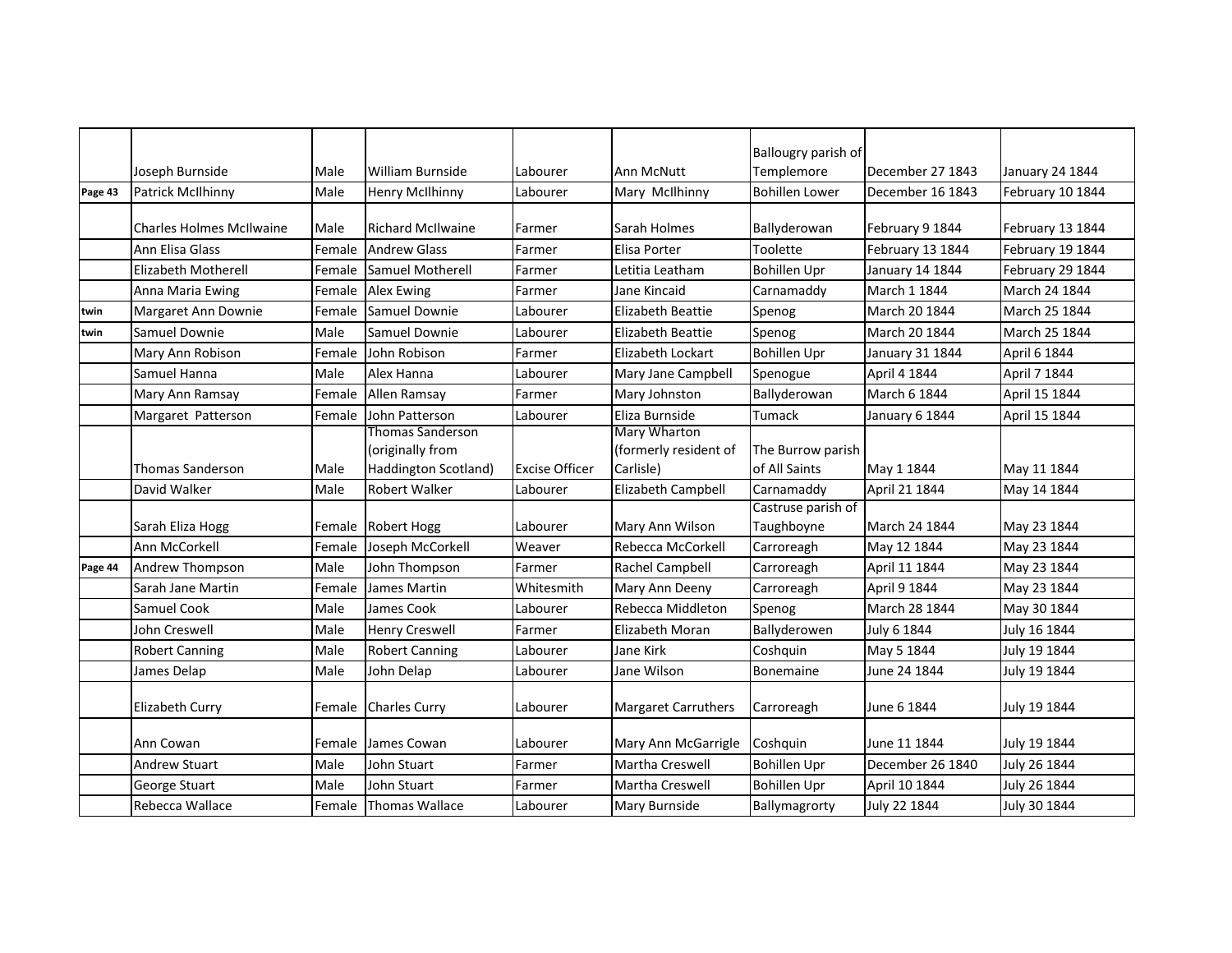| | | | | | | | | |
|---|---|---|---|---|---|---|---|---|
| | Joseph Burnside | Male | William Burnside | Labourer | Ann McNutt | Ballougry parish of Templemore | December 27 1843 | January 24 1844 |
| Page 43 | Patrick McIlhinny | Male | Henry McIlhinny | Labourer | Mary McIlhinny | Bohillen Lower | December 16 1843 | February 10 1844 |
| | Charles Holmes McIlwaine | Male | Richard McIlwaine | Farmer | Sarah Holmes | Ballyderowan | February 9 1844 | February 13 1844 |
| | Ann Elisa Glass | Female | Andrew Glass | Farmer | Elisa Porter | Toolette | February 13 1844 | February 19 1844 |
| | Elizabeth Motherell | Female | Samuel Motherell | Farmer | Letitia Leatham | Bohillen Upr | January 14 1844 | February 29 1844 |
| | Anna Maria Ewing | Female | Alex Ewing | Farmer | Jane Kincaid | Carnamaddy | March 1 1844 | March 24 1844 |
| twin | Margaret Ann Downie | Female | Samuel Downie | Labourer | Elizabeth Beattie | Spenog | March 20 1844 | March 25 1844 |
| twin | Samuel Downie | Male | Samuel Downie | Labourer | Elizabeth Beattie | Spenog | March 20 1844 | March 25 1844 |
| | Mary Ann Robison | Female | John Robison | Farmer | Elizabeth Lockart | Bohillen Upr | January 31 1844 | April 6 1844 |
| | Samuel Hanna | Male | Alex Hanna | Labourer | Mary Jane Campbell | Spenogue | April 4 1844 | April 7 1844 |
| | Mary Ann Ramsay | Female | Allen Ramsay | Farmer | Mary Johnston | Ballyderowan | March 6 1844 | April 15 1844 |
| | Margaret Patterson | Female | John Patterson | Labourer | Eliza Burnside | Tumack | January 6 1844 | April 15 1844 |
| | Thomas Sanderson | Male | Thomas Sanderson (originally from Haddington Scotland) | Excise Officer | Mary Wharton (formerly resident of Carlisle) | The Burrow parish of All Saints | May 1 1844 | May 11 1844 |
| | David Walker | Male | Robert Walker | Labourer | Elizabeth Campbell | Carnamaddy | April 21 1844 | May 14 1844 |
| | Sarah Eliza Hogg | Female | Robert Hogg | Labourer | Mary Ann Wilson | Castruse parish of Taughboyne | March 24 1844 | May 23 1844 |
| | Ann McCorkell | Female | Joseph McCorkell | Weaver | Rebecca McCorkell | Carroreagh | May 12 1844 | May 23 1844 |
| Page 44 | Andrew Thompson | Male | John Thompson | Farmer | Rachel Campbell | Carroreagh | April 11 1844 | May 23 1844 |
| | Sarah Jane Martin | Female | James Martin | Whitesmith | Mary Ann Deeny | Carroreagh | April 9 1844 | May 23 1844 |
| | Samuel Cook | Male | James Cook | Labourer | Rebecca Middleton | Spenog | March 28 1844 | May 30 1844 |
| | John Creswell | Male | Henry Creswell | Farmer | Elizabeth Moran | Ballyderowen | July 6 1844 | July 16 1844 |
| | Robert Canning | Male | Robert Canning | Labourer | Jane Kirk | Coshquin | May 5 1844 | July 19 1844 |
| | James Delap | Male | John Delap | Labourer | Jane Wilson | Bonemaine | June 24 1844 | July 19 1844 |
| | Elizabeth Curry | Female | Charles Curry | Labourer | Margaret Carruthers | Carroreagh | June 6 1844 | July 19 1844 |
| | Ann Cowan | Female | James Cowan | Labourer | Mary Ann McGarrigle | Coshquin | June 11 1844 | July 19 1844 |
| | Andrew Stuart | Male | John Stuart | Farmer | Martha Creswell | Bohillen Upr | December 26 1840 | July 26 1844 |
| | George Stuart | Male | John Stuart | Farmer | Martha Creswell | Bohillen Upr | April 10 1844 | July 26 1844 |
| | Rebecca Wallace | Female | Thomas Wallace | Labourer | Mary Burnside | Ballymagrorty | July 22 1844 | July 30 1844 |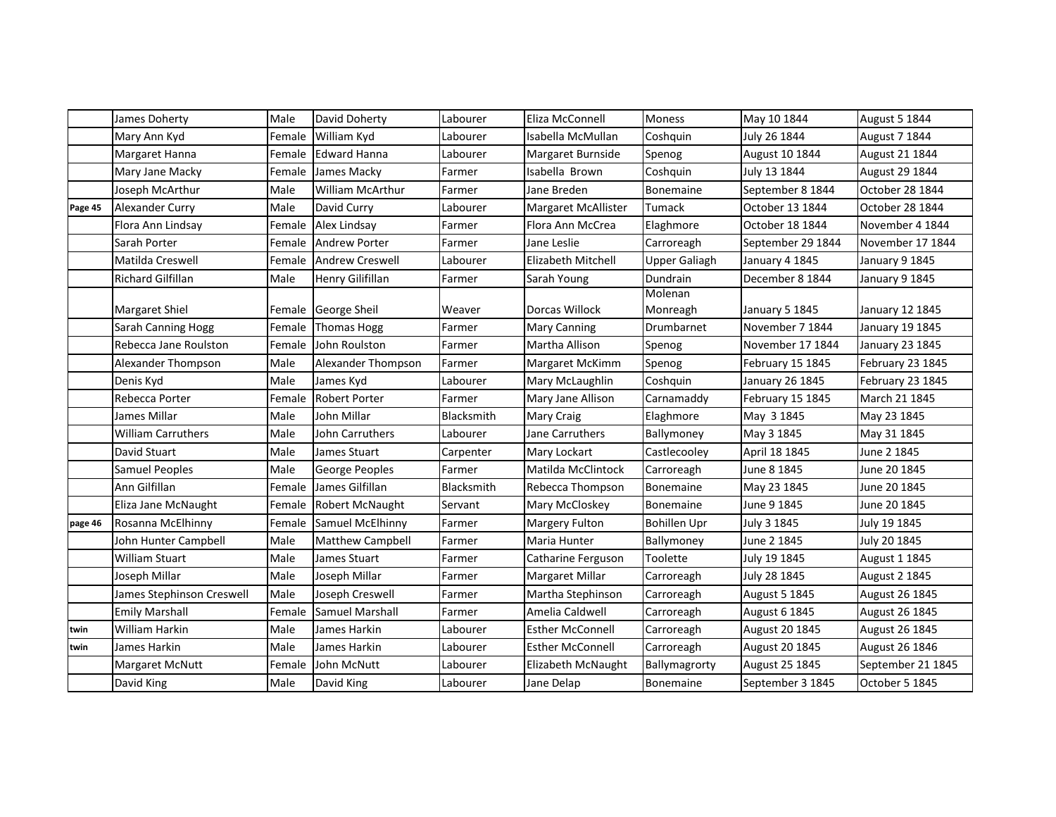|  |  |  |  |  |  |  |  |  |
|---|---|---|---|---|---|---|---|---|
|  | James Doherty | Male | David Doherty | Labourer | Eliza McConnell | Moness | May 10 1844 | August 5 1844 |
|  | Mary Ann Kyd | Female | William Kyd | Labourer | Isabella McMullan | Coshquin | July 26 1844 | August 7 1844 |
|  | Margaret Hanna | Female | Edward Hanna | Labourer | Margaret Burnside | Spenog | August 10 1844 | August 21 1844 |
|  | Mary Jane Macky | Female | James Macky | Farmer | Isabella Brown | Coshquin | July 13 1844 | August 29 1844 |
|  | Joseph McArthur | Male | William McArthur | Farmer | Jane Breden | Bonemaine | September 8 1844 | October 28 1844 |
| Page 45 | Alexander Curry | Male | David Curry | Labourer | Margaret McAllister | Tumack | October 13 1844 | October 28 1844 |
|  | Flora Ann Lindsay | Female | Alex Lindsay | Farmer | Flora Ann McCrea | Elaghmore | October 18 1844 | November 4 1844 |
|  | Sarah Porter | Female | Andrew Porter | Farmer | Jane Leslie | Carroreagh | September 29 1844 | November 17 1844 |
|  | Matilda Creswell | Female | Andrew Creswell | Labourer | Elizabeth Mitchell | Upper Galiagh | January 4 1845 | January 9 1845 |
|  | Richard Gilfillan | Male | Henry Gilifillan | Farmer | Sarah Young | Dundrain | December 8 1844 | January 9 1845 |
|  | Margaret Shiel | Female | George Sheil | Weaver | Dorcas Willock | Molenan Monreagh | January 5 1845 | January 12 1845 |
|  | Sarah Canning Hogg | Female | Thomas Hogg | Farmer | Mary Canning | Drumbarnet | November 7 1844 | January 19 1845 |
|  | Rebecca Jane Roulston | Female | John Roulston | Farmer | Martha Allison | Spenog | November 17 1844 | January 23 1845 |
|  | Alexander Thompson | Male | Alexander Thompson | Farmer | Margaret McKimm | Spenog | February 15 1845 | February 23 1845 |
|  | Denis Kyd | Male | James Kyd | Labourer | Mary McLaughlin | Coshquin | January 26 1845 | February 23 1845 |
|  | Rebecca Porter | Female | Robert Porter | Farmer | Mary Jane Allison | Carnamaddy | February 15 1845 | March 21 1845 |
|  | James Millar | Male | John Millar | Blacksmith | Mary Craig | Elaghmore | May 3 1845 | May 23 1845 |
|  | William Carruthers | Male | John Carruthers | Labourer | Jane Carruthers | Ballymoney | May 3 1845 | May 31 1845 |
|  | David Stuart | Male | James Stuart | Carpenter | Mary Lockart | Castlecooley | April 18 1845 | June 2 1845 |
|  | Samuel Peoples | Male | George Peoples | Farmer | Matilda McClintock | Carroreagh | June 8 1845 | June 20 1845 |
|  | Ann Gilfillan | Female | James Gilfillan | Blacksmith | Rebecca Thompson | Bonemaine | May 23 1845 | June 20 1845 |
|  | Eliza Jane McNaught | Female | Robert McNaught | Servant | Mary McCloskey | Bonemaine | June 9 1845 | June 20 1845 |
| page 46 | Rosanna McElhinny | Female | Samuel McElhinny | Farmer | Margery Fulton | Bohillen Upr | July 3 1845 | July 19 1845 |
|  | John Hunter Campbell | Male | Matthew Campbell | Farmer | Maria Hunter | Ballymoney | June 2 1845 | July 20 1845 |
|  | William Stuart | Male | James Stuart | Farmer | Catharine Ferguson | Toolette | July 19 1845 | August 1 1845 |
|  | Joseph Millar | Male | Joseph Millar | Farmer | Margaret Millar | Carroreagh | July 28 1845 | August 2 1845 |
|  | James Stephinson Creswell | Male | Joseph Creswell | Farmer | Martha Stephinson | Carroreagh | August 5 1845 | August 26 1845 |
|  | Emily Marshall | Female | Samuel Marshall | Farmer | Amelia Caldwell | Carroreagh | August 6 1845 | August 26 1845 |
| twin | William Harkin | Male | James Harkin | Labourer | Esther McConnell | Carroreagh | August 20 1845 | August 26 1845 |
| twin | James Harkin | Male | James Harkin | Labourer | Esther McConnell | Carroreagh | August 20 1845 | August 26 1846 |
|  | Margaret McNutt | Female | John McNutt | Labourer | Elizabeth McNaught | Ballymagrorty | August 25 1845 | September 21 1845 |
|  | David King | Male | David King | Labourer | Jane Delap | Bonemaine | September 3 1845 | October 5 1845 |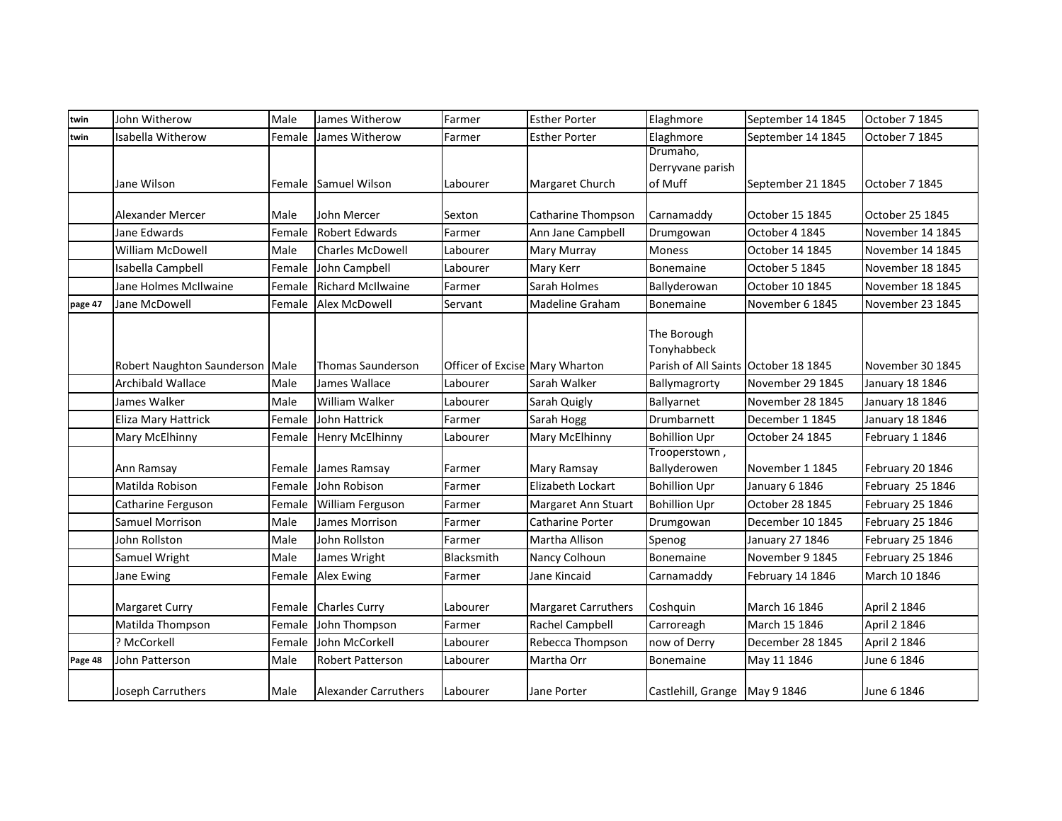| | | | | | | | | |
|---|---|---|---|---|---|---|---|---|
| twin | John Witherow | Male | James Witherow | Farmer | Esther Porter | Elaghmore | September 14 1845 | October 7 1845 |
| twin | Isabella Witherow | Female | James Witherow | Farmer | Esther Porter | Elaghmore | September 14 1845 | October 7 1845 |
| | Jane Wilson | Female | Samuel Wilson | Labourer | Margaret Church | Drumaho, Derryvane parish of Muff | September 21 1845 | October 7 1845 |
| | Alexander Mercer | Male | John Mercer | Sexton | Catharine Thompson | Carnamaddy | October 15 1845 | October 25 1845 |
| | Jane Edwards | Female | Robert Edwards | Farmer | Ann Jane Campbell | Drumgowan | October 4 1845 | November 14 1845 |
| | William McDowell | Male | Charles McDowell | Labourer | Mary Murray | Moness | October 14 1845 | November 14 1845 |
| | Isabella Campbell | Female | John Campbell | Labourer | Mary Kerr | Bonemaine | October 5 1845 | November 18 1845 |
| | Jane Holmes McIlwaine | Female | Richard McIlwaine | Farmer | Sarah Holmes | Ballyderowan | October 10 1845 | November 18 1845 |
| page 47 | Jane McDowell | Female | Alex McDowell | Servant | Madeline Graham | Bonemaine | November 6 1845 | November 23 1845 |
| | Robert Naughton Saunderson | Male | Thomas Saunderson | Officer of Excise | Mary Wharton | The Borough Tonyhabbeck Parish of All Saints | October 18 1845 | November 30 1845 |
| | Archibald Wallace | Male | James Wallace | Labourer | Sarah Walker | Ballymagrorty | November 29 1845 | January 18 1846 |
| | James Walker | Male | William Walker | Labourer | Sarah Quigly | Ballyarnet | November 28 1845 | January 18 1846 |
| | Eliza Mary Hattrick | Female | John Hattrick | Farmer | Sarah Hogg | Drumbarnett | December 1 1845 | January 18 1846 |
| | Mary McElhinny | Female | Henry McElhinny | Labourer | Mary McElhinny | Bohillion Upr | October 24 1845 | February 1 1846 |
| | Ann Ramsay | Female | James Ramsay | Farmer | Mary Ramsay | Trooperstown , Ballyderowen | November 1 1845 | February 20 1846 |
| | Matilda Robison | Female | John Robison | Farmer | Elizabeth Lockart | Bohillion Upr | January 6 1846 | February 25 1846 |
| | Catharine Ferguson | Female | William Ferguson | Farmer | Margaret Ann Stuart | Bohillion Upr | October 28 1845 | February 25 1846 |
| | Samuel Morrison | Male | James Morrison | Farmer | Catharine Porter | Drumgowan | December 10 1845 | February 25 1846 |
| | John Rollston | Male | John Rollston | Farmer | Martha Allison | Spenog | January 27 1846 | February 25 1846 |
| | Samuel Wright | Male | James Wright | Blacksmith | Nancy Colhoun | Bonemaine | November 9 1845 | February 25 1846 |
| | Jane Ewing | Female | Alex Ewing | Farmer | Jane Kincaid | Carnamaddy | February 14 1846 | March 10 1846 |
| | Margaret Curry | Female | Charles Curry | Labourer | Margaret Carruthers | Coshquin | March 16 1846 | April 2 1846 |
| | Matilda Thompson | Female | John Thompson | Farmer | Rachel Campbell | Carroreagh | March 15 1846 | April 2 1846 |
| | ? McCorkell | Female | John McCorkell | Labourer | Rebecca Thompson | now of Derry | December 28 1845 | April 2 1846 |
| Page 48 | John Patterson | Male | Robert Patterson | Labourer | Martha Orr | Bonemaine | May 11 1846 | June 6 1846 |
| | Joseph Carruthers | Male | Alexander Carruthers | Labourer | Jane Porter | Castlehill, Grange | May 9 1846 | June 6 1846 |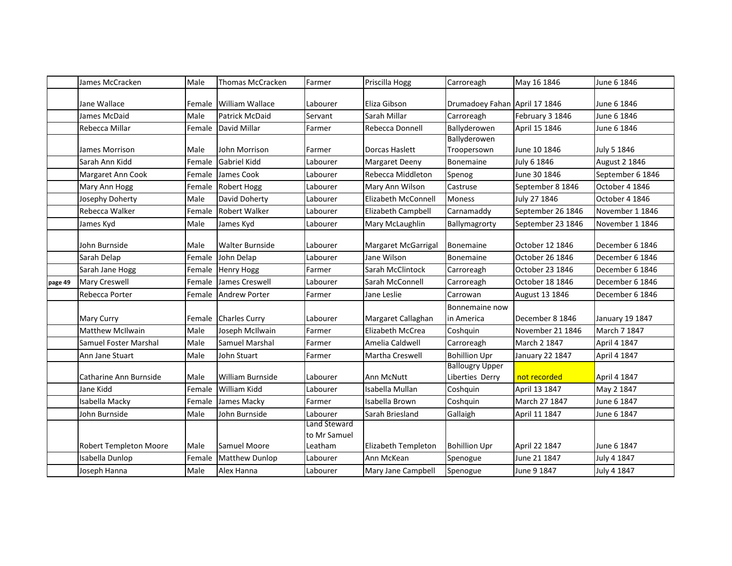| | | | | | | | | |
|---|---|---|---|---|---|---|---|---|
| | James McCracken | Male | Thomas McCracken | Farmer | Priscilla Hogg | Carroreagh | May 16 1846 | June 6 1846 |
| | Jane Wallace | Female | William Wallace | Labourer | Eliza Gibson | Drumadoey Fahan | April 17 1846 | June 6 1846 |
| | James McDaid | Male | Patrick McDaid | Servant | Sarah Millar | Carroreagh | February 3 1846 | June 6 1846 |
| | Rebecca Millar | Female | David Millar | Farmer | Rebecca Donnell | Ballyderowen | April 15 1846 | June 6 1846 |
| | James Morrison | Male | John Morrison | Farmer | Dorcas Haslett | Ballyderowen Troopersown | June 10 1846 | July 5 1846 |
| | Sarah Ann Kidd | Female | Gabriel Kidd | Labourer | Margaret Deeny | Bonemaine | July 6 1846 | August 2 1846 |
| | Margaret Ann Cook | Female | James Cook | Labourer | Rebecca Middleton | Spenog | June 30 1846 | September 6 1846 |
| | Mary Ann Hogg | Female | Robert Hogg | Labourer | Mary Ann Wilson | Castruse | September 8 1846 | October 4 1846 |
| | Josephy Doherty | Male | David Doherty | Labourer | Elizabeth McConnell | Moness | July 27 1846 | October 4 1846 |
| | Rebecca Walker | Female | Robert Walker | Labourer | Elizabeth Campbell | Carnamaddy | September 26 1846 | November 1 1846 |
| | James Kyd | Male | James Kyd | Labourer | Mary McLaughlin | Ballymagrorty | September 23 1846 | November 1 1846 |
| | John Burnside | Male | Walter Burnside | Labourer | Margaret McGarrigal | Bonemaine | October 12 1846 | December 6 1846 |
| | Sarah Delap | Female | John Delap | Labourer | Jane Wilson | Bonemaine | October 26 1846 | December 6 1846 |
| | Sarah Jane Hogg | Female | Henry Hogg | Farmer | Sarah McClintock | Carroreagh | October 23 1846 | December 6 1846 |
| page 49 | Mary Creswell | Female | James Creswell | Labourer | Sarah McConnell | Carroreagh | October 18 1846 | December 6 1846 |
| | Rebecca Porter | Female | Andrew Porter | Farmer | Jane Leslie | Carrowan | August 13 1846 | December 6 1846 |
| | Mary Curry | Female | Charles Curry | Labourer | Margaret Callaghan | Bonnemaine now in America | December 8 1846 | January 19 1847 |
| | Matthew McIlwain | Male | Joseph McIlwain | Farmer | Elizabeth McCrea | Coshquin | November 21 1846 | March 7 1847 |
| | Samuel Foster Marshal | Male | Samuel Marshal | Farmer | Amelia Caldwell | Carroreagh | March 2 1847 | April 4 1847 |
| | Ann Jane Stuart | Male | John Stuart | Farmer | Martha Creswell | Bohillion Upr | January 22 1847 | April 4 1847 |
| | Catharine Ann Burnside | Male | William Burnside | Labourer | Ann McNutt | Ballougry Upper Liberties Derry | not recorded | April 4 1847 |
| | Jane Kidd | Female | William Kidd | Labourer | Isabella Mullan | Coshquin | April 13 1847 | May 2 1847 |
| | Isabella Macky | Female | James Macky | Farmer | Isabella Brown | Coshquin | March 27 1847 | June 6 1847 |
| | John Burnside | Male | John Burnside | Labourer | Sarah Briesland | Gallaigh | April 11 1847 | June 6 1847 |
| | Robert Templeton Moore | Male | Samuel Moore | Land Steward to Mr Samuel Leatham | Elizabeth Templeton | Bohillion Upr | April 22 1847 | June 6 1847 |
| | Isabella Dunlop | Female | Matthew Dunlop | Labourer | Ann McKean | Spenogue | June 21 1847 | July 4 1847 |
| | Joseph Hanna | Male | Alex Hanna | Labourer | Mary Jane Campbell | Spenogue | June 9 1847 | July 4 1847 |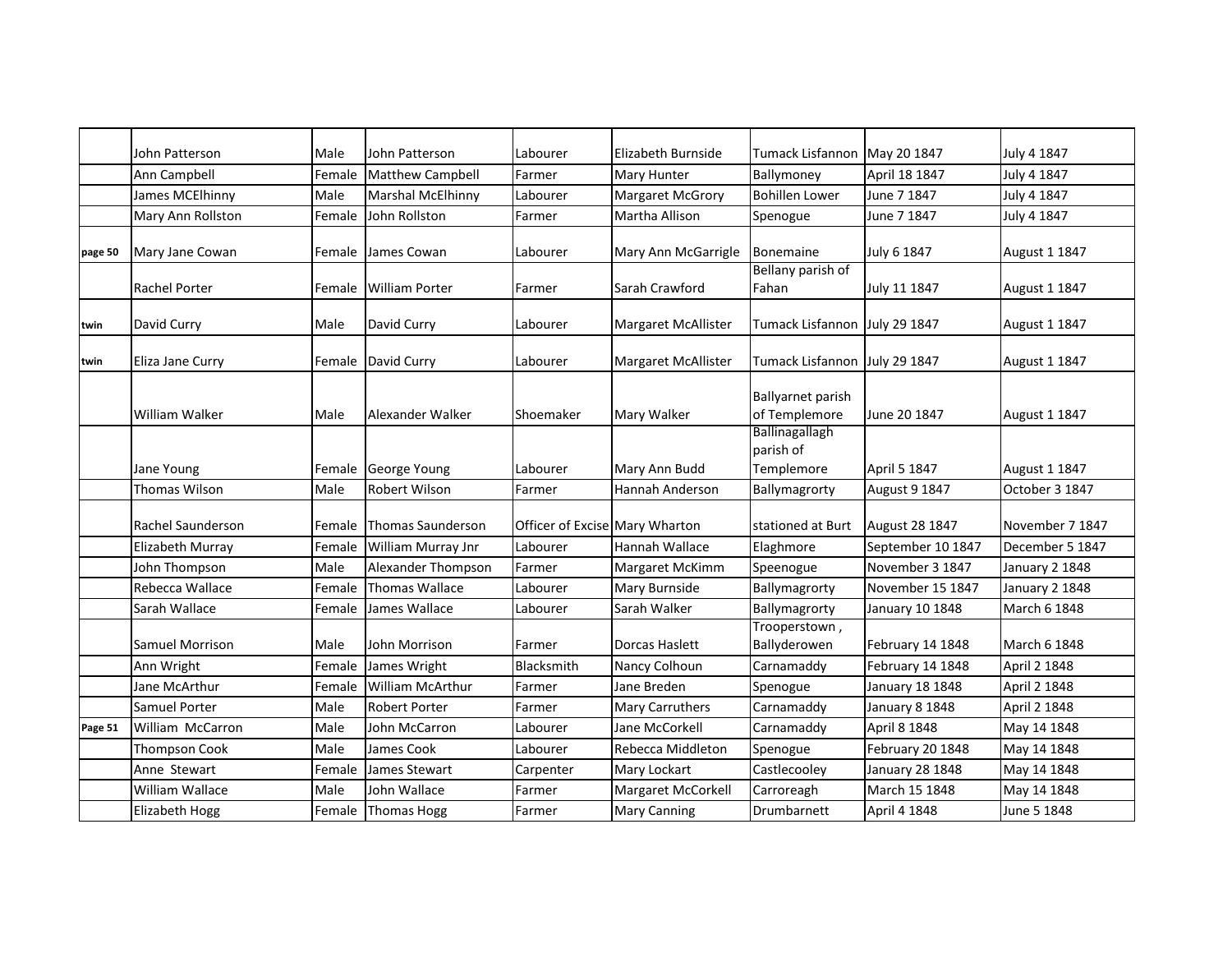| | | | | | | | | |
|---|---|---|---|---|---|---|---|---|
| | John Patterson | Male | John Patterson | Labourer | Elizabeth Burnside | Tumack Lisfannon | May 20 1847 | July 4 1847 |
| | Ann Campbell | Female | Matthew Campbell | Farmer | Mary Hunter | Ballymoney | April 18 1847 | July 4 1847 |
| | James MCElhinny | Male | Marshal McElhinny | Labourer | Margaret McGrory | Bohillen Lower | June 7 1847 | July 4 1847 |
| | Mary Ann Rollston | Female | John Rollston | Farmer | Martha Allison | Spenogue | June 7 1847 | July 4 1847 |
| page 50 | Mary Jane Cowan | Female | James Cowan | Labourer | Mary Ann McGarrigle | Bonemaine | July 6 1847 | August 1 1847 |
| | Rachel Porter | Female | William Porter | Farmer | Sarah Crawford | Bellany parish of Fahan | July 11 1847 | August 1 1847 |
| twin | David Curry | Male | David Curry | Labourer | Margaret McAllister | Tumack Lisfannon | July 29 1847 | August 1 1847 |
| twin | Eliza Jane Curry | Female | David Curry | Labourer | Margaret McAllister | Tumack Lisfannon | July 29 1847 | August 1 1847 |
| | William Walker | Male | Alexander Walker | Shoemaker | Mary Walker | Ballyarnet parish of Templemore | June 20 1847 | August 1 1847 |
| | Jane Young | Female | George Young | Labourer | Mary Ann Budd | Ballinagallagh parish of Templemore | April 5 1847 | August 1 1847 |
| | Thomas Wilson | Male | Robert Wilson | Farmer | Hannah Anderson | Ballymagrorty | August 9 1847 | October 3 1847 |
| | Rachel Saunderson | Female | Thomas Saunderson | Officer of Excise | Mary Wharton | stationed at Burt | August 28 1847 | November 7 1847 |
| | Elizabeth Murray | Female | William Murray Jnr | Labourer | Hannah Wallace | Elaghmore | September 10 1847 | December 5 1847 |
| | John Thompson | Male | Alexander Thompson | Farmer | Margaret McKimm | Speenogue | November 3 1847 | January 2 1848 |
| | Rebecca Wallace | Female | Thomas Wallace | Labourer | Mary Burnside | Ballymagrorty | November 15 1847 | January 2 1848 |
| | Sarah Wallace | Female | James Wallace | Labourer | Sarah Walker | Ballymagrorty | January 10 1848 | March 6 1848 |
| | Samuel Morrison | Male | John Morrison | Farmer | Dorcas Haslett | Trooperstown , Ballyderowen | February 14 1848 | March 6 1848 |
| | Ann Wright | Female | James Wright | Blacksmith | Nancy Colhoun | Carnamaddy | February 14 1848 | April 2 1848 |
| | Jane McArthur | Female | William McArthur | Farmer | Jane Breden | Spenogue | January 18 1848 | April 2 1848 |
| | Samuel Porter | Male | Robert Porter | Farmer | Mary Carruthers | Carnamaddy | January 8 1848 | April 2 1848 |
| Page 51 | William McCarron | Male | John McCarron | Labourer | Jane McCorkell | Carnamaddy | April 8 1848 | May 14 1848 |
| | Thompson Cook | Male | James Cook | Labourer | Rebecca Middleton | Spenogue | February 20 1848 | May 14 1848 |
| | Anne Stewart | Female | James Stewart | Carpenter | Mary Lockart | Castlecooley | January 28 1848 | May 14 1848 |
| | William Wallace | Male | John Wallace | Farmer | Margaret McCorkell | Carroreagh | March 15 1848 | May 14 1848 |
| | Elizabeth Hogg | Female | Thomas Hogg | Farmer | Mary Canning | Drumbarnett | April 4 1848 | June 5 1848 |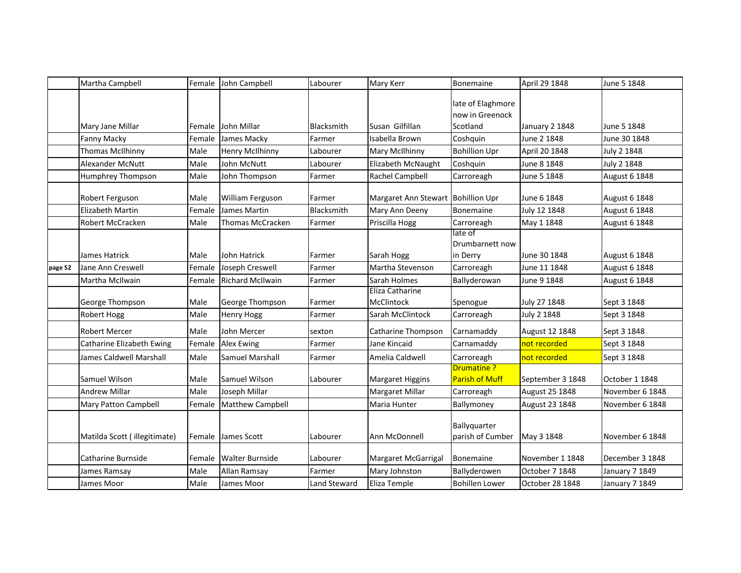| | | | | | | | | |
|---|---|---|---|---|---|---|---|---|
| | Martha Campbell | Female | John Campbell | Labourer | Mary Kerr | Bonemaine | April 29 1848 | June 5 1848 |
| | Mary Jane Millar | Female | John Millar | Blacksmith | Susan Gilfillan | late of Elaghmore now in Greenock Scotland | January 2 1848 | June 5 1848 |
| | Fanny Macky | Female | James Macky | Farmer | Isabella Brown | Coshquin | June 2 1848 | June 30 1848 |
| | Thomas McIlhinny | Male | Henry McIlhinny | Labourer | Mary McIlhinny | Bohillion Upr | April 20 1848 | July 2 1848 |
| | Alexander McNutt | Male | John McNutt | Labourer | Elizabeth McNaught | Coshquin | June 8 1848 | July 2 1848 |
| | Humphrey Thompson | Male | John Thompson | Farmer | Rachel Campbell | Carroreagh | June 5 1848 | August 6 1848 |
| | Robert Ferguson | Male | William Ferguson | Farmer | Margaret Ann Stewart | Bohillion Upr | June 6 1848 | August 6 1848 |
| | Elizabeth Martin | Female | James Martin | Blacksmith | Mary Ann Deeny | Bonemaine | July 12 1848 | August 6 1848 |
| | Robert McCracken | Male | Thomas McCracken | Farmer | Priscilla Hogg | Carroreagh | May 1 1848 | August 6 1848 |
| | James Hatrick | Male | John Hatrick | Farmer | Sarah Hogg | late of Drumbarnett now in Derry | June 30 1848 | August 6 1848 |
| page 52 | Jane Ann Creswell | Female | Joseph Creswell | Farmer | Martha Stevenson | Carroreagh | June 11 1848 | August 6 1848 |
| | Martha McIlwain | Female | Richard McIlwain | Farmer | Sarah Holmes | Ballyderowan | June 9 1848 | August 6 1848 |
| | George Thompson | Male | George Thompson | Farmer | Eliza Catharine McClintock | Spenogue | July 27 1848 | Sept 3 1848 |
| | Robert Hogg | Male | Henry Hogg | Farmer | Sarah McClintock | Carroreagh | July 2 1848 | Sept 3 1848 |
| | Robert Mercer | Male | John Mercer | sexton | Catharine Thompson | Carnamaddy | August 12 1848 | Sept 3 1848 |
| | Catharine Elizabeth Ewing | Female | Alex Ewing | Farmer | Jane Kincaid | Carnamaddy | not recorded | Sept 3 1848 |
| | James Caldwell Marshall | Male | Samuel Marshall | Farmer | Amelia Caldwell | Carroreagh | not recorded | Sept 3 1848 |
| | Samuel Wilson | Male | Samuel Wilson | Labourer | Margaret Higgins | Drumatine ? Parish of Muff | September 3 1848 | October 1 1848 |
| | Andrew Millar | Male | Joseph Millar | | Margaret Millar | Carroreagh | August 25 1848 | November 6 1848 |
| | Mary Patton Campbell | Female | Matthew Campbell | | Maria Hunter | Ballymoney | August 23 1848 | November 6 1848 |
| | Matilda Scott ( illegitimate) | Female | James Scott | Labourer | Ann McDonnell | Ballyquarter parish of Cumber | May 3 1848 | November 6 1848 |
| | Catharine Burnside | Female | Walter Burnside | Labourer | Margaret McGarrigal | Bonemaine | November 1 1848 | December 3 1848 |
| | James Ramsay | Male | Allan Ramsay | Farmer | Mary Johnston | Ballyderowen | October 7 1848 | January 7 1849 |
| | James Moor | Male | James Moor | Land Steward | Eliza Temple | Bohillen Lower | October 28 1848 | January 7 1849 |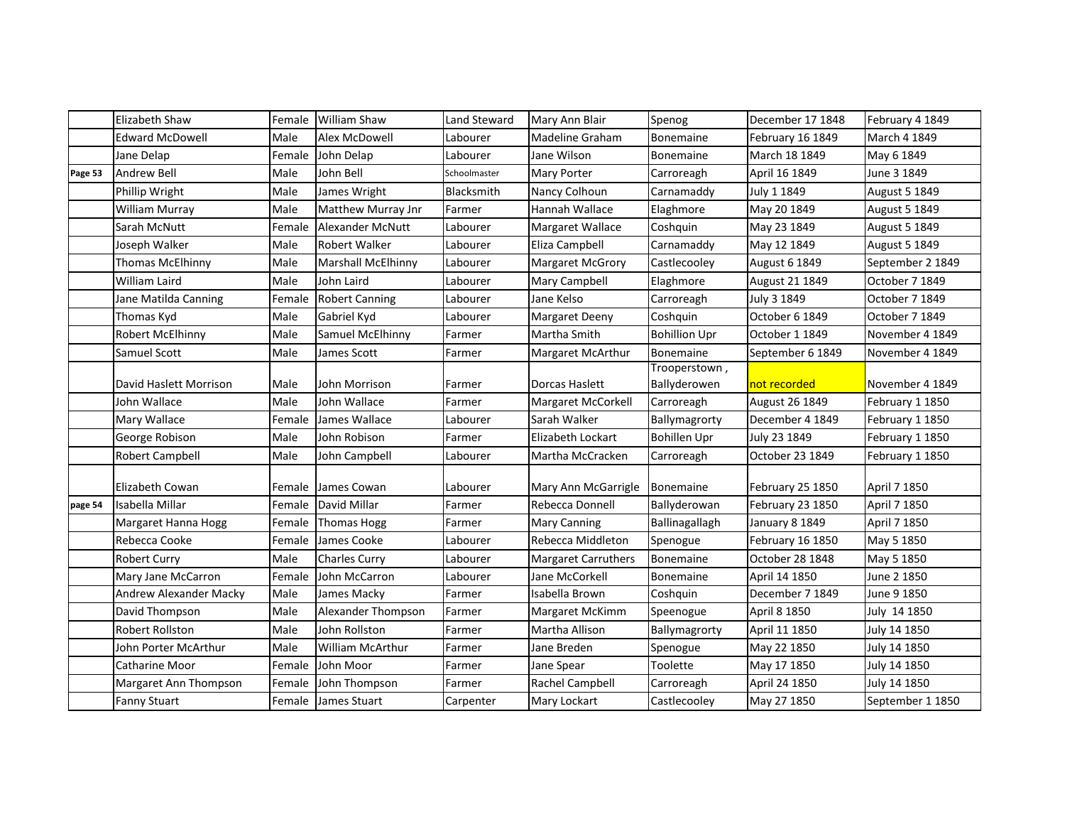| | | | | | | | | |
|---|---|---|---|---|---|---|---|---|
| | Elizabeth Shaw | Female | William Shaw | Land Steward | Mary Ann Blair | Spenog | December 17 1848 | February 4 1849 |
| | Edward McDowell | Male | Alex McDowell | Labourer | Madeline Graham | Bonemaine | February 16 1849 | March 4 1849 |
| | Jane Delap | Female | John Delap | Labourer | Jane Wilson | Bonemaine | March 18 1849 | May 6 1849 |
| Page 53 | Andrew Bell | Male | John Bell | Schoolmaster | Mary Porter | Carroreagh | April 16 1849 | June 3 1849 |
| | Phillip Wright | Male | James Wright | Blacksmith | Nancy Colhoun | Carnamaddy | July 1 1849 | August 5 1849 |
| | William Murray | Male | Matthew Murray Jnr | Farmer | Hannah Wallace | Elaghmore | May 20 1849 | August 5 1849 |
| | Sarah McNutt | Female | Alexander McNutt | Labourer | Margaret Wallace | Coshquin | May 23 1849 | August 5 1849 |
| | Joseph Walker | Male | Robert Walker | Labourer | Eliza Campbell | Carnamaddy | May 12 1849 | August 5 1849 |
| | Thomas McElhinny | Male | Marshall McElhinny | Labourer | Margaret McGrory | Castlecooley | August 6 1849 | September 2 1849 |
| | William Laird | Male | John Laird | Labourer | Mary Campbell | Elaghmore | August 21 1849 | October 7 1849 |
| | Jane Matilda Canning | Female | Robert Canning | Labourer | Jane Kelso | Carroreagh | July 3 1849 | October 7 1849 |
| | Thomas Kyd | Male | Gabriel Kyd | Labourer | Margaret Deeny | Coshquin | October 6 1849 | October 7 1849 |
| | Robert McElhinny | Male | Samuel McElhinny | Farmer | Martha Smith | Bohillion Upr | October 1 1849 | November 4 1849 |
| | Samuel Scott | Male | James Scott | Farmer | Margaret McArthur | Bonemaine | September 6 1849 | November 4 1849 |
| | David Haslett Morrison | Male | John Morrison | Farmer | Dorcas Haslett | Trooperstown , Ballyderowen | not recorded | November 4 1849 |
| | John Wallace | Male | John Wallace | Farmer | Margaret McCorkell | Carroreagh | August 26 1849 | February 1 1850 |
| | Mary Wallace | Female | James Wallace | Labourer | Sarah Walker | Ballymagrorty | December 4 1849 | February 1 1850 |
| | George Robison | Male | John Robison | Farmer | Elizabeth Lockart | Bohillen Upr | July 23 1849 | February 1 1850 |
| | Robert Campbell | Male | John Campbell | Labourer | Martha McCracken | Carroreagh | October 23 1849 | February 1 1850 |
| | Elizabeth Cowan | Female | James Cowan | Labourer | Mary Ann McGarrigle | Bonemaine | February 25 1850 | April 7 1850 |
| page 54 | Isabella Millar | Female | David Millar | Farmer | Rebecca Donnell | Ballyderowan | February 23 1850 | April 7 1850 |
| | Margaret Hanna Hogg | Female | Thomas Hogg | Farmer | Mary Canning | Ballinagallagh | January 8 1849 | April 7 1850 |
| | Rebecca Cooke | Female | James Cooke | Labourer | Rebecca Middleton | Spenogue | February 16 1850 | May 5 1850 |
| | Robert Curry | Male | Charles Curry | Labourer | Margaret Carruthers | Bonemaine | October 28 1848 | May 5 1850 |
| | Mary Jane McCarron | Female | John McCarron | Labourer | Jane McCorkell | Bonemaine | April 14 1850 | June 2 1850 |
| | Andrew Alexander Macky | Male | James Macky | Farmer | Isabella Brown | Coshquin | December 7 1849 | June 9 1850 |
| | David Thompson | Male | Alexander Thompson | Farmer | Margaret McKimm | Speenogue | April 8 1850 | July 14 1850 |
| | Robert Rollston | Male | John Rollston | Farmer | Martha Allison | Ballymagrorty | April 11 1850 | July 14 1850 |
| | John Porter McArthur | Male | William McArthur | Farmer | Jane Breden | Spenogue | May 22 1850 | July 14 1850 |
| | Catharine Moor | Female | John Moor | Farmer | Jane Spear | Toolette | May 17 1850 | July 14 1850 |
| | Margaret Ann Thompson | Female | John Thompson | Farmer | Rachel Campbell | Carroreagh | April 24 1850 | July 14 1850 |
| | Fanny Stuart | Female | James Stuart | Carpenter | Mary Lockart | Castlecooley | May 27 1850 | September 1 1850 |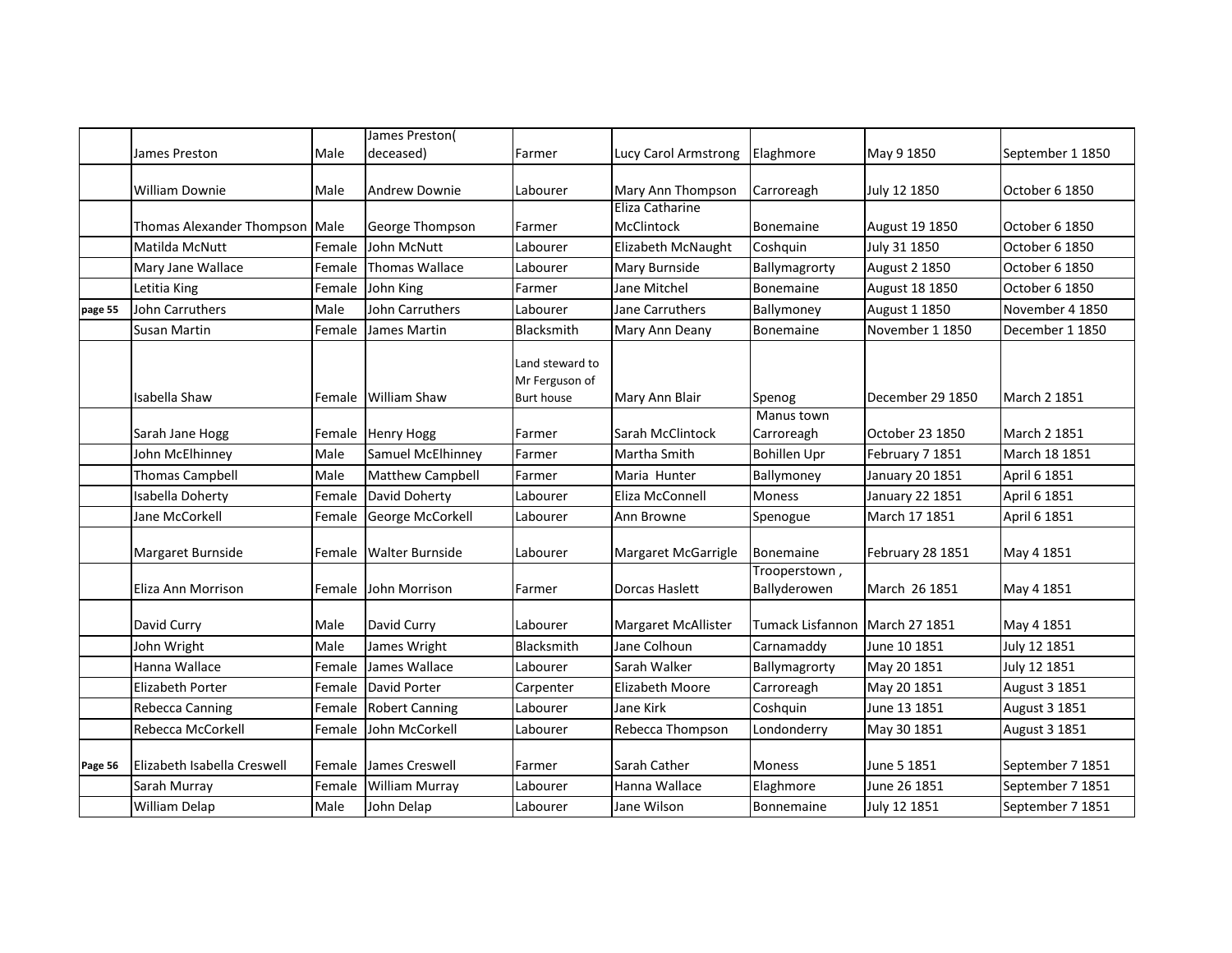| | | | | | | | | |
|---|---|---|---|---|---|---|---|---|
| | James Preston | Male | James Preston( deceased) | Farmer | Lucy Carol Armstrong | Elaghmore | May 9 1850 | September 1 1850 |
| | William Downie | Male | Andrew Downie | Labourer | Mary Ann Thompson | Carroreagh | July 12 1850 | October 6 1850 |
| | Thomas Alexander Thompson | Male | George Thompson | Farmer | Eliza Catharine McClintock | Bonemaine | August 19 1850 | October 6 1850 |
| | Matilda McNutt | Female | John McNutt | Labourer | Elizabeth McNaught | Coshquin | July 31 1850 | October 6 1850 |
| | Mary Jane Wallace | Female | Thomas Wallace | Labourer | Mary Burnside | Ballymagrorty | August 2 1850 | October 6 1850 |
| | Letitia King | Female | John King | Farmer | Jane Mitchel | Bonemaine | August 18 1850 | October 6 1850 |
| page 55 | John Carruthers | Male | John Carruthers | Labourer | Jane Carruthers | Ballymoney | August 1 1850 | November 4 1850 |
| | Susan Martin | Female | James Martin | Blacksmith | Mary Ann Deany | Bonemaine | November 1 1850 | December 1 1850 |
| | Isabella Shaw | Female | William Shaw | Land steward to Mr Ferguson of Burt house | Mary Ann Blair | Spenog | December 29 1850 | March 2 1851 |
| | Sarah Jane Hogg | Female | Henry Hogg | Farmer | Sarah McClintock | Manus town Carroreagh | October 23 1850 | March 2 1851 |
| | John McElhinney | Male | Samuel McElhinney | Farmer | Martha Smith | Bohillen Upr | February 7 1851 | March 18 1851 |
| | Thomas Campbell | Male | Matthew Campbell | Farmer | Maria Hunter | Ballymoney | January 20 1851 | April 6 1851 |
| | Isabella Doherty | Female | David Doherty | Labourer | Eliza McConnell | Moness | January 22 1851 | April 6 1851 |
| | Jane McCorkell | Female | George McCorkell | Labourer | Ann Browne | Spenogue | March 17 1851 | April 6 1851 |
| | Margaret Burnside | Female | Walter Burnside | Labourer | Margaret McGarrigle | Bonemaine | February 28 1851 | May 4 1851 |
| | Eliza Ann Morrison | Female | John Morrison | Farmer | Dorcas Haslett | Trooperstown , Ballyderowen | March 26 1851 | May 4 1851 |
| | David Curry | Male | David Curry | Labourer | Margaret McAllister | Tumack Lisfannon | March 27 1851 | May 4 1851 |
| | John Wright | Male | James Wright | Blacksmith | Jane Colhoun | Carnamaddy | June 10 1851 | July 12 1851 |
| | Hanna Wallace | Female | James Wallace | Labourer | Sarah Walker | Ballymagrorty | May 20 1851 | July 12 1851 |
| | Elizabeth Porter | Female | David Porter | Carpenter | Elizabeth Moore | Carroreagh | May 20 1851 | August 3 1851 |
| | Rebecca Canning | Female | Robert Canning | Labourer | Jane Kirk | Coshquin | June 13 1851 | August 3 1851 |
| | Rebecca McCorkell | Female | John McCorkell | Labourer | Rebecca Thompson | Londonderry | May 30 1851 | August 3 1851 |
| Page 56 | Elizabeth Isabella Creswell | Female | James Creswell | Farmer | Sarah Cather | Moness | June 5 1851 | September 7 1851 |
| | Sarah Murray | Female | William Murray | Labourer | Hanna Wallace | Elaghmore | June 26 1851 | September 7 1851 |
| | William Delap | Male | John Delap | Labourer | Jane Wilson | Bonnemaine | July 12 1851 | September 7 1851 |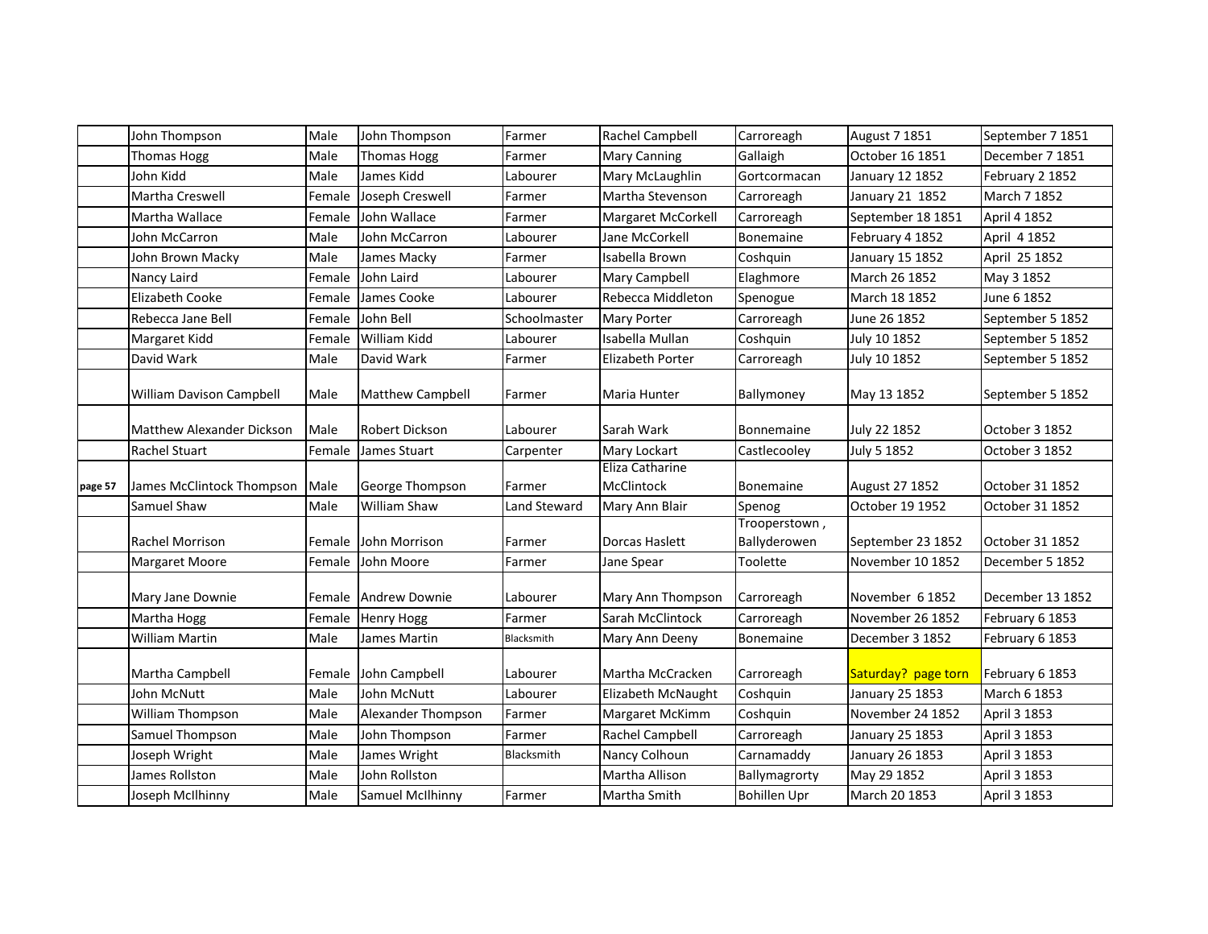| | | | | | | | | |
|---|---|---|---|---|---|---|---|---|
| | John Thompson | Male | John Thompson | Farmer | Rachel Campbell | Carroreagh | August 7 1851 | September 7 1851 |
| | Thomas Hogg | Male | Thomas Hogg | Farmer | Mary Canning | Gallaigh | October 16 1851 | December 7 1851 |
| | John Kidd | Male | James Kidd | Labourer | Mary McLaughlin | Gortcormacan | January 12 1852 | February 2 1852 |
| | Martha Creswell | Female | Joseph Creswell | Farmer | Martha Stevenson | Carroreagh | January 21 1852 | March 7 1852 |
| | Martha Wallace | Female | John Wallace | Farmer | Margaret McCorkell | Carroreagh | September 18 1851 | April 4 1852 |
| | John McCarron | Male | John McCarron | Labourer | Jane McCorkell | Bonemaine | February 4 1852 | April 4 1852 |
| | John Brown Macky | Male | James Macky | Farmer | Isabella Brown | Coshquin | January 15 1852 | April 25 1852 |
| | Nancy Laird | Female | John Laird | Labourer | Mary Campbell | Elaghmore | March 26 1852 | May 3 1852 |
| | Elizabeth Cooke | Female | James Cooke | Labourer | Rebecca Middleton | Spenogue | March 18 1852 | June 6 1852 |
| | Rebecca Jane Bell | Female | John Bell | Schoolmaster | Mary Porter | Carroreagh | June 26 1852 | September 5 1852 |
| | Margaret Kidd | Female | William Kidd | Labourer | Isabella Mullan | Coshquin | July 10 1852 | September 5 1852 |
| | David Wark | Male | David Wark | Farmer | Elizabeth Porter | Carroreagh | July 10 1852 | September 5 1852 |
| | William Davison Campbell | Male | Matthew Campbell | Farmer | Maria Hunter | Ballymoney | May 13 1852 | September 5 1852 |
| | Matthew Alexander Dickson | Male | Robert Dickson | Labourer | Sarah Wark | Bonnemaine | July 22 1852 | October 3 1852 |
| | Rachel Stuart | Female | James Stuart | Carpenter | Mary Lockart | Castlecooley | July 5 1852 | October 3 1852 |
| page 57 | James McClintock Thompson | Male | George Thompson | Farmer | Eliza Catharine McClintock | Bonemaine | August 27 1852 | October 31 1852 |
| | Samuel Shaw | Male | William Shaw | Land Steward | Mary Ann Blair | Spenog | October 19 1952 | October 31 1852 |
| | Rachel Morrison | Female | John Morrison | Farmer | Dorcas Haslett | Trooperstown , Ballyderowen | September 23 1852 | October 31 1852 |
| | Margaret Moore | Female | John Moore | Farmer | Jane Spear | Toolette | November 10 1852 | December 5 1852 |
| | Mary Jane Downie | Female | Andrew Downie | Labourer | Mary Ann Thompson | Carroreagh | November 6 1852 | December 13 1852 |
| | Martha Hogg | Female | Henry Hogg | Farmer | Sarah McClintock | Carroreagh | November 26 1852 | February 6 1853 |
| | William Martin | Male | James Martin | Blacksmith | Mary Ann Deeny | Bonemaine | December 3 1852 | February 6 1853 |
| | Martha Campbell | Female | John Campbell | Labourer | Martha McCracken | Carroreagh | Saturday? page torn | February 6 1853 |
| | John McNutt | Male | John McNutt | Labourer | Elizabeth McNaught | Coshquin | January 25 1853 | March 6 1853 |
| | William Thompson | Male | Alexander Thompson | Farmer | Margaret McKimm | Coshquin | November 24 1852 | April 3 1853 |
| | Samuel Thompson | Male | John Thompson | Farmer | Rachel Campbell | Carroreagh | January 25 1853 | April 3 1853 |
| | Joseph Wright | Male | James Wright | Blacksmith | Nancy Colhoun | Carnamaddy | January 26 1853 | April 3 1853 |
| | James Rollston | Male | John Rollston | | Martha Allison | Ballymagrorty | May 29 1852 | April 3 1853 |
| | Joseph McIlhinny | Male | Samuel McIlhinny | Farmer | Martha Smith | Bohillen Upr | March 20 1853 | April 3 1853 |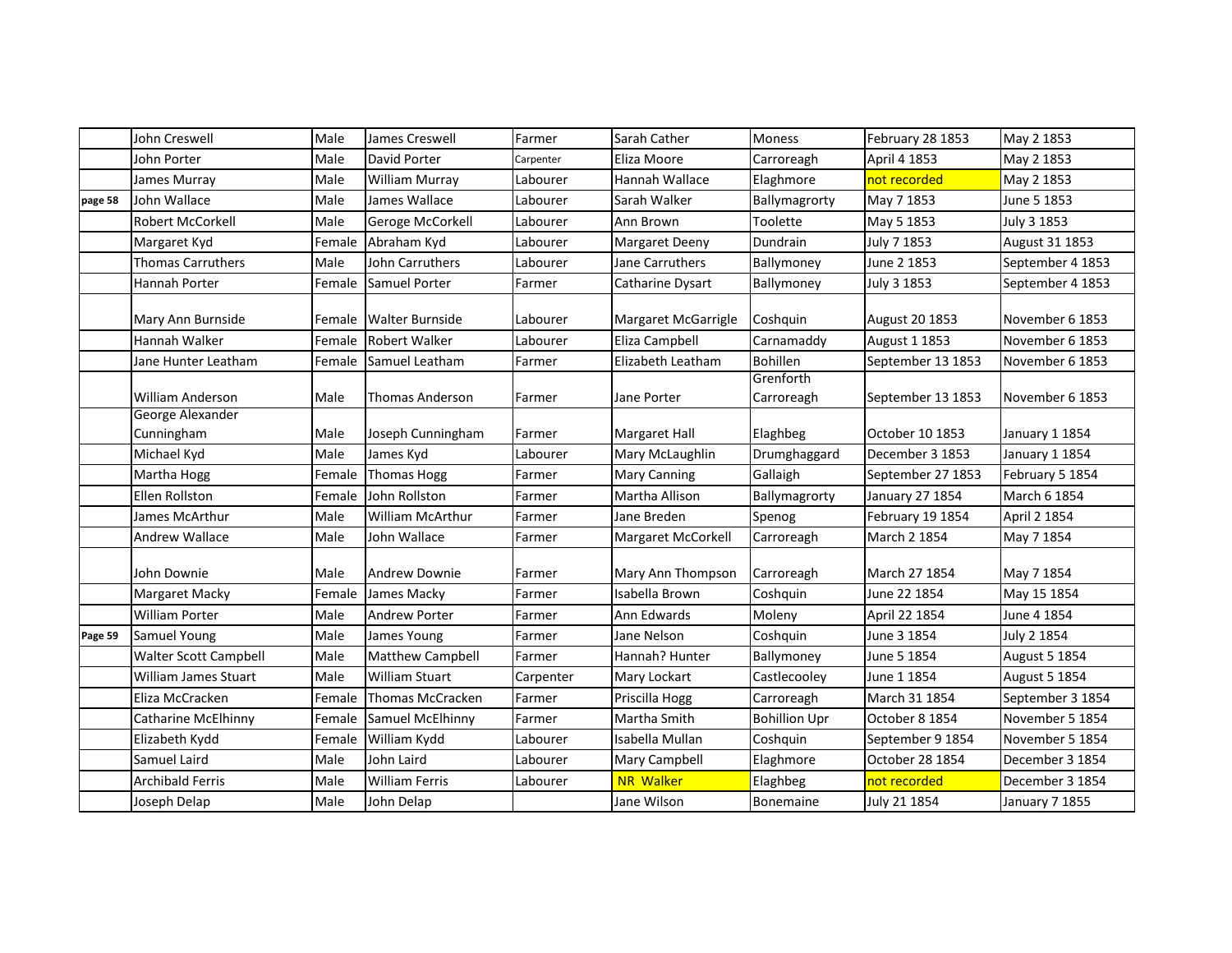| | John Creswell | Male | James Creswell | Farmer | Sarah Cather | Moness | February 28 1853 | May 2 1853 |
|---|---|---|---|---|---|---|---|---|
| | John Porter | Male | David Porter | Carpenter | Eliza Moore | Carroreagh | April 4 1853 | May 2 1853 |
| | James Murray | Male | William Murray | Labourer | Hannah Wallace | Elaghmore | not recorded | May 2 1853 |
| page 58 | John Wallace | Male | James Wallace | Labourer | Sarah Walker | Ballymagrorty | May 7 1853 | June 5 1853 |
| | Robert McCorkell | Male | Geroge McCorkell | Labourer | Ann Brown | Toolette | May 5 1853 | July 3 1853 |
| | Margaret Kyd | Female | Abraham Kyd | Labourer | Margaret Deeny | Dundrain | July 7 1853 | August 31 1853 |
| | Thomas Carruthers | Male | John Carruthers | Labourer | Jane Carruthers | Ballymoney | June 2 1853 | September 4 1853 |
| | Hannah Porter | Female | Samuel Porter | Farmer | Catharine Dysart | Ballymoney | July 3 1853 | September 4 1853 |
| | Mary Ann Burnside | Female | Walter Burnside | Labourer | Margaret McGarrigle | Coshquin | August 20 1853 | November 6 1853 |
| | Hannah Walker | Female | Robert Walker | Labourer | Eliza Campbell | Carnamaddy | August 1 1853 | November 6 1853 |
| | Jane Hunter Leatham | Female | Samuel Leatham | Farmer | Elizabeth Leatham | Bohillen | September 13 1853 | November 6 1853 |
| | William Anderson | Male | Thomas Anderson | Farmer | Jane Porter | Grenforth Carroreagh | September 13 1853 | November 6 1853 |
| | George Alexander Cunningham | Male | Joseph Cunningham | Farmer | Margaret Hall | Elaghbeg | October 10 1853 | January 1 1854 |
| | Michael Kyd | Male | James Kyd | Labourer | Mary McLaughlin | Drumghaggard | December 3 1853 | January 1 1854 |
| | Martha Hogg | Female | Thomas Hogg | Farmer | Mary Canning | Gallaigh | September 27 1853 | February 5 1854 |
| | Ellen Rollston | Female | John Rollston | Farmer | Martha Allison | Ballymagrorty | January 27 1854 | March 6 1854 |
| | James McArthur | Male | William McArthur | Farmer | Jane Breden | Spenog | February 19 1854 | April 2 1854 |
| | Andrew Wallace | Male | John Wallace | Farmer | Margaret McCorkell | Carroreagh | March 2 1854 | May 7 1854 |
| | John Downie | Male | Andrew Downie | Farmer | Mary Ann Thompson | Carroreagh | March 27 1854 | May 7 1854 |
| | Margaret Macky | Female | James Macky | Farmer | Isabella Brown | Coshquin | June 22 1854 | May 15 1854 |
| | William Porter | Male | Andrew Porter | Farmer | Ann Edwards | Moleny | April 22 1854 | June 4 1854 |
| Page 59 | Samuel Young | Male | James Young | Farmer | Jane Nelson | Coshquin | June 3 1854 | July 2 1854 |
| | Walter Scott Campbell | Male | Matthew Campbell | Farmer | Hannah? Hunter | Ballymoney | June 5 1854 | August 5 1854 |
| | William James Stuart | Male | William Stuart | Carpenter | Mary Lockart | Castlecooley | June 1 1854 | August 5 1854 |
| | Eliza McCracken | Female | Thomas McCracken | Farmer | Priscilla Hogg | Carroreagh | March 31 1854 | September 3 1854 |
| | Catharine McElhinny | Female | Samuel McElhinny | Farmer | Martha Smith | Bohillion Upr | October 8 1854 | November 5 1854 |
| | Elizabeth Kydd | Female | William Kydd | Labourer | Isabella Mullan | Coshquin | September 9 1854 | November 5 1854 |
| | Samuel Laird | Male | John Laird | Labourer | Mary Campbell | Elaghmore | October 28 1854 | December 3 1854 |
| | Archibald Ferris | Male | William Ferris | Labourer | NR Walker | Elaghbeg | not recorded | December 3 1854 |
| | Joseph Delap | Male | John Delap | | Jane Wilson | Bonemaine | July 21 1854 | January 7 1855 |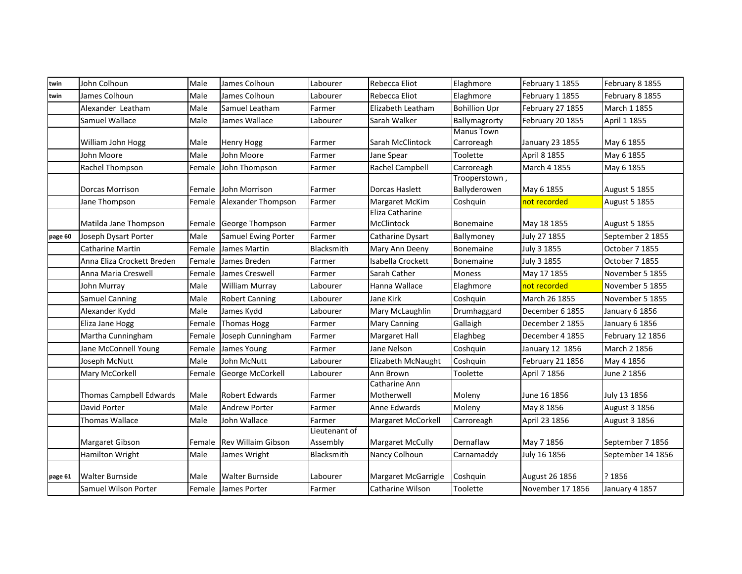| | | | | | | | | |
|---|---|---|---|---|---|---|---|---|
| twin | John Colhoun | Male | James Colhoun | Labourer | Rebecca Eliot | Elaghmore | February 1 1855 | February 8 1855 |
| twin | James Colhoun | Male | James Colhoun | Labourer | Rebecca Eliot | Elaghmore | February 1 1855 | February 8 1855 |
| | Alexander Leatham | Male | Samuel Leatham | Farmer | Elizabeth Leatham | Bohillion Upr | February 27 1855 | March 1 1855 |
| | Samuel Wallace | Male | James Wallace | Labourer | Sarah Walker | Ballymagrorty | February 20 1855 | April 1 1855 |
| | William John Hogg | Male | Henry Hogg | Farmer | Sarah McClintock | Manus Town Carroreagh | January 23 1855 | May 6 1855 |
| | John Moore | Male | John Moore | Farmer | Jane Spear | Toolette | April 8 1855 | May 6 1855 |
| | Rachel Thompson | Female | John Thompson | Farmer | Rachel Campbell | Carroreagh | March 4 1855 | May 6 1855 |
| | Dorcas Morrison | Female | John Morrison | Farmer | Dorcas Haslett | Trooperstown , Ballyderowen | May 6 1855 | August 5 1855 |
| | Jane Thompson | Female | Alexander Thompson | Farmer | Margaret McKim | Coshquin | not recorded | August 5 1855 |
| | Matilda Jane Thompson | Female | George Thompson | Farmer | Eliza Catharine McClintock | Bonemaine | May 18 1855 | August 5 1855 |
| page 60 | Joseph Dysart Porter | Male | Samuel Ewing Porter | Farmer | Catharine Dysart | Ballymoney | July 27 1855 | September 2 1855 |
| | Catharine Martin | Female | James Martin | Blacksmith | Mary Ann Deeny | Bonemaine | July 3 1855 | October 7 1855 |
| | Anna Eliza Crockett Breden | Female | James Breden | Farmer | Isabella Crockett | Bonemaine | July 3 1855 | October 7 1855 |
| | Anna Maria Creswell | Female | James Creswell | Farmer | Sarah Cather | Moness | May 17 1855 | November 5 1855 |
| | John Murray | Male | William Murray | Labourer | Hanna Wallace | Elaghmore | not recorded | November 5 1855 |
| | Samuel Canning | Male | Robert Canning | Labourer | Jane Kirk | Coshquin | March 26 1855 | November 5 1855 |
| | Alexander Kydd | Male | James Kydd | Labourer | Mary McLaughlin | Drumhaggard | December 6 1855 | January 6 1856 |
| | Eliza Jane Hogg | Female | Thomas Hogg | Farmer | Mary Canning | Gallaigh | December 2 1855 | January 6 1856 |
| | Martha Cunningham | Female | Joseph Cunningham | Farmer | Margaret Hall | Elaghbeg | December 4 1855 | February 12 1856 |
| | Jane McConnell Young | Female | James Young | Farmer | Jane Nelson | Coshquin | January 12 1856 | March 2 1856 |
| | Joseph McNutt | Male | John McNutt | Labourer | Elizabeth McNaught | Coshquin | February 21 1856 | May 4 1856 |
| | Mary McCorkell | Female | George McCorkell | Labourer | Ann Brown | Toolette | April 7 1856 | June 2 1856 |
| | Thomas Campbell Edwards | Male | Robert Edwards | Farmer | Catharine Ann Motherwell | Moleny | June 16 1856 | July 13 1856 |
| | David Porter | Male | Andrew Porter | Farmer | Anne Edwards | Moleny | May 8 1856 | August 3 1856 |
| | Thomas Wallace | Male | John Wallace | Farmer | Margaret McCorkell | Carroreagh | April 23 1856 | August 3 1856 |
| | Margaret Gibson | Female | Rev Willaim Gibson | Lieutenant of Assembly | Margaret McCully | Dernaflaw | May 7 1856 | September 7 1856 |
| | Hamilton Wright | Male | James Wright | Blacksmith | Nancy Colhoun | Carnamaddy | July 16 1856 | September 14 1856 |
| page 61 | Walter Burnside | Male | Walter Burnside | Labourer | Margaret McGarrigle | Coshquin | August 26 1856 | ? 1856 |
| | Samuel Wilson Porter | Female | James Porter | Farmer | Catharine Wilson | Toolette | November 17 1856 | January 4 1857 |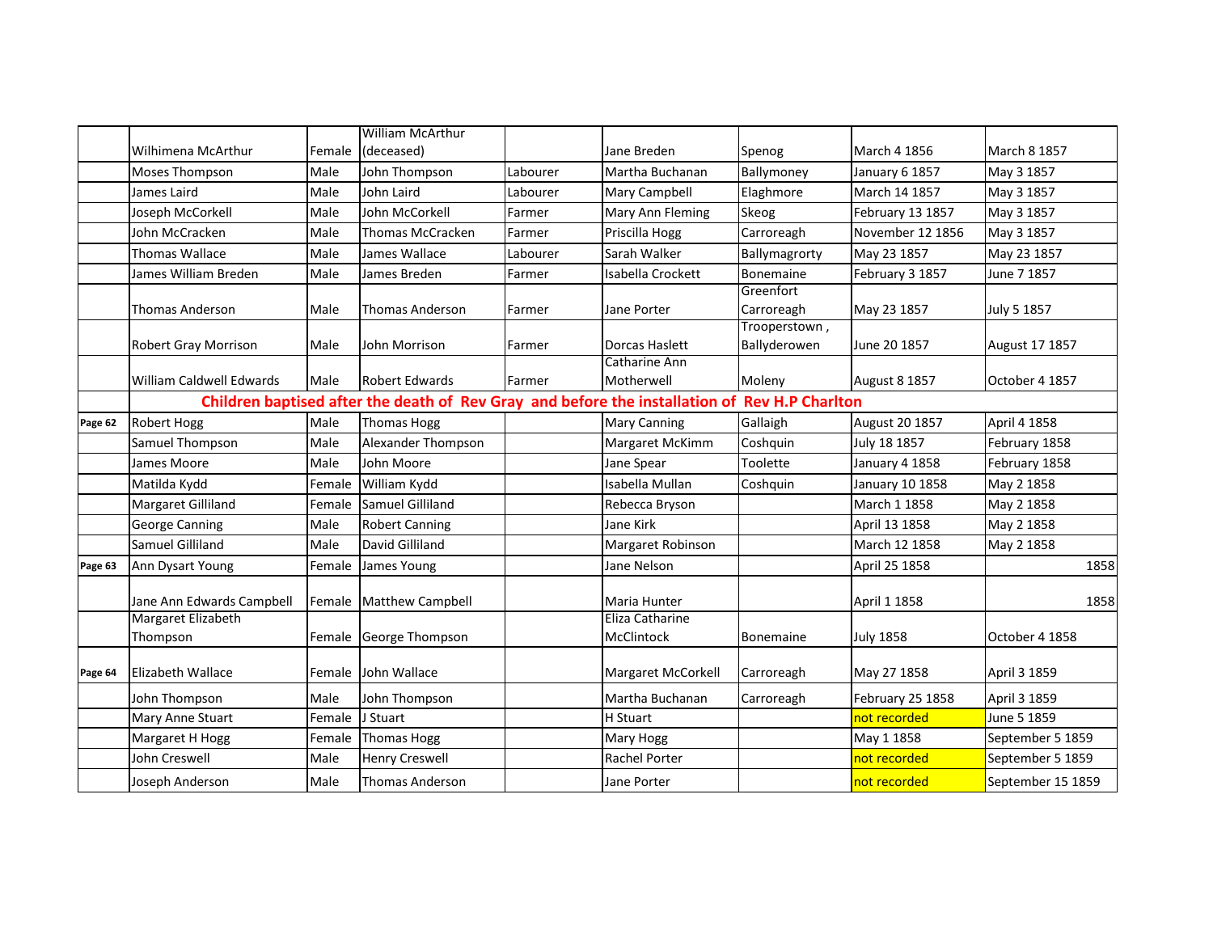|  |  |  |  |  |  |  |  |  |
|---|---|---|---|---|---|---|---|---|
|  | Wilhimena McArthur | Female | William McArthur (deceased) |  | Jane Breden | Spenog | March 4 1856 | March 8 1857 |
|  | Moses Thompson | Male | John Thompson | Labourer | Martha Buchanan | Ballymoney | January 6 1857 | May 3 1857 |
|  | James Laird | Male | John Laird | Labourer | Mary Campbell | Elaghmore | March 14 1857 | May 3 1857 |
|  | Joseph McCorkell | Male | John McCorkell | Farmer | Mary Ann Fleming | Skeog | February 13 1857 | May 3 1857 |
|  | John McCracken | Male | Thomas McCracken | Farmer | Priscilla Hogg | Carroreagh | November 12 1856 | May 3 1857 |
|  | Thomas Wallace | Male | James Wallace | Labourer | Sarah Walker | Ballymagrorty | May 23 1857 | May 23 1857 |
|  | James William Breden | Male | James Breden | Farmer | Isabella Crockett | Bonemaine | February 3 1857 | June 7 1857 |
|  | Thomas Anderson | Male | Thomas Anderson | Farmer | Jane Porter | Greenfort Carroreagh | May 23 1857 | July 5 1857 |
|  | Robert Gray Morrison | Male | John Morrison | Farmer | Dorcas Haslett | Trooperstown , Ballyderowen | June 20 1857 | August 17 1857 |
|  | William Caldwell Edwards | Male | Robert Edwards | Farmer | Catharine Ann Motherwell | Moleny | August 8 1857 | October 4 1857 |
|  | **Children baptised after the death of Rev Gray and before the installation of Rev H.P Charlton** |  |  |  |  |  |  |  |
| **Page 62** | Robert Hogg | Male | Thomas Hogg |  | Mary Canning | Gallaigh | August 20 1857 | April 4 1858 |
|  | Samuel Thompson | Male | Alexander Thompson |  | Margaret McKimm | Coshquin | July 18 1857 | February 1858 |
|  | James Moore | Male | John Moore |  | Jane Spear | Toolette | January 4 1858 | February 1858 |
|  | Matilda Kydd | Female | William Kydd |  | Isabella Mullan | Coshquin | January 10 1858 | May 2 1858 |
|  | Margaret Gilliland | Female | Samuel Gilliland |  | Rebecca Bryson |  | March 1 1858 | May 2 1858 |
|  | George Canning | Male | Robert Canning |  | Jane Kirk |  | April 13 1858 | May 2 1858 |
|  | Samuel Gilliland | Male | David Gilliland |  | Margaret Robinson |  | March 12 1858 | May 2 1858 |
| **Page 63** | Ann Dysart Young | Female | James Young |  | Jane Nelson |  | April 25 1858 | 1858 |
|  | Jane Ann Edwards Campbell | Female | Matthew Campbell |  | Maria Hunter |  | April 1 1858 | 1858 |
|  | Margaret Elizabeth Thompson | Female | George Thompson |  | Eliza Catharine McClintock | Bonemaine | July 1858 | October 4 1858 |
| **Page 64** | Elizabeth Wallace | Female | John Wallace |  | Margaret McCorkell | Carroreagh | May 27 1858 | April 3 1859 |
|  | John Thompson | Male | John Thompson |  | Martha Buchanan | Carroreagh | February 25 1858 | April 3 1859 |
|  | Mary Anne Stuart | Female | J Stuart |  | H Stuart |  | not recorded | June 5 1859 |
|  | Margaret H Hogg | Female | Thomas Hogg |  | Mary Hogg |  | May 1 1858 | September 5 1859 |
|  | John Creswell | Male | Henry Creswell |  | Rachel Porter |  | not recorded | September 5 1859 |
|  | Joseph Anderson | Male | Thomas Anderson |  | Jane Porter |  | not recorded | September 15 1859 |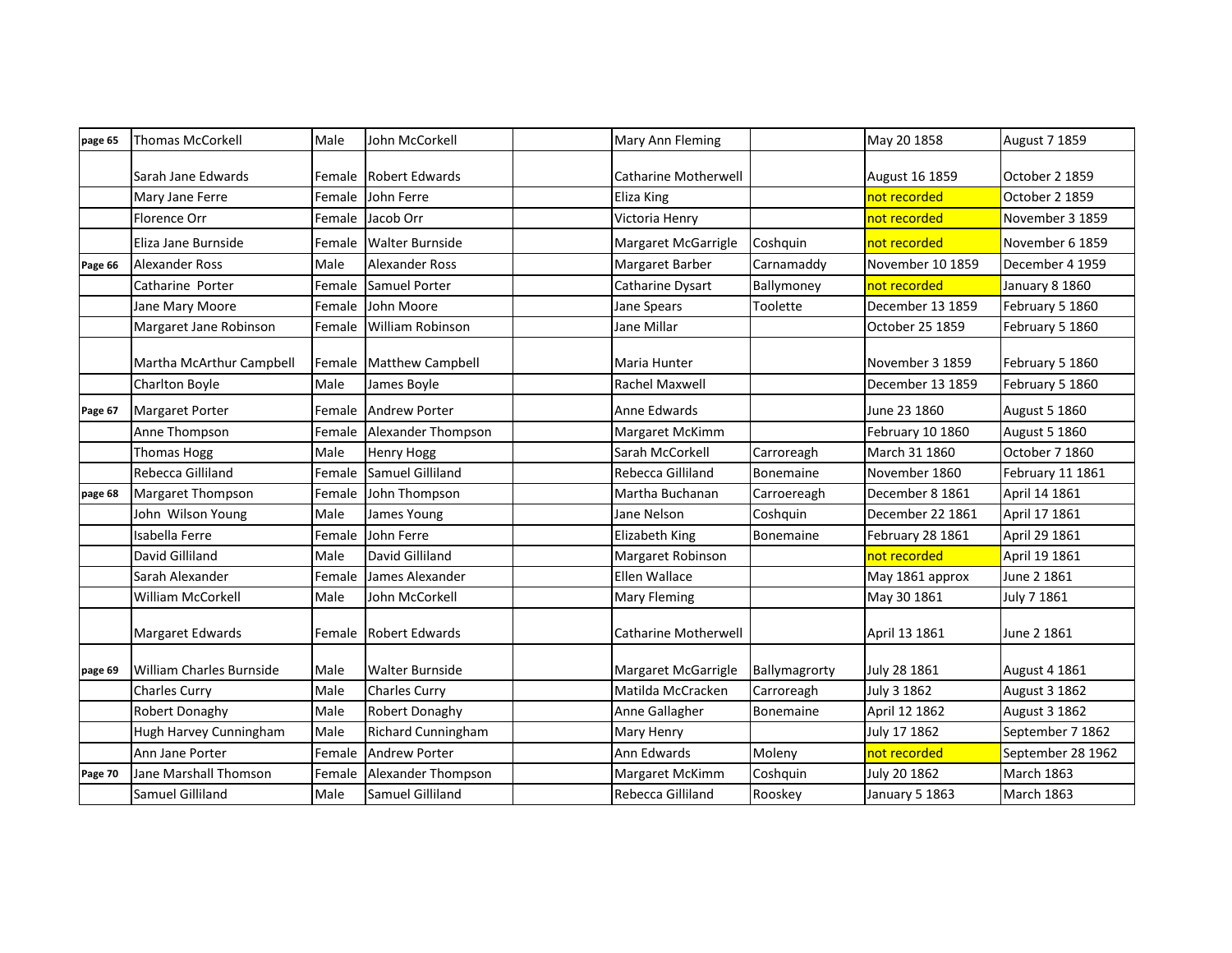| | | | | | | | | |
|---|---|---|---|---|---|---|---|---|
| page 65 | Thomas McCorkell | Male | John McCorkell | | Mary Ann Fleming | | May 20 1858 | August 7 1859 |
| | Sarah Jane Edwards | Female | Robert Edwards | | Catharine Motherwell | | August 16 1859 | October 2 1859 |
| | Mary Jane Ferre | Female | John Ferre | | Eliza King | | not recorded | October 2 1859 |
| | Florence Orr | Female | Jacob Orr | | Victoria Henry | | not recorded | November 3 1859 |
| | Eliza Jane Burnside | Female | Walter Burnside | | Margaret McGarrigle | Coshquin | not recorded | November 6 1859 |
| Page 66 | Alexander Ross | Male | Alexander Ross | | Margaret Barber | Carnamaddy | November 10 1859 | December 4 1959 |
| | Catharine Porter | Female | Samuel Porter | | Catharine Dysart | Ballymoney | not recorded | January 8 1860 |
| | Jane Mary Moore | Female | John Moore | | Jane Spears | Toolette | December 13 1859 | February 5 1860 |
| | Margaret Jane Robinson | Female | William Robinson | | Jane Millar | | October 25 1859 | February 5 1860 |
| | Martha McArthur Campbell | Female | Matthew Campbell | | Maria Hunter | | November 3 1859 | February 5 1860 |
| | Charlton Boyle | Male | James Boyle | | Rachel Maxwell | | December 13 1859 | February 5 1860 |
| Page 67 | Margaret Porter | Female | Andrew Porter | | Anne Edwards | | June 23 1860 | August 5 1860 |
| | Anne Thompson | Female | Alexander Thompson | | Margaret McKimm | | February 10 1860 | August 5 1860 |
| | Thomas Hogg | Male | Henry Hogg | | Sarah McCorkell | Carroreagh | March 31 1860 | October 7 1860 |
| | Rebecca Gilliland | Female | Samuel Gilliland | | Rebecca Gilliland | Bonemaine | November 1860 | February 11 1861 |
| page 68 | Margaret Thompson | Female | John Thompson | | Martha Buchanan | Carroereagh | December 8 1861 | April 14 1861 |
| | John Wilson Young | Male | James Young | | Jane Nelson | Coshquin | December 22 1861 | April 17 1861 |
| | Isabella Ferre | Female | John Ferre | | Elizabeth King | Bonemaine | February 28 1861 | April 29 1861 |
| | David Gilliland | Male | David Gilliland | | Margaret Robinson | | not recorded | April 19 1861 |
| | Sarah Alexander | Female | James Alexander | | Ellen Wallace | | May 1861 approx | June 2 1861 |
| | William McCorkell | Male | John McCorkell | | Mary Fleming | | May 30 1861 | July 7 1861 |
| | Margaret Edwards | Female | Robert Edwards | | Catharine Motherwell | | April 13 1861 | June 2 1861 |
| page 69 | William Charles Burnside | Male | Walter Burnside | | Margaret McGarrigle | Ballymagrorty | July 28 1861 | August 4 1861 |
| | Charles Curry | Male | Charles Curry | | Matilda McCracken | Carroreagh | July 3 1862 | August 3 1862 |
| | Robert Donaghy | Male | Robert Donaghy | | Anne Gallagher | Bonemaine | April 12 1862 | August 3 1862 |
| | Hugh Harvey Cunningham | Male | Richard Cunningham | | Mary Henry | | July 17 1862 | September 7 1862 |
| | Ann Jane Porter | Female | Andrew Porter | | Ann Edwards | Moleny | not recorded | September 28 1962 |
| Page 70 | Jane Marshall Thomson | Female | Alexander Thompson | | Margaret McKimm | Coshquin | July 20 1862 | March 1863 |
| | Samuel Gilliland | Male | Samuel Gilliland | | Rebecca Gilliland | Rooskey | January 5 1863 | March 1863 |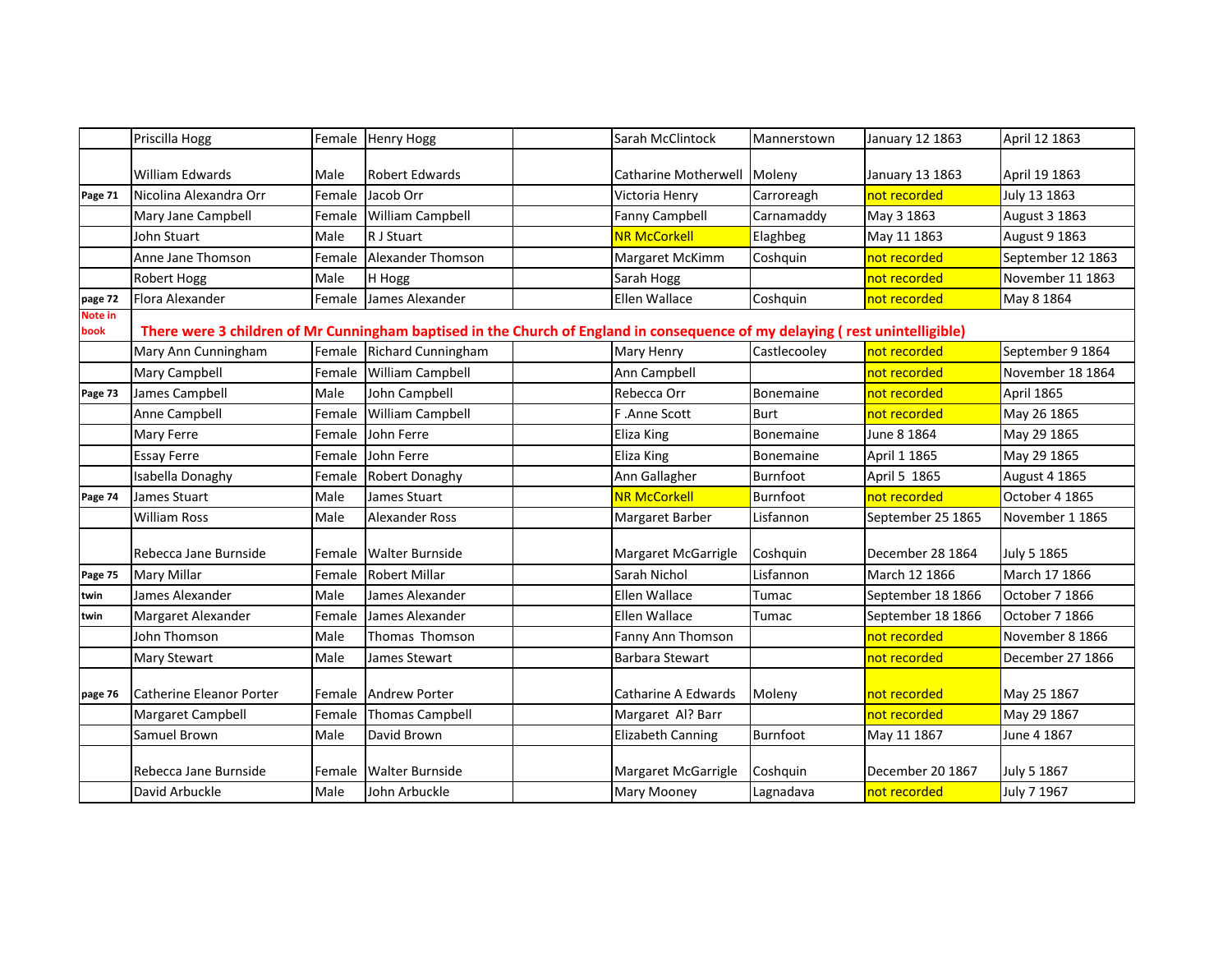| | | | | | | | | |
|---|---|---|---|---|---|---|---|---|
| | Priscilla Hogg | Female | Henry Hogg | | Sarah McClintock | Mannerstown | January 12 1863 | April 12 1863 |
| | William Edwards | Male | Robert Edwards | | Catharine Motherwell | Moleny | January 13 1863 | April 19 1863 |
| Page 71 | Nicolina Alexandra Orr | Female | Jacob Orr | | Victoria Henry | Carroreagh | not recorded | July 13 1863 |
| | Mary Jane Campbell | Female | William Campbell | | Fanny Campbell | Carnamaddy | May 3 1863 | August 3 1863 |
| | John Stuart | Male | R J Stuart | | NR McCorkell | Elaghbeg | May 11 1863 | August 9 1863 |
| | Anne Jane Thomson | Female | Alexander Thomson | | Margaret McKimm | Coshquin | not recorded | September 12 1863 |
| | Robert Hogg | Male | H Hogg | | Sarah Hogg | | not recorded | November 11 1863 |
| page 72 | Flora Alexander | Female | James Alexander | | Ellen Wallace | Coshquin | not recorded | May 8 1864 |
| **Note in book** | **There were 3 children of Mr Cunningham baptised in the Church of England in consequence of my delaying ( rest unintelligible)** | | | | | | | |
| | Mary Ann Cunningham | Female | Richard Cunningham | | Mary Henry | Castlecooley | not recorded | September 9 1864 |
| | Mary Campbell | Female | William Campbell | | Ann Campbell | | not recorded | November 18 1864 |
| Page 73 | James Campbell | Male | John Campbell | | Rebecca Orr | Bonemaine | not recorded | April 1865 |
| | Anne Campbell | Female | William Campbell | | F .Anne Scott | Burt | not recorded | May 26 1865 |
| | Mary Ferre | Female | John Ferre | | Eliza King | Bonemaine | June 8 1864 | May 29 1865 |
| | Essay Ferre | Female | John Ferre | | Eliza King | Bonemaine | April 1 1865 | May 29 1865 |
| | Isabella Donaghy | Female | Robert Donaghy | | Ann Gallagher | Burnfoot | April 5 1865 | August 4 1865 |
| Page 74 | James Stuart | Male | James Stuart | | NR McCorkell | Burnfoot | not recorded | October 4 1865 |
| | William Ross | Male | Alexander Ross | | Margaret Barber | Lisfannon | September 25 1865 | November 1 1865 |
| | Rebecca Jane Burnside | Female | Walter Burnside | | Margaret McGarrigle | Coshquin | December 28 1864 | July 5 1865 |
| Page 75 | Mary Millar | Female | Robert Millar | | Sarah Nichol | Lisfannon | March 12 1866 | March 17 1866 |
| twin | James Alexander | Male | James Alexander | | Ellen Wallace | Tumac | September 18 1866 | October 7 1866 |
| twin | Margaret Alexander | Female | James Alexander | | Ellen Wallace | Tumac | September 18 1866 | October 7 1866 |
| | John Thomson | Male | Thomas Thomson | | Fanny Ann Thomson | | not recorded | November 8 1866 |
| | Mary Stewart | Male | James Stewart | | Barbara Stewart | | not recorded | December 27 1866 |
| page 76 | Catherine Eleanor Porter | Female | Andrew Porter | | Catharine A Edwards | Moleny | not recorded | May 25 1867 |
| | Margaret Campbell | Female | Thomas Campbell | | Margaret Al? Barr | | not recorded | May 29 1867 |
| | Samuel Brown | Male | David Brown | | Elizabeth Canning | Burnfoot | May 11 1867 | June 4 1867 |
| | Rebecca Jane Burnside | Female | Walter Burnside | | Margaret McGarrigle | Coshquin | December 20 1867 | July 5 1867 |
| | David Arbuckle | Male | John Arbuckle | | Mary Mooney | Lagnadava | not recorded | July 7 1967 |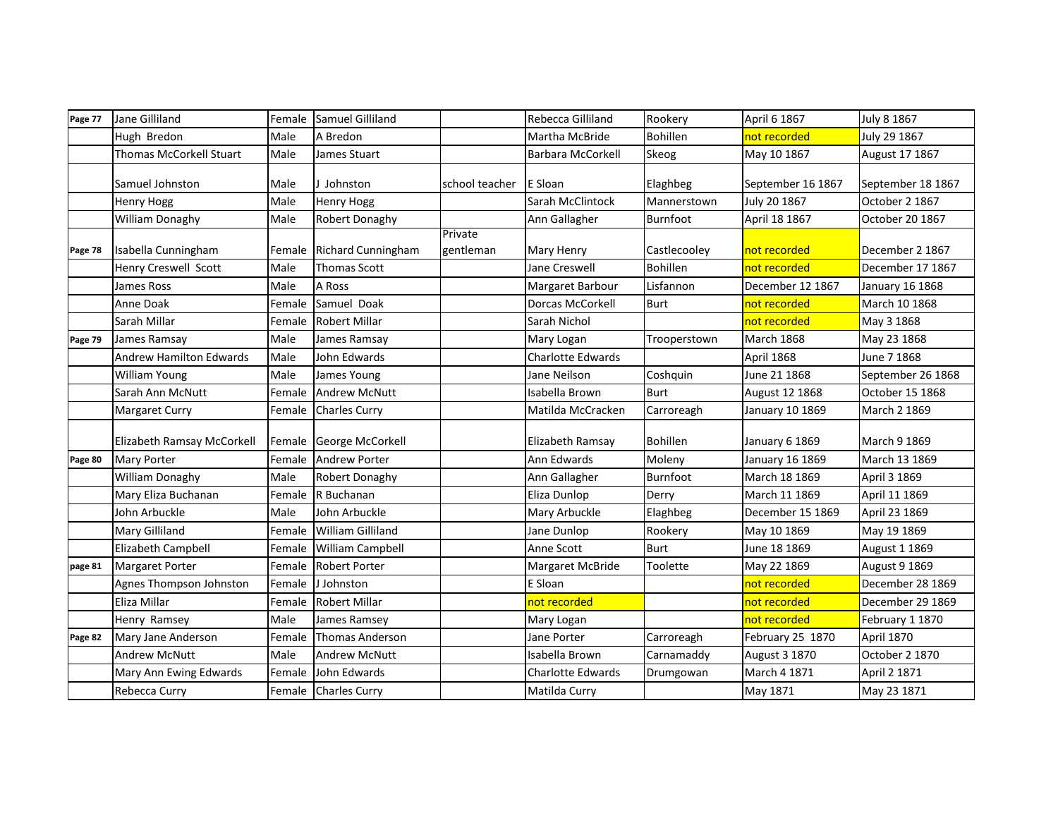| | | | | | | | | |
|---|---|---|---|---|---|---|---|---|
| Page 77 | Jane Gilliland | Female | Samuel Gilliland | | Rebecca Gilliland | Rookery | April 6 1867 | July 8 1867 |
| | Hugh Bredon | Male | A Bredon | | Martha McBride | Bohillen | not recorded | July 29 1867 |
| | Thomas McCorkell Stuart | Male | James Stuart | | Barbara McCorkell | Skeog | May 10 1867 | August 17 1867 |
| | Samuel Johnston | Male | J Johnston | school teacher | E Sloan | Elaghbeg | September 16 1867 | September 18 1867 |
| | Henry Hogg | Male | Henry Hogg | | Sarah McClintock | Mannerstown | July 20 1867 | October 2 1867 |
| | William Donaghy | Male | Robert Donaghy | | Ann Gallagher | Burnfoot | April 18 1867 | October 20 1867 |
| Page 78 | Isabella Cunningham | Female | Richard Cunningham | Private gentleman | Mary Henry | Castlecooley | not recorded | December 2 1867 |
| | Henry Creswell Scott | Male | Thomas Scott | | Jane Creswell | Bohillen | not recorded | December 17 1867 |
| | James Ross | Male | A Ross | | Margaret Barbour | Lisfannon | December 12 1867 | January 16 1868 |
| | Anne Doak | Female | Samuel Doak | | Dorcas McCorkell | Burt | not recorded | March 10 1868 |
| | Sarah Millar | Female | Robert Millar | | Sarah Nichol | | not recorded | May 3 1868 |
| Page 79 | James Ramsay | Male | James Ramsay | | Mary Logan | Trooperstown | March 1868 | May 23 1868 |
| | Andrew Hamilton Edwards | Male | John Edwards | | Charlotte Edwards | | April 1868 | June 7 1868 |
| | William Young | Male | James Young | | Jane Neilson | Coshquin | June 21 1868 | September 26 1868 |
| | Sarah Ann McNutt | Female | Andrew McNutt | | Isabella Brown | Burt | August 12 1868 | October 15 1868 |
| | Margaret Curry | Female | Charles Curry | | Matilda McCracken | Carroreagh | January 10 1869 | March 2 1869 |
| | Elizabeth Ramsay McCorkell | Female | George McCorkell | | Elizabeth Ramsay | Bohillen | January 6 1869 | March 9 1869 |
| Page 80 | Mary Porter | Female | Andrew Porter | | Ann Edwards | Moleny | January 16 1869 | March 13 1869 |
| | William Donaghy | Male | Robert Donaghy | | Ann Gallagher | Burnfoot | March 18 1869 | April 3 1869 |
| | Mary Eliza Buchanan | Female | R Buchanan | | Eliza Dunlop | Derry | March 11 1869 | April 11 1869 |
| | John Arbuckle | Male | John Arbuckle | | Mary Arbuckle | Elaghbeg | December 15 1869 | April 23 1869 |
| | Mary Gilliland | Female | William Gilliland | | Jane Dunlop | Rookery | May 10 1869 | May 19 1869 |
| | Elizabeth Campbell | Female | William Campbell | | Anne Scott | Burt | June 18 1869 | August 1 1869 |
| page 81 | Margaret Porter | Female | Robert Porter | | Margaret McBride | Toolette | May 22 1869 | August 9 1869 |
| | Agnes Thompson Johnston | Female | J Johnston | | E Sloan | | not recorded | December 28 1869 |
| | Eliza Millar | Female | Robert Millar | | not recorded | | not recorded | December 29 1869 |
| | Henry Ramsey | Male | James Ramsey | | Mary Logan | | not recorded | February 1 1870 |
| Page 82 | Mary Jane Anderson | Female | Thomas Anderson | | Jane Porter | Carroreagh | February 25 1870 | April 1870 |
| | Andrew McNutt | Male | Andrew McNutt | | Isabella Brown | Carnamaddy | August 3 1870 | October 2 1870 |
| | Mary Ann Ewing Edwards | Female | John Edwards | | Charlotte Edwards | Drumgowan | March 4 1871 | April 2 1871 |
| | Rebecca Curry | Female | Charles Curry | | Matilda Curry | | May 1871 | May 23 1871 |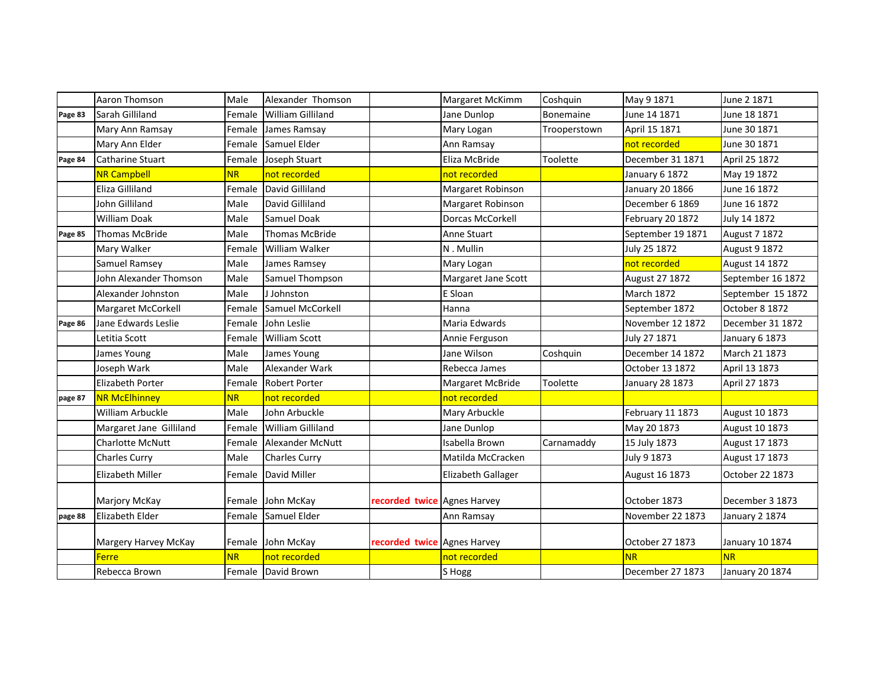|  | Aaron Thomson | Male | Alexander Thomson |  | Margaret McKimm | Coshquin | May 9 1871 | June 2 1871 |
|---|---|---|---|---|---|---|---|---|
| Page 83 | Sarah Gilliland | Female | William Gilliland |  | Jane Dunlop | Bonemaine | June 14 1871 | June 18 1871 |
|  | Mary Ann Ramsay | Female | James Ramsay |  | Mary Logan | Trooperstown | April 15 1871 | June 30 1871 |
|  | Mary Ann Elder | Female | Samuel Elder |  | Ann Ramsay |  | not recorded | June 30 1871 |
| Page 84 | Catharine Stuart | Female | Joseph Stuart |  | Eliza McBride | Toolette | December 31 1871 | April 25 1872 |
|  | NR Campbell | NR | not recorded |  | not recorded |  | January 6 1872 | May 19 1872 |
|  | Eliza Gilliland | Female | David Gilliland |  | Margaret Robinson |  | January 20 1866 | June 16 1872 |
|  | John Gilliland | Male | David Gilliland |  | Margaret Robinson |  | December 6 1869 | June 16 1872 |
|  | William Doak | Male | Samuel Doak |  | Dorcas McCorkell |  | February 20 1872 | July 14 1872 |
| Page 85 | Thomas McBride | Male | Thomas McBride |  | Anne Stuart |  | September 19 1871 | August 7 1872 |
|  | Mary Walker | Female | William Walker |  | N . Mullin |  | July 25 1872 | August 9 1872 |
|  | Samuel Ramsey | Male | James Ramsey |  | Mary Logan |  | not recorded | August 14 1872 |
|  | John Alexander Thomson | Male | Samuel Thompson |  | Margaret Jane Scott |  | August 27 1872 | September 16 1872 |
|  | Alexander Johnston | Male | J Johnston |  | E Sloan |  | March 1872 | September 15 1872 |
|  | Margaret McCorkell | Female | Samuel McCorkell |  | Hanna |  | September 1872 | October 8 1872 |
| Page 86 | Jane Edwards Leslie | Female | John Leslie |  | Maria Edwards |  | November 12 1872 | December 31 1872 |
|  | Letitia Scott | Female | William Scott |  | Annie Ferguson |  | July 27 1871 | January 6 1873 |
|  | James Young | Male | James Young |  | Jane Wilson | Coshquin | December 14 1872 | March 21 1873 |
|  | Joseph Wark | Male | Alexander Wark |  | Rebecca James |  | October 13 1872 | April 13 1873 |
|  | Elizabeth Porter | Female | Robert Porter |  | Margaret McBride | Toolette | January 28 1873 | April 27 1873 |
| page 87 | NR McElhinney | NR | not recorded |  | not recorded |  |  |  |
|  | William Arbuckle | Male | John Arbuckle |  | Mary Arbuckle |  | February 11 1873 | August 10 1873 |
|  | Margaret Jane Gilliland | Female | William Gilliland |  | Jane Dunlop |  | May 20 1873 | August 10 1873 |
|  | Charlotte McNutt | Female | Alexander McNutt |  | Isabella Brown | Carnamaddy | 15 July 1873 | August 17 1873 |
|  | Charles Curry | Male | Charles Curry |  | Matilda McCracken |  | July 9 1873 | August 17 1873 |
|  | Elizabeth Miller | Female | David Miller |  | Elizabeth Gallager |  | August 16 1873 | October 22 1873 |
|  | Marjory McKay | Female | John McKay | recorded twice | Agnes Harvey |  | October 1873 | December 3 1873 |
| page 88 | Elizabeth Elder | Female | Samuel Elder |  | Ann Ramsay |  | November 22 1873 | January 2 1874 |
|  | Margery Harvey McKay | Female | John McKay | recorded twice | Agnes Harvey |  | October 27 1873 | January 10 1874 |
|  | Ferre | NR | not recorded |  | not recorded |  | NR | NR |
|  | Rebecca Brown | Female | David Brown |  | S Hogg |  | December 27 1873 | January 20 1874 |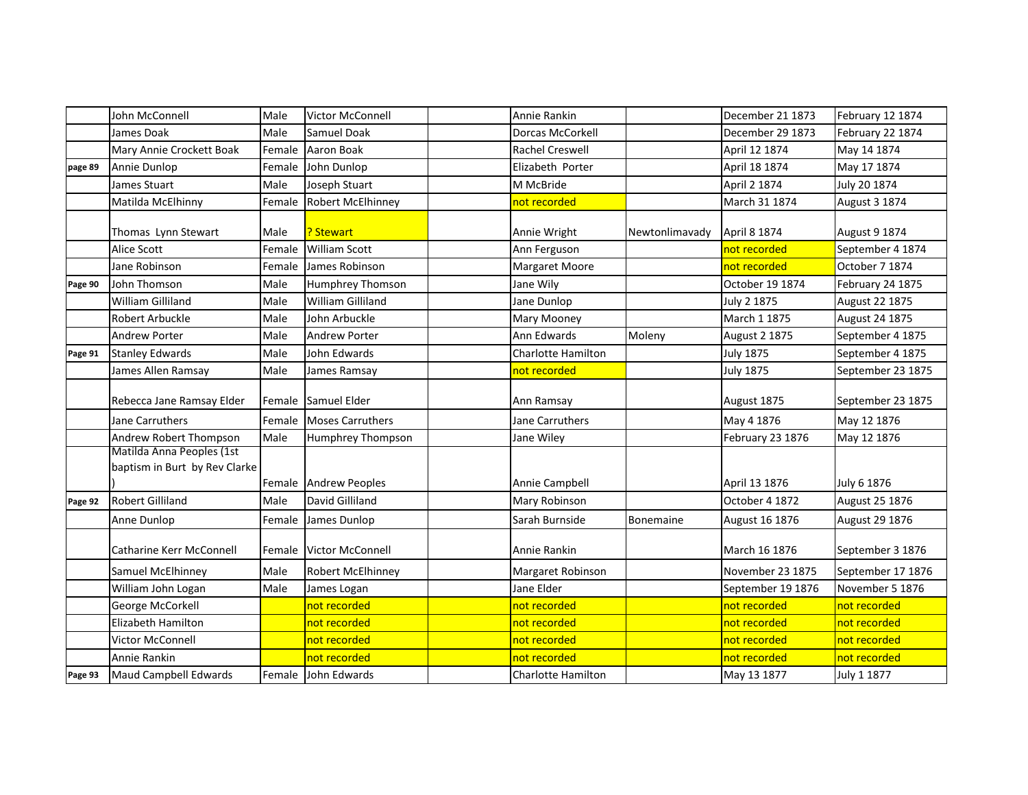| | | | | | | | | |
|---|---|---|---|---|---|---|---|---|
| | John McConnell | Male | Victor McConnell | | Annie Rankin | | December 21 1873 | February 12 1874 |
| | James Doak | Male | Samuel Doak | | Dorcas McCorkell | | December 29 1873 | February 22 1874 |
| | Mary Annie Crockett Boak | Female | Aaron Boak | | Rachel Creswell | | April 12 1874 | May 14 1874 |
| page 89 | Annie Dunlop | Female | John Dunlop | | Elizabeth Porter | | April 18 1874 | May 17 1874 |
| | James Stuart | Male | Joseph Stuart | | M McBride | | April 2 1874 | July 20 1874 |
| | Matilda McElhinny | Female | Robert McElhinney | | not recorded | | March 31 1874 | August 3 1874 |
| | Thomas Lynn Stewart | Male | ? Stewart | | Annie Wright | Newtonlimavady | April 8 1874 | August 9 1874 |
| | Alice Scott | Female | William Scott | | Ann Ferguson | | not recorded | September 4 1874 |
| | Jane Robinson | Female | James Robinson | | Margaret Moore | | not recorded | October 7 1874 |
| Page 90 | John Thomson | Male | Humphrey Thomson | | Jane Wily | | October 19 1874 | February 24 1875 |
| | William Gilliland | Male | William Gilliland | | Jane Dunlop | | July 2 1875 | August 22 1875 |
| | Robert Arbuckle | Male | John Arbuckle | | Mary Mooney | | March 1 1875 | August 24 1875 |
| | Andrew Porter | Male | Andrew Porter | | Ann Edwards | Moleny | August 2 1875 | September 4 1875 |
| Page 91 | Stanley Edwards | Male | John Edwards | | Charlotte Hamilton | | July 1875 | September 4 1875 |
| | James Allen Ramsay | Male | James Ramsay | | not recorded | | July 1875 | September 23 1875 |
| | Rebecca Jane Ramsay Elder | Female | Samuel Elder | | Ann Ramsay | | August 1875 | September 23 1875 |
| | Jane Carruthers | Female | Moses Carruthers | | Jane Carruthers | | May 4 1876 | May 12 1876 |
| | Andrew Robert Thompson | Male | Humphrey Thompson | | Jane Wiley | | February 23 1876 | May 12 1876 |
| | Matilda Anna Peoples (1st baptism in Burt by Rev Clarke ) | Female | Andrew Peoples | | Annie Campbell | | April 13 1876 | July 6 1876 |
| Page 92 | Robert Gilliland | Male | David Gilliland | | Mary Robinson | | October 4 1872 | August 25 1876 |
| | Anne Dunlop | Female | James Dunlop | | Sarah Burnside | Bonemaine | August 16 1876 | August 29 1876 |
| | Catharine Kerr McConnell | Female | Victor McConnell | | Annie Rankin | | March 16 1876 | September 3 1876 |
| | Samuel McElhinney | Male | Robert McElhinney | | Margaret Robinson | | November 23 1875 | September 17 1876 |
| | William John Logan | Male | James Logan | | Jane Elder | | September 19 1876 | November 5 1876 |
| | George McCorkell | | not recorded | | not recorded | | not recorded | not recorded |
| | Elizabeth Hamilton | | not recorded | | not recorded | | not recorded | not recorded |
| | Victor McConnell | | not recorded | | not recorded | | not recorded | not recorded |
| | Annie Rankin | | not recorded | | not recorded | | not recorded | not recorded |
| Page 93 | Maud Campbell Edwards | Female | John Edwards | | Charlotte Hamilton | | May 13 1877 | July 1 1877 |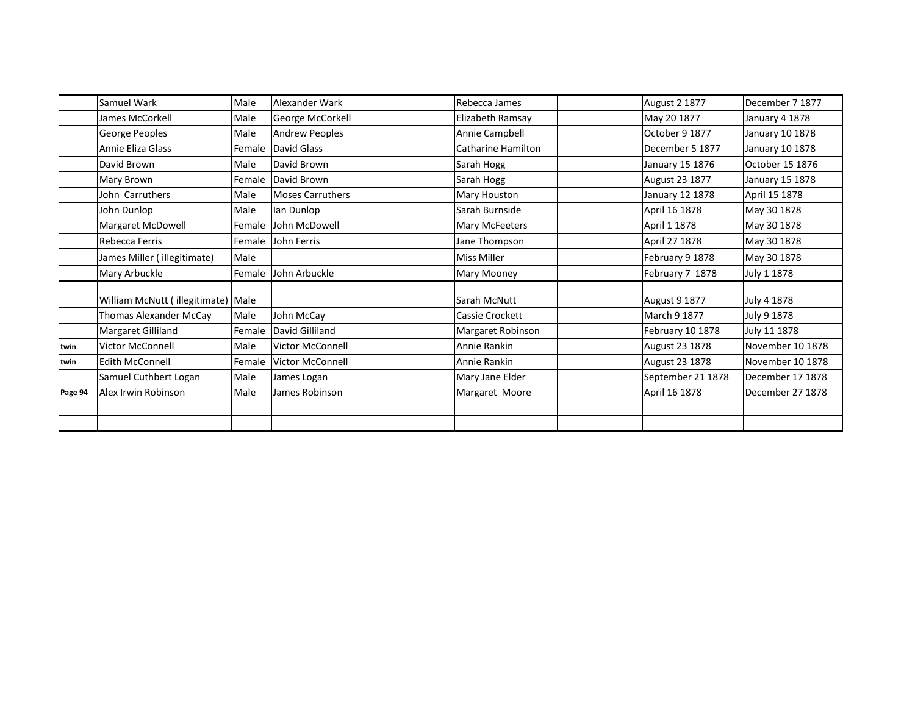| | | | | | | | | |
|---|---|---|---|---|---|---|---|---|
| | Samuel Wark | Male | Alexander Wark | | Rebecca James | | August 2 1877 | December 7 1877 |
| | James McCorkell | Male | George McCorkell | | Elizabeth Ramsay | | May 20 1877 | January 4 1878 |
| | George Peoples | Male | Andrew Peoples | | Annie Campbell | | October 9 1877 | January 10 1878 |
| | Annie Eliza Glass | Female | David Glass | | Catharine Hamilton | | December 5 1877 | January 10 1878 |
| | David Brown | Male | David Brown | | Sarah Hogg | | January 15 1876 | October 15 1876 |
| | Mary Brown | Female | David Brown | | Sarah Hogg | | August 23 1877 | January 15 1878 |
| | John Carruthers | Male | Moses Carruthers | | Mary Houston | | January 12 1878 | April 15 1878 |
| | John Dunlop | Male | Ian Dunlop | | Sarah Burnside | | April 16 1878 | May 30 1878 |
| | Margaret McDowell | Female | John McDowell | | Mary McFeeters | | April 1 1878 | May 30 1878 |
| | Rebecca Ferris | Female | John Ferris | | Jane Thompson | | April 27 1878 | May 30 1878 |
| | James Miller ( illegitimate) | Male | | | Miss Miller | | February 9 1878 | May 30 1878 |
| | Mary Arbuckle | Female | John Arbuckle | | Mary Mooney | | February 7 1878 | July 1 1878 |
| | William McNutt ( illegitimate) | Male | | | Sarah McNutt | | August 9 1877 | July 4 1878 |
| | Thomas Alexander McCay | Male | John McCay | | Cassie Crockett | | March 9 1877 | July 9 1878 |
| | Margaret Gilliland | Female | David Gilliland | | Margaret Robinson | | February 10 1878 | July 11 1878 |
| twin | Victor McConnell | Male | Victor McConnell | | Annie Rankin | | August 23 1878 | November 10 1878 |
| twin | Edith McConnell | Female | Victor McConnell | | Annie Rankin | | August 23 1878 | November 10 1878 |
| | Samuel Cuthbert Logan | Male | James Logan | | Mary Jane Elder | | September 21 1878 | December 17 1878 |
| Page 94 | Alex Irwin Robinson | Male | James Robinson | | Margaret Moore | | April 16 1878 | December 27 1878 |
| | | | | | | | | |
| | | | | | | | | |